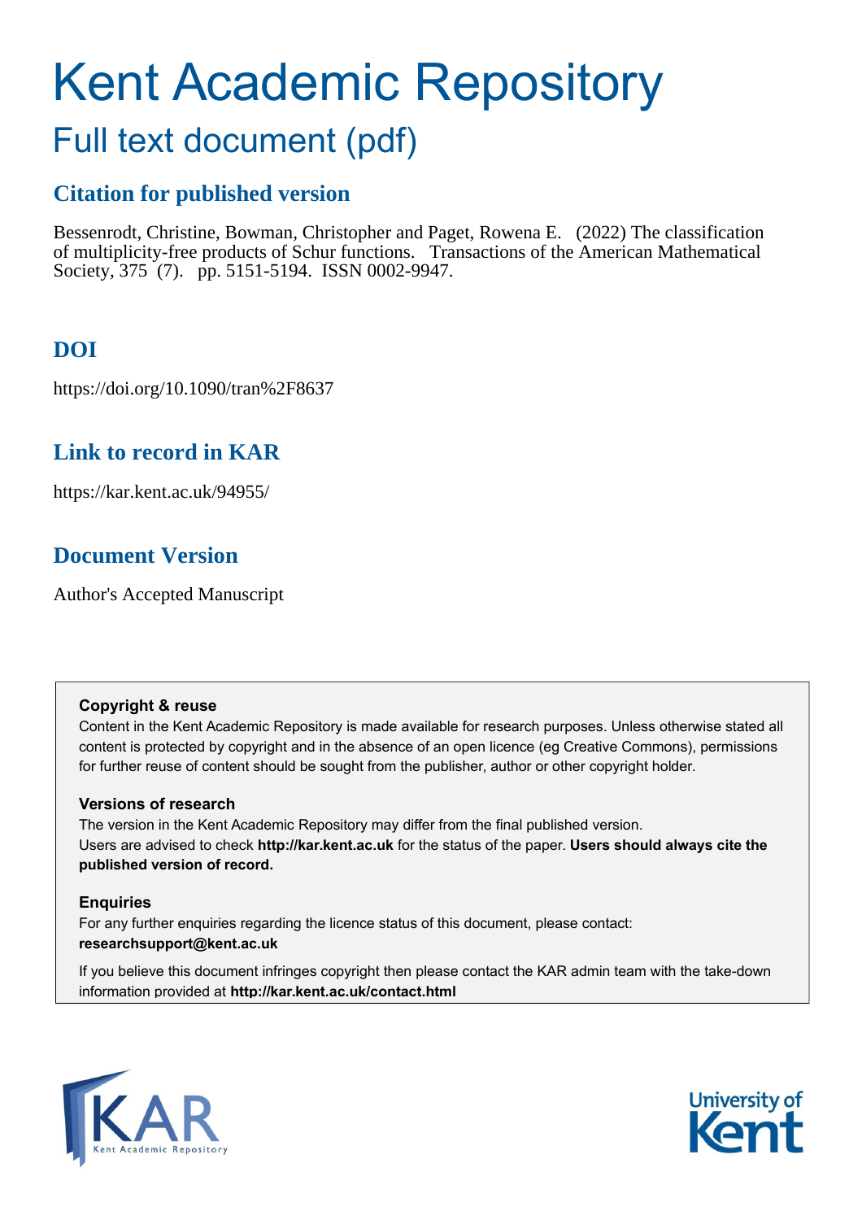# Kent Academic Repository

## Full text document (pdf)

### Citation for published version

Bessenrodt, Christine, Bowman, Christopher and Paget, Rowena E. (2022) The classification of multiplicity-free products of Schur functions. Transactions of the American Mathematical Society, 375 (7). pp. 5151-5194. ISSN 0002-9947.

### DOI

https://doi.org/10.1090/tran%2F8637

### Link to record in KAR

https://kar.kent.ac.uk/94955/

### Document Version

Author's Accepted Manuscript

**Copyright & reuse**

Content in the Kent Academic Repository is made available for research purposes. Unless otherwise stated all content is protected by copyright and in the absence of an open licence (eg Creative Commons), permissions for further reuse of content should be sought from the publisher, author or other copyright holder.

**Versions of research**

The version in the Kent Academic Repository may differ from the final published version. Users are advised to check **http://kar.kent.ac.uk** for the status of the paper. **Users should always cite the published version of record.**

**Enquiries**

For any further enquiries regarding the licence status of this document, please contact: **researchsupport@kent.ac.uk**

If you believe this document infringes copyright then please contact the KAR admin team with the take-down information provided at **http://kar.kent.ac.uk/contact.html**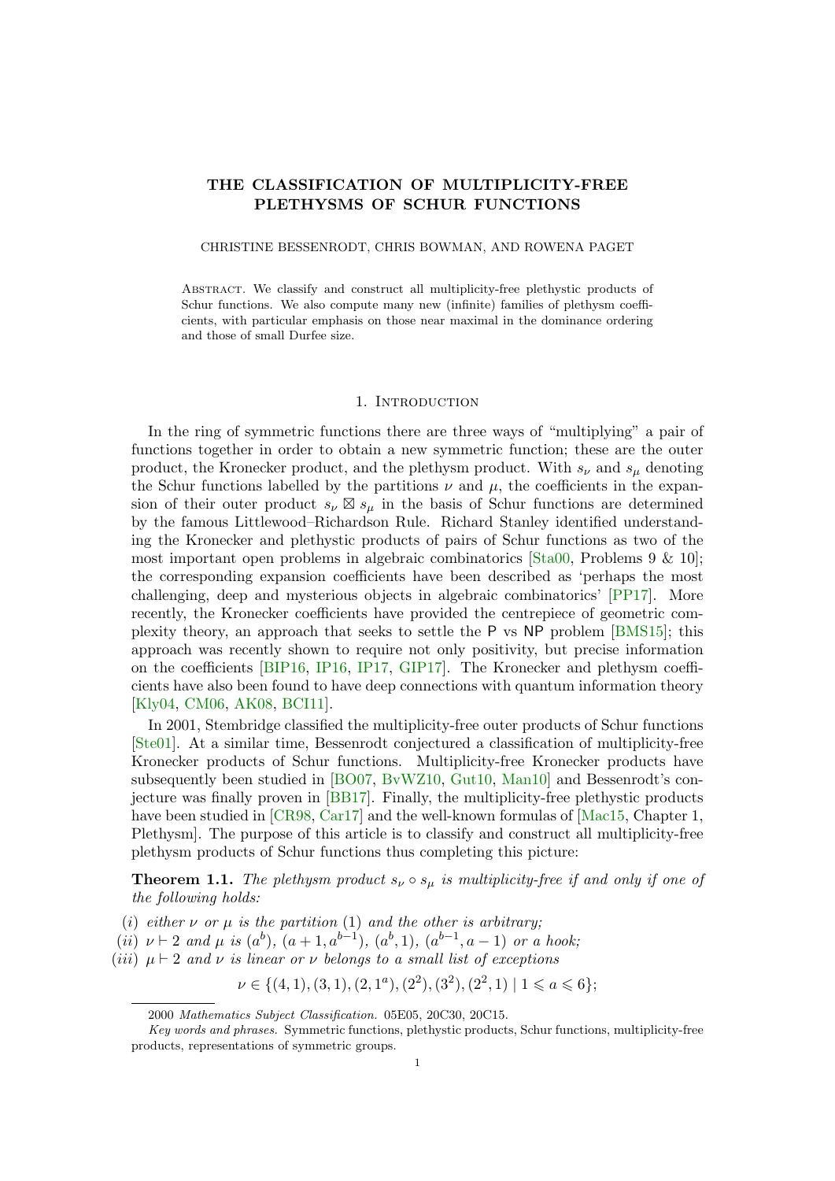# THE CLASSIFICATION OF MULTIPLICITY-FREE PLETHYSMS OF SCHUR FUNCTIONS

CHRISTINE BESSENRODT, CHRIS BOWMAN, AND ROWENA PAGET

Abstract. We classify and construct all multiplicity-free plethystic products of Schur functions. We also compute many new (infinite) families of plethysm coefficients, with particular emphasis on those near maximal in the dominance ordering and those of small Durfee size.

## 1. Introduction

In the ring of symmetric functions there are three ways of "multiplying" a pair of functions together in order to obtain a new symmetric function; these are the outer product, the Kronecker product, and the plethysm product. With $s_\nu$ and $s_\mu$ denoting the Schur functions labelled by the partitions $\nu$ and $\mu$, the coefficients in the expansion of their outer product $s_\nu \boxtimes s_\mu$ in the basis of Schur functions are determined by the famous Littlewood–Richardson Rule. Richard Stanley identified understanding the Kronecker and plethystic products of pairs of Schur functions as two of the most important open problems in algebraic combinatorics [Sta00, Problems 9 & 10]; the corresponding expansion coefficients have been described as 'perhaps the most challenging, deep and mysterious objects in algebraic combinatorics' [PP17]. More recently, the Kronecker coefficients have provided the centrepiece of geometric complexity theory, an approach that seeks to settle the P vs NP problem [BMS15]; this approach was recently shown to require not only positivity, but precise information on the coefficients [BIP16, IP16, IP17, GIP17]. The Kronecker and plethysm coefficients have also been found to have deep connections with quantum information theory [Kly04, CM06, AK08, BCI11].

In 2001, Stembridge classified the multiplicity-free outer products of Schur functions [Ste01]. At a similar time, Bessenrodt conjectured a classification of multiplicity-free Kronecker products of Schur functions. Multiplicity-free Kronecker products have subsequently been studied in [BO07, BvWZ10, Gut10, Man10] and Bessenrodt's conjecture was finally proven in [BB17]. Finally, the multiplicity-free plethystic products have been studied in [CR98, Car17] and the well-known formulas of [Mac15, Chapter 1, Plethysm]. The purpose of this article is to classify and construct all multiplicity-free plethysm products of Schur functions thus completing this picture:

**Theorem 1.1.** *The plethysm product $s_\nu \circ s_\mu$ is multiplicity-free if and only if one of the following holds:*

*(i) either $\nu$ or $\mu$ is the partition $(1)$ and the other is arbitrary;*
*(ii) $\nu \vdash 2$ and $\mu$ is $(a^b)$, $(a+1, a^{b-1})$, $(a^b, 1)$, $(a^{b-1}, a-1)$ or a hook;*
*(iii) $\mu \vdash 2$ and $\nu$ is linear or $\nu$ belongs to a small list of exceptions*

$$\nu \in \{(4,1), (3,1), (2,1^a), (2^2), (3^2), (2^2,1) \mid 1 \leqslant a \leqslant 6\};$$

2000 *Mathematics Subject Classification.* 05E05, 20C30, 20C15.

*Key words and phrases.* Symmetric functions, plethystic products, Schur functions, multiplicity-free products, representations of symmetric groups.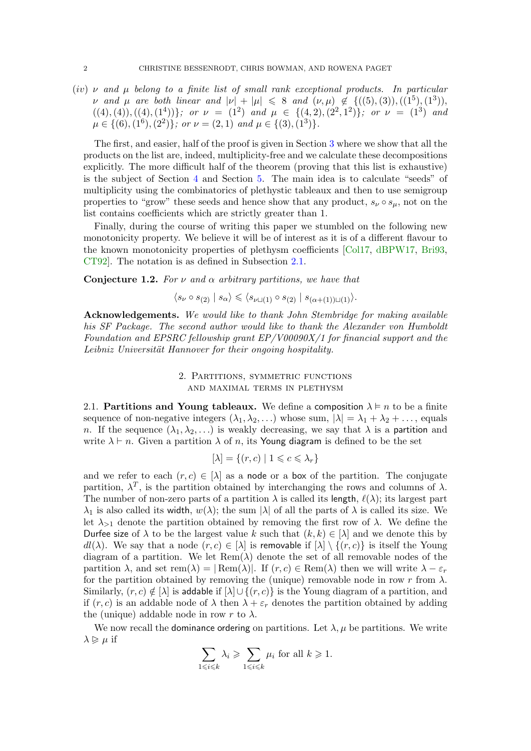(*iv*) *$\nu$ and $\mu$ belong to a finite list of small rank exceptional products. In particular $\nu$ and $\mu$ are both linear and $|\nu| + |\mu| \leqslant 8$ and $(\nu, \mu) \notin \{((5),(3)),((1^5),(1^3)), ((4),(4)),((4),(1^4))\}$; or $\nu = (1^2)$ and $\mu \in \{(4,2),(2^2,1^2)\}$; or $\nu = (1^3)$ and $\mu \in \{(6),(1^6),(2^2)\}$; or $\nu = (2,1)$ and $\mu \in \{(3),(1^3)\}$.*

The first, and easier, half of the proof is given in Section 3 where we show that all the products on the list are, indeed, multiplicity-free and we calculate these decompositions explicitly. The more difficult half of the theorem (proving that this list is exhaustive) is the subject of Section 4 and Section 5. The main idea is to calculate "seeds" of multiplicity using the combinatorics of plethystic tableaux and then to use semigroup properties to "grow" these seeds and hence show that any product, $s_\nu \circ s_\mu$, not on the list contains coefficients which are strictly greater than 1.

Finally, during the course of writing this paper we stumbled on the following new monotonicity property. We believe it will be of interest as it is of a different flavour to the known monotonicity properties of plethysm coefficients [Col17, dBPW17, Bri93, CT92]. The notation is as defined in Subsection 2.1.

**Conjecture 1.2.** *For $\nu$ and $\alpha$ arbitrary partitions, we have that*

$$\langle s_\nu \circ s_{(2)} \mid s_\alpha \rangle \leqslant \langle s_{\nu \sqcup (1)} \circ s_{(2)} \mid s_{(\alpha+(1))\sqcup(1)} \rangle.$$

**Acknowledgements.** *We would like to thank John Stembridge for making available his SF Package. The second author would like to thank the Alexander von Humboldt Foundation and EPSRC fellowship grant EP/V00090X/1 for financial support and the Leibniz Universität Hannover for their ongoing hospitality.*

## 2. Partitions, symmetric functions and maximal terms in plethysm

**2.1. Partitions and Young tableaux.** We define a composition $\lambda \vDash n$ to be a finite sequence of non-negative integers $(\lambda_1, \lambda_2, \ldots)$ whose sum, $|\lambda| = \lambda_1 + \lambda_2 + \ldots$, equals $n$. If the sequence $(\lambda_1, \lambda_2, \ldots)$ is weakly decreasing, we say that $\lambda$ is a partition and write $\lambda \vdash n$. Given a partition $\lambda$ of $n$, its Young diagram is defined to be the set

$$[\lambda] = \{(r, c) \mid 1 \leqslant c \leqslant \lambda_r\}$$

and we refer to each $(r, c) \in [\lambda]$ as a node or a box of the partition. The conjugate partition, $\lambda^T$, is the partition obtained by interchanging the rows and columns of $\lambda$. The number of non-zero parts of a partition $\lambda$ is called its length, $\ell(\lambda)$; its largest part $\lambda_1$ is also called its width, $w(\lambda)$; the sum $|\lambda|$ of all the parts of $\lambda$ is called its size. We let $\lambda_{>1}$ denote the partition obtained by removing the first row of $\lambda$. We define the Durfee size of $\lambda$ to be the largest value $k$ such that $(k, k) \in [\lambda]$ and we denote this by $dl(\lambda)$. We say that a node $(r, c) \in [\lambda]$ is removable if $[\lambda] \setminus \{(r, c)\}$ is itself the Young diagram of a partition. We let $\mathrm{Rem}(\lambda)$ denote the set of all removable nodes of the partition $\lambda$, and set $\mathrm{rem}(\lambda) = |\mathrm{Rem}(\lambda)|$. If $(r, c) \in \mathrm{Rem}(\lambda)$ then we will write $\lambda - \varepsilon_r$ for the partition obtained by removing the (unique) removable node in row $r$ from $\lambda$. Similarly, $(r, c) \notin [\lambda]$ is addable if $[\lambda] \cup \{(r, c)\}$ is the Young diagram of a partition, and if $(r, c)$ is an addable node of $\lambda$ then $\lambda + \varepsilon_r$ denotes the partition obtained by adding the (unique) addable node in row $r$ to $\lambda$.

We now recall the dominance ordering on partitions. Let $\lambda, \mu$ be partitions. We write $\lambda \trianglerighteq \mu$ if

$$\sum_{1 \leqslant i \leqslant k} \lambda_i \geqslant \sum_{1 \leqslant i \leqslant k} \mu_i \text{ for all } k \geqslant 1.$$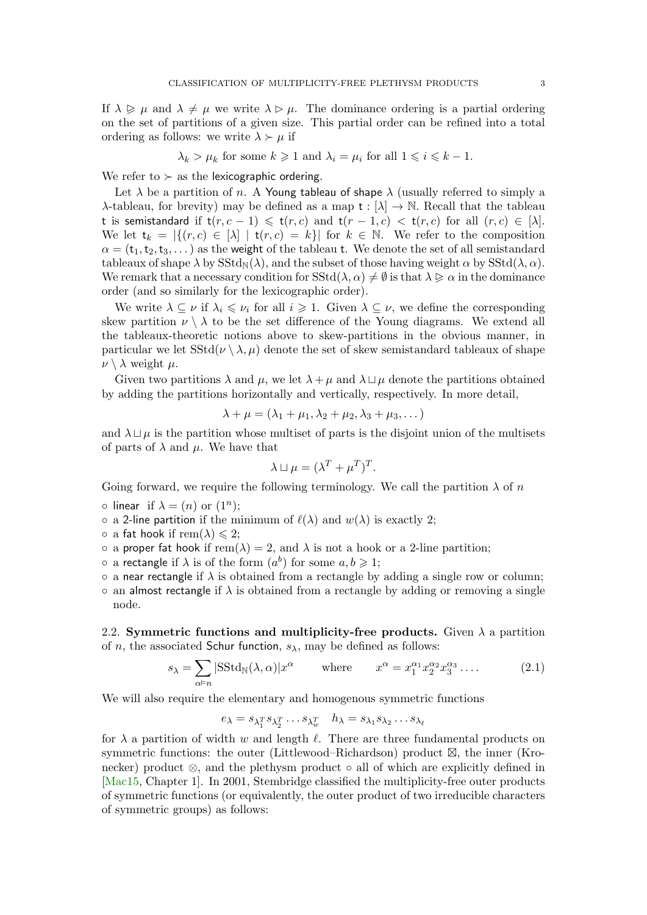If $\lambda \trianglerighteq \mu$ and $\lambda \neq \mu$ we write $\lambda \triangleright \mu$. The dominance ordering is a partial ordering on the set of partitions of a given size. This partial order can be refined into a total ordering as follows: we write $\lambda \succ \mu$ if

$$\lambda_k > \mu_k \text{ for some } k \geqslant 1 \text{ and } \lambda_i = \mu_i \text{ for all } 1 \leqslant i \leqslant k-1.$$

We refer to $\succ$ as the lexicographic ordering.

Let $\lambda$ be a partition of $n$. A Young tableau of shape $\lambda$ (usually referred to simply a $\lambda$-tableau, for brevity) may be defined as a map $\mathsf{t} : [\lambda] \to \mathbb{N}$. Recall that the tableau $\mathsf{t}$ is semistandard if $\mathsf{t}(r, c-1) \leqslant \mathsf{t}(r,c)$ and $\mathsf{t}(r-1,c) < \mathsf{t}(r,c)$ for all $(r,c) \in [\lambda]$. We let $\mathsf{t}_k = |\{(r,c) \in [\lambda] \mid \mathsf{t}(r,c) = k\}|$ for $k \in \mathbb{N}$. We refer to the composition $\alpha = (\mathsf{t}_1, \mathsf{t}_2, \mathsf{t}_3, \dots)$ as the weight of the tableau $\mathsf{t}$. We denote the set of all semistandard tableaux of shape $\lambda$ by $\mathrm{SStd}_{\mathbb{N}}(\lambda)$, and the subset of those having weight $\alpha$ by $\mathrm{SStd}(\lambda, \alpha)$. We remark that a necessary condition for $\mathrm{SStd}(\lambda, \alpha) \neq \emptyset$ is that $\lambda \trianglerighteq \alpha$ in the dominance order (and so similarly for the lexicographic order).

We write $\lambda \subseteq \nu$ if $\lambda_i \leqslant \nu_i$ for all $i \geqslant 1$. Given $\lambda \subseteq \nu$, we define the corresponding skew partition $\nu \setminus \lambda$ to be the set difference of the Young diagrams. We extend all the tableaux-theoretic notions above to skew-partitions in the obvious manner, in particular we let $\mathrm{SStd}(\nu \setminus \lambda, \mu)$ denote the set of skew semistandard tableaux of shape $\nu \setminus \lambda$ weight $\mu$.

Given two partitions $\lambda$ and $\mu$, we let $\lambda + \mu$ and $\lambda \sqcup \mu$ denote the partitions obtained by adding the partitions horizontally and vertically, respectively. In more detail,

$$\lambda + \mu = (\lambda_1 + \mu_1, \lambda_2 + \mu_2, \lambda_3 + \mu_3, \dots)$$

and $\lambda \sqcup \mu$ is the partition whose multiset of parts is the disjoint union of the multisets of parts of $\lambda$ and $\mu$. We have that

$$\lambda \sqcup \mu = (\lambda^T + \mu^T)^T.$$

Going forward, we require the following terminology. We call the partition $\lambda$ of $n$

- linear if $\lambda = (n)$ or $(1^n)$;
- a 2-line partition if the minimum of $\ell(\lambda)$ and $w(\lambda)$ is exactly 2;
- a fat hook if $\mathrm{rem}(\lambda) \leqslant 2$;
- a proper fat hook if $\mathrm{rem}(\lambda) = 2$, and $\lambda$ is not a hook or a 2-line partition;
- a rectangle if $\lambda$ is of the form $(a^b)$ for some $a, b \geqslant 1$;
- a near rectangle if $\lambda$ is obtained from a rectangle by adding a single row or column;
- an almost rectangle if $\lambda$ is obtained from a rectangle by adding or removing a single node.

**2.2. Symmetric functions and multiplicity-free products.** Given $\lambda$ a partition of $n$, the associated Schur function, $s_\lambda$, may be defined as follows:

$$s_\lambda = \sum_{\alpha \vDash n} |\mathrm{SStd}_{\mathbb{N}}(\lambda, \alpha)| x^\alpha \qquad \text{where} \qquad x^\alpha = x_1^{\alpha_1} x_2^{\alpha_2} x_3^{\alpha_3} \dots . \tag{2.1}$$

We will also require the elementary and homogenous symmetric functions

$$e_\lambda = s_{\lambda_1^T} s_{\lambda_2^T} \dots s_{\lambda_w^T} \quad h_\lambda = s_{\lambda_1} s_{\lambda_2} \dots s_{\lambda_\ell}$$

for $\lambda$ a partition of width $w$ and length $\ell$. There are three fundamental products on symmetric functions: the outer (Littlewood–Richardson) product $\boxtimes$, the inner (Kronecker) product $\otimes$, and the plethysm product $\circ$ all of which are explicitly defined in [Mac15, Chapter 1]. In 2001, Stembridge classified the multiplicity-free outer products of symmetric functions (or equivalently, the outer product of two irreducible characters of symmetric groups) as follows: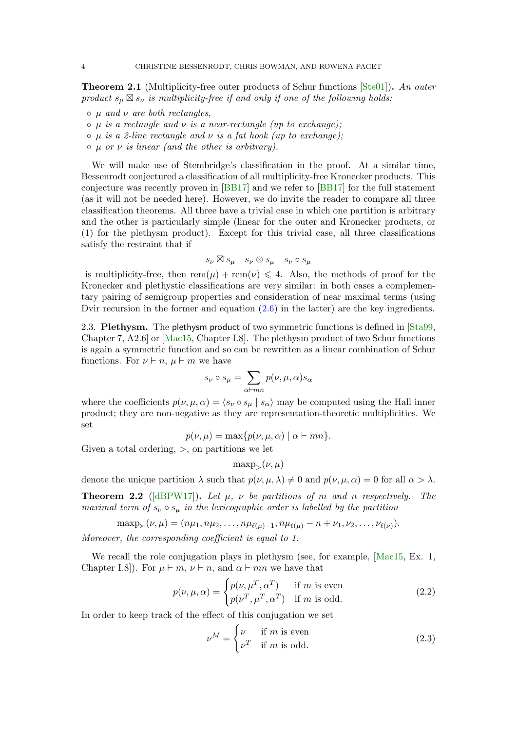**Theorem 2.1** (Multiplicity-free outer products of Schur functions [Ste01])**.** *An outer product $s_\mu \boxtimes s_\nu$ is multiplicity-free if and only if one of the following holds:*

- *$\mu$ and $\nu$ are both rectangles,*
- *$\mu$ is a rectangle and $\nu$ is a near-rectangle (up to exchange);*
- *$\mu$ is a 2-line rectangle and $\nu$ is a fat hook (up to exchange);*
- *$\mu$ or $\nu$ is linear (and the other is arbitrary).*

We will make use of Stembridge's classification in the proof. At a similar time, Bessenrodt conjectured a classification of all multiplicity-free Kronecker products. This conjecture was recently proven in [BB17] and we refer to [BB17] for the full statement (as it will not be needed here). However, we do invite the reader to compare all three classification theorems. All three have a trivial case in which one partition is arbitrary and the other is particularly simple (linear for the outer and Kronecker products, or (1) for the plethysm product). Except for this trivial case, all three classifications satisfy the restraint that if

$$s_\nu \boxtimes s_\mu \quad s_\nu \otimes s_\mu \quad s_\nu \circ s_\mu$$

is multiplicity-free, then $\text{rem}(\mu) + \text{rem}(\nu) \leqslant 4$. Also, the methods of proof for the Kronecker and plethystic classifications are very similar: in both cases a complementary pairing of semigroup properties and consideration of near maximal terms (using Dvir recursion in the former and equation (2.6) in the latter) are the key ingredients.

2.3. **Plethysm.** The plethysm product of two symmetric functions is defined in [Sta99, Chapter 7, A2.6] or [Mac15, Chapter I.8]. The plethysm product of two Schur functions is again a symmetric function and so can be rewritten as a linear combination of Schur functions. For $\nu \vdash n$, $\mu \vdash m$ we have

$$s_\nu \circ s_\mu = \sum_{\alpha \vdash mn} p(\nu, \mu, \alpha) s_\alpha$$

where the coefficients $p(\nu, \mu, \alpha) = \langle s_\nu \circ s_\mu \mid s_\alpha \rangle$ may be computed using the Hall inner product; they are non-negative as they are representation-theoretic multiplicities. We set

$$p(\nu, \mu) = \max\{p(\nu, \mu, \alpha) \mid \alpha \vdash mn\}.$$

Given a total ordering, $>$, on partitions we let

$$\text{maxp}_{>}(\nu, \mu)$$

denote the unique partition $\lambda$ such that $p(\nu, \mu, \lambda) \neq 0$ and $p(\nu, \mu, \alpha) = 0$ for all $\alpha > \lambda$.

**Theorem 2.2** ([dBPW17])**.** *Let $\mu$, $\nu$ be partitions of $m$ and $n$ respectively. The maximal term of $s_\nu \circ s_\mu$ in the lexicographic order is labelled by the partition*

$$\text{maxp}_{\succ}(\nu, \mu) = (n\mu_1, n\mu_2, \ldots, n\mu_{\ell(\mu)-1}, n\mu_{\ell(\mu)} - n + \nu_1, \nu_2, \ldots, \nu_{\ell(\nu)}).$$

*Moreover, the corresponding coefficient is equal to 1.*

We recall the role conjugation plays in plethysm (see, for example, [Mac15, Ex. 1, Chapter I.8]). For $\mu \vdash m$, $\nu \vdash n$, and $\alpha \vdash mn$ we have that

$$p(\nu, \mu, \alpha) = \begin{cases} p(\nu, \mu^T, \alpha^T) & \text{if } m \text{ is even} \\ p(\nu^T, \mu^T, \alpha^T) & \text{if } m \text{ is odd.} \end{cases} \tag{2.2}$$

In order to keep track of the effect of this conjugation we set

$$\nu^M = \begin{cases} \nu & \text{if } m \text{ is even} \\ \nu^T & \text{if } m \text{ is odd.} \end{cases} \tag{2.3}$$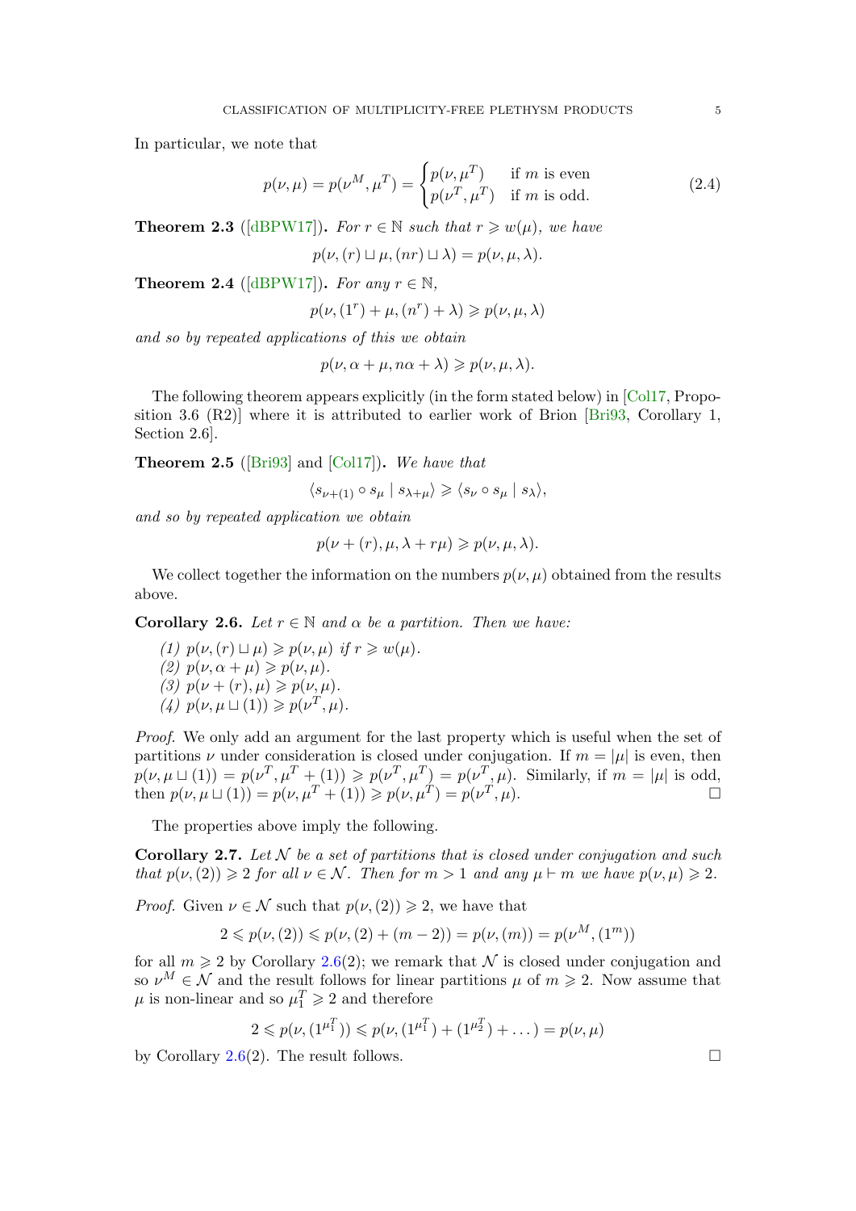In particular, we note that

$$p(\nu, \mu) = p(\nu^M, \mu^T) = \begin{cases} p(\nu, \mu^T) & \text{if } m \text{ is even} \\ p(\nu^T, \mu^T) & \text{if } m \text{ is odd.} \end{cases} \tag{2.4}$$

**Theorem 2.3** ([dBPW17]). *For $r \in \mathbb{N}$ such that $r \geqslant w(\mu)$, we have*

$$p(\nu, (r) \sqcup \mu, (nr) \sqcup \lambda) = p(\nu, \mu, \lambda).$$

**Theorem 2.4** ([dBPW17]). *For any $r \in \mathbb{N}$,*

$$p(\nu, (1^r) + \mu, (n^r) + \lambda) \geqslant p(\nu, \mu, \lambda)$$

*and so by repeated applications of this we obtain*

$$p(\nu, \alpha + \mu, n\alpha + \lambda) \geqslant p(\nu, \mu, \lambda).$$

The following theorem appears explicitly (in the form stated below) in [Col17, Proposition 3.6 (R2)] where it is attributed to earlier work of Brion [Bri93, Corollary 1, Section 2.6].

**Theorem 2.5** ([Bri93] and [Col17]). *We have that*

$$\langle s_{\nu+(1)} \circ s_\mu \mid s_{\lambda+\mu} \rangle \geqslant \langle s_\nu \circ s_\mu \mid s_\lambda \rangle,$$

*and so by repeated application we obtain*

$$p(\nu + (r), \mu, \lambda + r\mu) \geqslant p(\nu, \mu, \lambda).$$

We collect together the information on the numbers $p(\nu, \mu)$ obtained from the results above.

**Corollary 2.6.** *Let $r \in \mathbb{N}$ and $\alpha$ be a partition. Then we have:*

*(1) $p(\nu, (r) \sqcup \mu) \geqslant p(\nu, \mu)$ if $r \geqslant w(\mu)$.*
*(2) $p(\nu, \alpha + \mu) \geqslant p(\nu, \mu)$.*
*(3) $p(\nu + (r), \mu) \geqslant p(\nu, \mu)$.*
*(4) $p(\nu, \mu \sqcup (1)) \geqslant p(\nu^T, \mu)$.*

*Proof.* We only add an argument for the last property which is useful when the set of partitions $\nu$ under consideration is closed under conjugation. If $m = |\mu|$ is even, then $p(\nu, \mu \sqcup (1)) = p(\nu^T, \mu^T + (1)) \geqslant p(\nu^T, \mu^T) = p(\nu^T, \mu)$. Similarly, if $m = |\mu|$ is odd, then $p(\nu, \mu \sqcup (1)) = p(\nu, \mu^T + (1)) \geqslant p(\nu, \mu^T) = p(\nu^T, \mu)$. $\square$

The properties above imply the following.

**Corollary 2.7.** *Let $\mathcal{N}$ be a set of partitions that is closed under conjugation and such that $p(\nu, (2)) \geqslant 2$ for all $\nu \in \mathcal{N}$. Then for $m > 1$ and any $\mu \vdash m$ we have $p(\nu, \mu) \geqslant 2$.*

*Proof.* Given $\nu \in \mathcal{N}$ such that $p(\nu, (2)) \geqslant 2$, we have that

$$2 \leqslant p(\nu, (2)) \leqslant p(\nu, (2) + (m-2)) = p(\nu, (m)) = p(\nu^M, (1^m))$$

for all $m \geqslant 2$ by Corollary 2.6(2); we remark that $\mathcal{N}$ is closed under conjugation and so $\nu^M \in \mathcal{N}$ and the result follows for linear partitions $\mu$ of $m \geqslant 2$. Now assume that $\mu$ is non-linear and so $\mu_1^T \geqslant 2$ and therefore

$$2 \leqslant p(\nu, (1^{\mu_1^T})) \leqslant p(\nu, (1^{\mu_1^T}) + (1^{\mu_2^T}) + \dots) = p(\nu, \mu)$$

by Corollary 2.6(2). The result follows. $\square$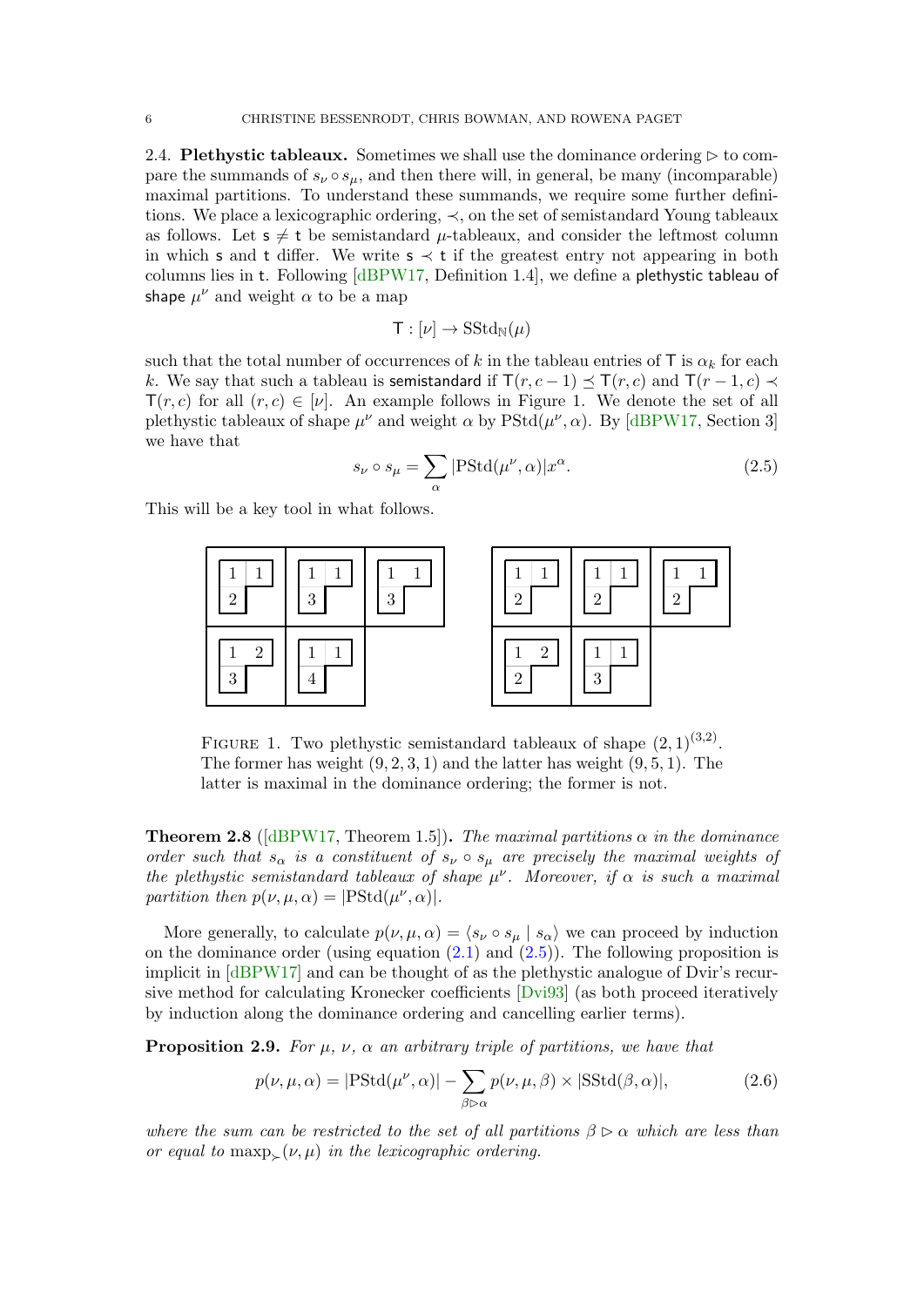2.4. **Plethystic tableaux.** Sometimes we shall use the dominance ordering $\rhd$ to compare the summands of $s_\nu \circ s_\mu$, and then there will, in general, be many (incomparable) maximal partitions. To understand these summands, we require some further definitions. We place a lexicographic ordering, $\prec$, on the set of semistandard Young tableaux as follows. Let $\mathsf{s} \neq \mathsf{t}$ be semistandard $\mu$-tableaux, and consider the leftmost column in which $\mathsf{s}$ and $\mathsf{t}$ differ. We write $\mathsf{s} \prec \mathsf{t}$ if the greatest entry not appearing in both columns lies in $\mathsf{t}$. Following [dBPW17, Definition 1.4], we define a plethystic tableau of shape $\mu^\nu$ and weight $\alpha$ to be a map

$$\mathsf{T} : [\nu] \to \mathrm{SStd}_{\mathbb{N}}(\mu)$$

such that the total number of occurrences of $k$ in the tableau entries of $\mathsf{T}$ is $\alpha_k$ for each $k$. We say that such a tableau is semistandard if $\mathsf{T}(r, c-1) \preceq \mathsf{T}(r, c)$ and $\mathsf{T}(r-1, c) \prec \mathsf{T}(r, c)$ for all $(r, c) \in [\nu]$. An example follows in Figure 1. We denote the set of all plethystic tableaux of shape $\mu^\nu$ and weight $\alpha$ by $\mathrm{PStd}(\mu^\nu, \alpha)$. By [dBPW17, Section 3] we have that

$$s_\nu \circ s_\mu = \sum_\alpha |\mathrm{PStd}(\mu^\nu, \alpha)| x^\alpha. \tag{2.5}$$

This will be a key tool in what follows.

FIGURE 1. Two plethystic semistandard tableaux of shape $(2,1)^{(3,2)}$. The former has weight $(9, 2, 3, 1)$ and the latter has weight $(9, 5, 1)$. The latter is maximal in the dominance ordering; the former is not.

**Theorem 2.8** ([dBPW17, Theorem 1.5]). *The maximal partitions $\alpha$ in the dominance order such that $s_\alpha$ is a constituent of $s_\nu \circ s_\mu$ are precisely the maximal weights of the plethystic semistandard tableaux of shape $\mu^\nu$. Moreover, if $\alpha$ is such a maximal partition then $p(\nu, \mu, \alpha) = |\mathrm{PStd}(\mu^\nu, \alpha)|$.*

More generally, to calculate $p(\nu, \mu, \alpha) = \langle s_\nu \circ s_\mu \mid s_\alpha \rangle$ we can proceed by induction on the dominance order (using equation (2.1) and (2.5)). The following proposition is implicit in [dBPW17] and can be thought of as the plethystic analogue of Dvir's recursive method for calculating Kronecker coefficients [Dvi93] (as both proceed iteratively by induction along the dominance ordering and cancelling earlier terms).

**Proposition 2.9.** *For $\mu$, $\nu$, $\alpha$ an arbitrary triple of partitions, we have that*

$$p(\nu, \mu, \alpha) = |\mathrm{PStd}(\mu^\nu, \alpha)| - \sum_{\beta \rhd \alpha} p(\nu, \mu, \beta) \times |\mathrm{SStd}(\beta, \alpha)|, \tag{2.6}$$

*where the sum can be restricted to the set of all partitions $\beta \rhd \alpha$ which are less than or equal to $\mathrm{maxp}_\succ(\nu, \mu)$ in the lexicographic ordering.*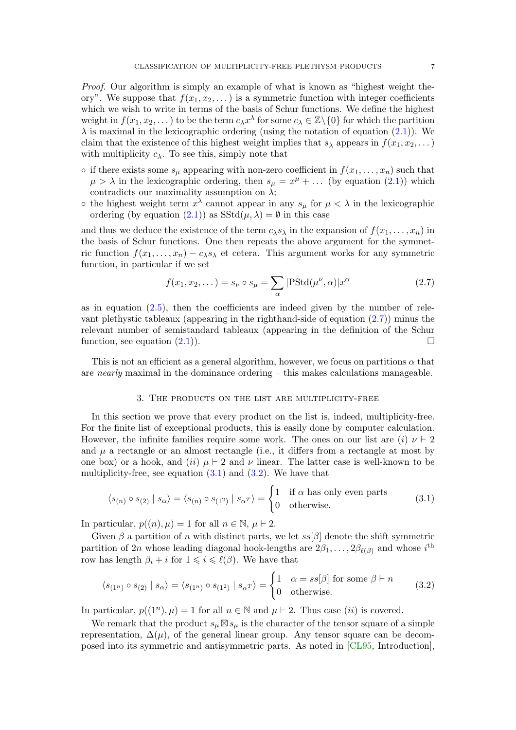*Proof.* Our algorithm is simply an example of what is known as "highest weight theory". We suppose that $f(x_1, x_2, \dots)$ is a symmetric function with integer coefficients which we wish to write in terms of the basis of Schur functions. We define the highest weight in $f(x_1, x_2, \dots)$ to be the term $c_\lambda x^\lambda$ for some $c_\lambda \in \mathbb{Z}\backslash\{0\}$ for which the partition $\lambda$ is maximal in the lexicographic ordering (using the notation of equation (2.1)). We claim that the existence of this highest weight implies that $s_\lambda$ appears in $f(x_1, x_2, \dots)$ with multiplicity $c_\lambda$. To see this, simply note that

- if there exists some $s_\mu$ appearing with non-zero coefficient in $f(x_1, \dots, x_n)$ such that $\mu > \lambda$ in the lexicographic ordering, then $s_\mu = x^\mu + \dots$ (by equation (2.1)) which contradicts our maximality assumption on $\lambda$;
- the highest weight term $x^\lambda$ cannot appear in any $s_\mu$ for $\mu < \lambda$ in the lexicographic ordering (by equation (2.1)) as $\mathrm{SStd}(\mu, \lambda) = \emptyset$ in this case

and thus we deduce the existence of the term $c_\lambda s_\lambda$ in the expansion of $f(x_1, \dots, x_n)$ in the basis of Schur functions. One then repeats the above argument for the symmetric function $f(x_1, \dots, x_n) - c_\lambda s_\lambda$ et cetera. This argument works for any symmetric function, in particular if we set

$$f(x_1, x_2, \dots) = s_\nu \circ s_\mu = \sum_\alpha |\mathrm{PStd}(\mu^\nu, \alpha)| x^\alpha \tag{2.7}$$

as in equation (2.5), then the coefficients are indeed given by the number of relevant plethystic tableaux (appearing in the righthand-side of equation (2.7)) minus the relevant number of semistandard tableaux (appearing in the definition of the Schur function, see equation (2.1)). $\square$

This is not an efficient as a general algorithm, however, we focus on partitions $\alpha$ that are *nearly* maximal in the dominance ordering – this makes calculations manageable.

## 3. The products on the list are multiplicity-free

In this section we prove that every product on the list is, indeed, multiplicity-free. For the finite list of exceptional products, this is easily done by computer calculation. However, the infinite families require some work. The ones on our list are $(i)$ $\nu \vdash 2$ and $\mu$ a rectangle or an almost rectangle (i.e., it differs from a rectangle at most by one box) or a hook, and $(ii)$ $\mu \vdash 2$ and $\nu$ linear. The latter case is well-known to be multiplicity-free, see equation (3.1) and (3.2). We have that

$$\langle s_{(n)} \circ s_{(2)} \mid s_\alpha \rangle = \langle s_{(n)} \circ s_{(1^2)} \mid s_{\alpha^T} \rangle = \begin{cases} 1 & \text{if } \alpha \text{ has only even parts} \\ 0 & \text{otherwise.} \end{cases} \tag{3.1}$$

In particular, $p((n), \mu) = 1$ for all $n \in \mathbb{N}$, $\mu \vdash 2$.

Given $\beta$ a partition of $n$ with distinct parts, we let $ss[\beta]$ denote the shift symmetric partition of $2n$ whose leading diagonal hook-lengths are $2\beta_1, \dots, 2\beta_{\ell(\beta)}$ and whose $i^{\text{th}}$ row has length $\beta_i + i$ for $1 \leqslant i \leqslant \ell(\beta)$. We have that

$$\langle s_{(1^n)} \circ s_{(2)} \mid s_\alpha \rangle = \langle s_{(1^n)} \circ s_{(1^2)} \mid s_{\alpha^T} \rangle = \begin{cases} 1 & \alpha = ss[\beta] \text{ for some } \beta \vdash n \\ 0 & \text{otherwise.} \end{cases} \tag{3.2}$$

In particular, $p((1^n), \mu) = 1$ for all $n \in \mathbb{N}$ and $\mu \vdash 2$. Thus case $(ii)$ is covered.

We remark that the product $s_\mu \boxtimes s_\mu$ is the character of the tensor square of a simple representation, $\Delta(\mu)$, of the general linear group. Any tensor square can be decomposed into its symmetric and antisymmetric parts. As noted in [CL95, Introduction],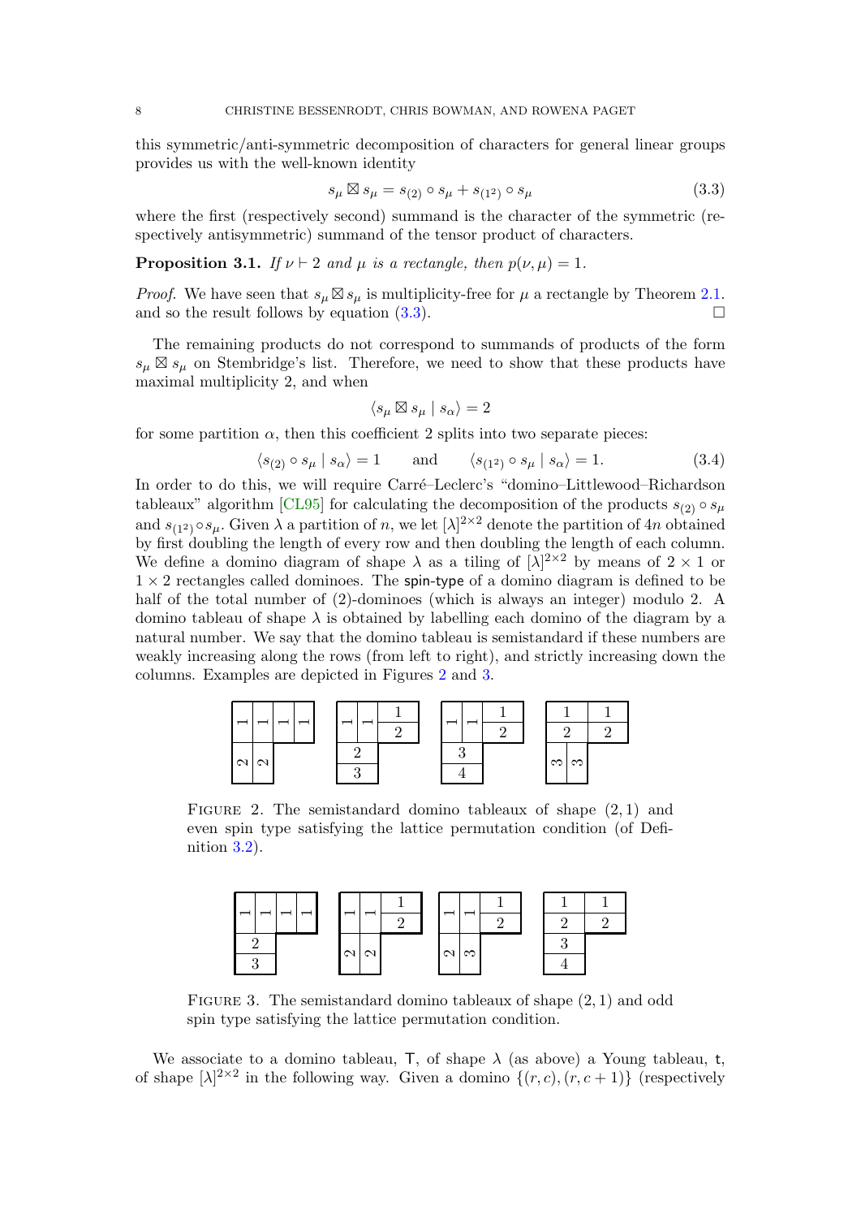this symmetric/anti-symmetric decomposition of characters for general linear groups provides us with the well-known identity

$$s_\mu \boxtimes s_\mu = s_{(2)} \circ s_\mu + s_{(1^2)} \circ s_\mu \tag{3.3}$$

where the first (respectively second) summand is the character of the symmetric (respectively antisymmetric) summand of the tensor product of characters.

**Proposition 3.1.** *If $\nu \vdash 2$ and $\mu$ is a rectangle, then $p(\nu, \mu) = 1$.*

*Proof.* We have seen that $s_\mu \boxtimes s_\mu$ is multiplicity-free for $\mu$ a rectangle by Theorem 2.1. and so the result follows by equation (3.3). □

The remaining products do not correspond to summands of products of the form $s_\mu \boxtimes s_\mu$ on Stembridge's list. Therefore, we need to show that these products have maximal multiplicity 2, and when

$$\langle s_\mu \boxtimes s_\mu \mid s_\alpha \rangle = 2$$

for some partition $\alpha$, then this coefficient 2 splits into two separate pieces:

$$\langle s_{(2)} \circ s_\mu \mid s_\alpha \rangle = 1 \qquad \text{and} \qquad \langle s_{(1^2)} \circ s_\mu \mid s_\alpha \rangle = 1. \tag{3.4}$$

In order to do this, we will require Carré–Leclerc's "domino–Littlewood–Richardson tableaux" algorithm [CL95] for calculating the decomposition of the products $s_{(2)} \circ s_\mu$ and $s_{(1^2)} \circ s_\mu$. Given $\lambda$ a partition of $n$, we let $[\lambda]^{2\times 2}$ denote the partition of $4n$ obtained by first doubling the length of every row and then doubling the length of each column. We define a domino diagram of shape $\lambda$ as a tiling of $[\lambda]^{2\times 2}$ by means of $2 \times 1$ or $1 \times 2$ rectangles called dominoes. The spin-type of a domino diagram is defined to be half of the total number of (2)-dominoes (which is always an integer) modulo 2. A domino tableau of shape $\lambda$ is obtained by labelling each domino of the diagram by a natural number. We say that the domino tableau is semistandard if these numbers are weakly increasing along the rows (from left to right), and strictly increasing down the columns. Examples are depicted in Figures 2 and 3.

FIGURE 2. The semistandard domino tableaux of shape $(2, 1)$ and even spin type satisfying the lattice permutation condition (of Definition 3.2).

FIGURE 3. The semistandard domino tableaux of shape $(2, 1)$ and odd spin type satisfying the lattice permutation condition.

We associate to a domino tableau, $\mathsf{T}$, of shape $\lambda$ (as above) a Young tableau, $\mathsf{t}$, of shape $[\lambda]^{2\times 2}$ in the following way. Given a domino $\{(r, c), (r, c+1)\}$ (respectively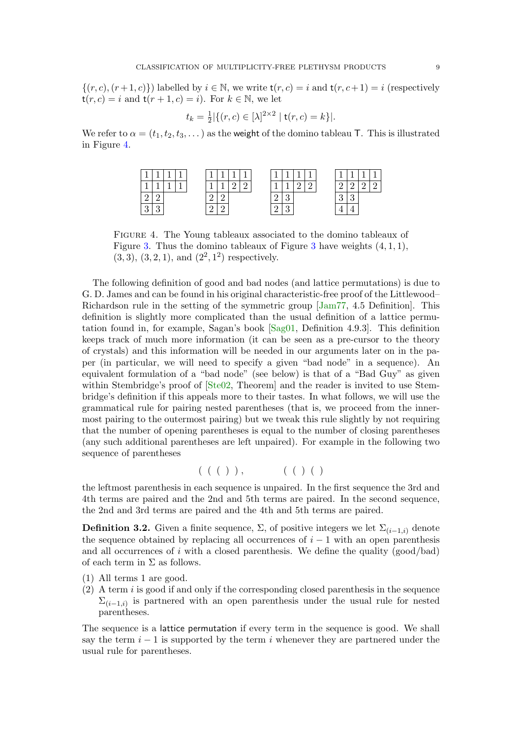$\{(r,c),(r+1,c)\}$) labelled by $i \in \mathbb{N}$, we write $\mathsf{t}(r,c) = i$ and $\mathsf{t}(r,c+1) = i$ (respectively $\mathsf{t}(r,c) = i$ and $\mathsf{t}(r+1,c) = i$). For $k \in \mathbb{N}$, we let

$$t_k = \tfrac{1}{2}|\{(r,c) \in [\lambda]^{2\times 2} \mid \mathsf{t}(r,c) = k\}|.$$

We refer to $\alpha = (t_1, t_2, t_3, \dots)$ as the weight of the domino tableau $\mathsf{T}$. This is illustrated in Figure 4.

| 1 | 1 | 1 | 1 |
|---|---|---|---|
| 1 | 1 | 1 | 1 |
| 2 | 2 | | |
| 3 | 3 | | |

| 1 | 1 | 1 | 1 |
|---|---|---|---|
| 1 | 1 | 2 | 2 |
| 2 | 2 | | |
| 2 | 2 | | |

| 1 | 1 | 1 | 1 |
|---|---|---|---|
| 1 | 1 | 2 | 2 |
| 2 | 3 | | |
| 2 | 3 | | |

| 1 | 1 | 1 | 1 |
|---|---|---|---|
| 2 | 2 | 2 | 2 |
| 3 | 3 | | |
| 4 | 4 | | |

Figure 4. The Young tableaux associated to the domino tableaux of Figure 3. Thus the domino tableaux of Figure 3 have weights $(4,1,1)$, $(3,3)$, $(3,2,1)$, and $(2^2,1^2)$ respectively.

The following definition of good and bad nodes (and lattice permutations) is due to G. D. James and can be found in his original characteristic-free proof of the Littlewood–Richardson rule in the setting of the symmetric group [Jam77, 4.5 Definition]. This definition is slightly more complicated than the usual definition of a lattice permutation found in, for example, Sagan's book [Sag01, Definition 4.9.3]. This definition keeps track of much more information (it can be seen as a pre-cursor to the theory of crystals) and this information will be needed in our arguments later on in the paper (in particular, we will need to specify a given "bad node" in a sequence). An equivalent formulation of a "bad node" (see below) is that of a "Bad Guy" as given within Stembridge's proof of [Ste02, Theorem] and the reader is invited to use Stembridge's definition if this appeals more to their tastes. In what follows, we will use the grammatical rule for pairing nested parentheses (that is, we proceed from the innermost pairing to the outermost pairing) but we tweak this rule slightly by not requiring that the number of opening parentheses is equal to the number of closing parentheses (any such additional parentheses are left unpaired). For example in the following two sequence of parentheses

$$(\ (\ (\ )\ )\ , \qquad (\ (\ )\ (\ )$$

the leftmost parenthesis in each sequence is unpaired. In the first sequence the 3rd and 4th terms are paired and the 2nd and 5th terms are paired. In the second sequence, the 2nd and 3rd terms are paired and the 4th and 5th terms are paired.

**Definition 3.2.** Given a finite sequence, $\Sigma$, of positive integers we let $\Sigma_{(i-1,i)}$ denote the sequence obtained by replacing all occurrences of $i-1$ with an open parenthesis and all occurrences of $i$ with a closed parenthesis. We define the quality (good/bad) of each term in $\Sigma$ as follows.

(1) All terms 1 are good.
(2) A term $i$ is good if and only if the corresponding closed parenthesis in the sequence $\Sigma_{(i-1,i)}$ is partnered with an open parenthesis under the usual rule for nested parentheses.

The sequence is a lattice permutation if every term in the sequence is good. We shall say the term $i-1$ is supported by the term $i$ whenever they are partnered under the usual rule for parentheses.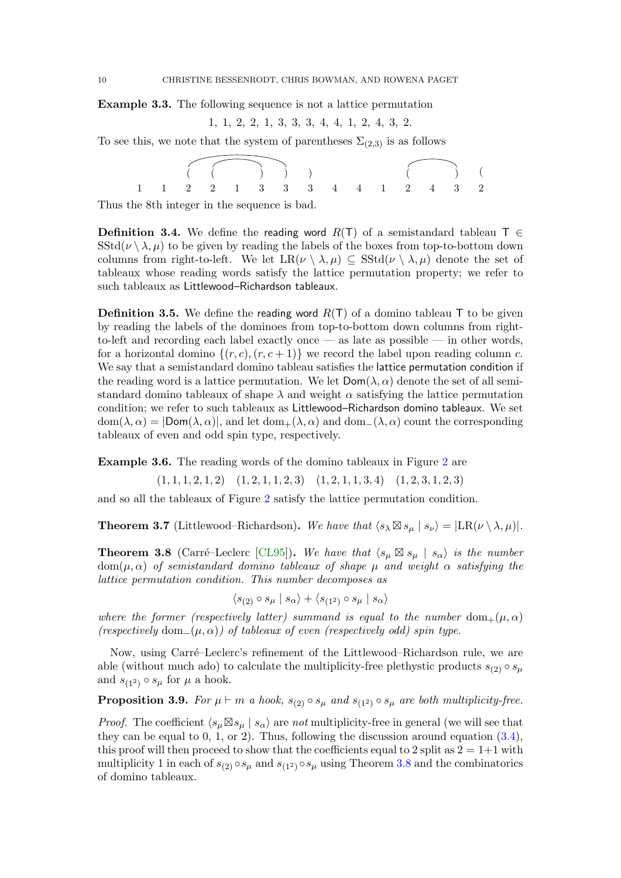**Example 3.3.** The following sequence is not a lattice permutation

$$1,\ 1,\ 2,\ 2,\ 1,\ 3,\ 3,\ 3,\ 4,\ 4,\ 1,\ 2,\ 4,\ 3,\ 2.$$

To see this, we note that the system of parentheses $\Sigma_{(2,3)}$ is as follows

$$\begin{array}{ccccccccccccccc} & & ( & ( & & ) & ) & ) & & & & ( & & ) & ( \\ 1 & 1 & 2 & 2 & 1 & 3 & 3 & 3 & 4 & 4 & 1 & 2 & 4 & 3 & 2 \end{array}$$

Thus the 8th integer in the sequence is bad.

**Definition 3.4.** We define the reading word $R(\mathsf{T})$ of a semistandard tableau $\mathsf{T} \in \mathrm{SStd}(\nu \setminus \lambda, \mu)$ to be given by reading the labels of the boxes from top-to-bottom down columns from right-to-left. We let $\mathrm{LR}(\nu \setminus \lambda, \mu) \subseteq \mathrm{SStd}(\nu \setminus \lambda, \mu)$ denote the set of tableaux whose reading words satisfy the lattice permutation property; we refer to such tableaux as Littlewood–Richardson tableaux.

**Definition 3.5.** We define the reading word $R(\mathsf{T})$ of a domino tableau $\mathsf{T}$ to be given by reading the labels of the dominoes from top-to-bottom down columns from right-to-left and recording each label exactly once — as late as possible — in other words, for a horizontal domino $\{(r,c),(r,c+1)\}$ we record the label upon reading column $c$. We say that a semistandard domino tableau satisfies the lattice permutation condition if the reading word is a lattice permutation. We let $\mathsf{Dom}(\lambda,\alpha)$ denote the set of all semistandard domino tableaux of shape $\lambda$ and weight $\alpha$ satisfying the lattice permutation condition; we refer to such tableaux as Littlewood–Richardson domino tableaux. We set $\mathrm{dom}(\lambda,\alpha) = |\mathsf{Dom}(\lambda,\alpha)|$, and let $\mathrm{dom}_+(\lambda,\alpha)$ and $\mathrm{dom}_-(\lambda,\alpha)$ count the corresponding tableaux of even and odd spin type, respectively.

**Example 3.6.** The reading words of the domino tableaux in Figure 2 are

$$(1,1,1,2,1,2) \quad (1,2,1,1,2,3) \quad (1,2,1,1,3,4) \quad (1,2,3,1,2,3)$$

and so all the tableaux of Figure 2 satisfy the lattice permutation condition.

**Theorem 3.7** (Littlewood–Richardson)**.** *We have that* $\langle s_\lambda \boxtimes s_\mu \mid s_\nu \rangle = |\mathrm{LR}(\nu \setminus \lambda, \mu)|$.

**Theorem 3.8** (Carré–Leclerc [CL95])**.** *We have that* $\langle s_\mu \boxtimes s_\mu \mid s_\alpha \rangle$ *is the number* $\mathrm{dom}(\mu,\alpha)$ *of semistandard domino tableaux of shape* $\mu$ *and weight* $\alpha$ *satisfying the lattice permutation condition. This number decomposes as*

$$\langle s_{(2)} \circ s_\mu \mid s_\alpha \rangle + \langle s_{(1^2)} \circ s_\mu \mid s_\alpha \rangle$$

*where the former (respectively latter) summand is equal to the number* $\mathrm{dom}_+(\mu,\alpha)$ *(respectively* $\mathrm{dom}_-(\mu,\alpha)$*) of tableaux of even (respectively odd) spin type.*

Now, using Carré–Leclerc's refinement of the Littlewood–Richardson rule, we are able (without much ado) to calculate the multiplicity-free plethystic products $s_{(2)} \circ s_\mu$ and $s_{(1^2)} \circ s_\mu$ for $\mu$ a hook.

**Proposition 3.9.** *For* $\mu \vdash m$ *a hook,* $s_{(2)} \circ s_\mu$ *and* $s_{(1^2)} \circ s_\mu$ *are both multiplicity-free.*

*Proof.* The coefficient $\langle s_\mu \boxtimes s_\mu \mid s_\alpha \rangle$ are *not* multiplicity-free in general (we will see that they can be equal to 0, 1, or 2). Thus, following the discussion around equation (3.4), this proof will then proceed to show that the coefficients equal to 2 split as $2 = 1+1$ with multiplicity 1 in each of $s_{(2)} \circ s_\mu$ and $s_{(1^2)} \circ s_\mu$ using Theorem 3.8 and the combinatorics of domino tableaux.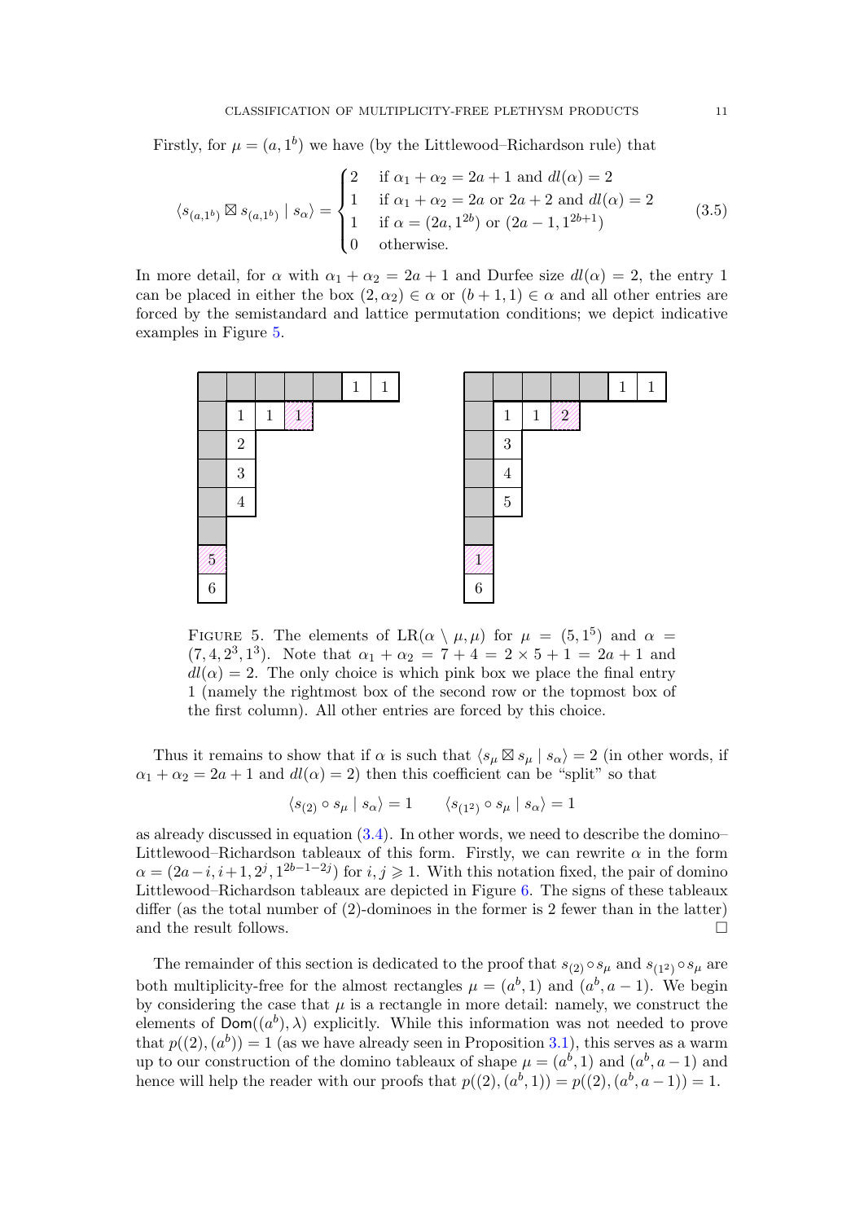Firstly, for $\mu = (a, 1^b)$ we have (by the Littlewood–Richardson rule) that

$$\langle s_{(a,1^b)} \boxtimes s_{(a,1^b)} \mid s_\alpha \rangle = \begin{cases} 2 & \text{if } \alpha_1 + \alpha_2 = 2a+1 \text{ and } dl(\alpha) = 2 \\ 1 & \text{if } \alpha_1 + \alpha_2 = 2a \text{ or } 2a+2 \text{ and } dl(\alpha) = 2 \\ 1 & \text{if } \alpha = (2a, 1^{2b}) \text{ or } (2a-1, 1^{2b+1}) \\ 0 & \text{otherwise.} \end{cases} \tag{3.5}$$

In more detail, for $\alpha$ with $\alpha_1 + \alpha_2 = 2a + 1$ and Durfee size $dl(\alpha) = 2$, the entry 1 can be placed in either the box $(2, \alpha_2) \in \alpha$ or $(b + 1, 1) \in \alpha$ and all other entries are forced by the semistandard and lattice permutation conditions; we depict indicative examples in Figure 5.

Figure 5. The elements of $\mathrm{LR}(\alpha \setminus \mu, \mu)$ for $\mu = (5, 1^5)$ and $\alpha = (7, 4, 2^3, 1^3)$. Note that $\alpha_1 + \alpha_2 = 7 + 4 = 2 \times 5 + 1 = 2a + 1$ and $dl(\alpha) = 2$. The only choice is which pink box we place the final entry 1 (namely the rightmost box of the second row or the topmost box of the first column). All other entries are forced by this choice.

Thus it remains to show that if $\alpha$ is such that $\langle s_\mu \boxtimes s_\mu \mid s_\alpha \rangle = 2$ (in other words, if $\alpha_1 + \alpha_2 = 2a + 1$ and $dl(\alpha) = 2$) then this coefficient can be "split" so that

$$\langle s_{(2)} \circ s_\mu \mid s_\alpha \rangle = 1 \qquad \langle s_{(1^2)} \circ s_\mu \mid s_\alpha \rangle = 1$$

as already discussed in equation (3.4). In other words, we need to describe the domino–Littlewood–Richardson tableaux of this form. Firstly, we can rewrite $\alpha$ in the form $\alpha = (2a-i, i+1, 2^j, 1^{2b-1-2j})$ for $i, j \geqslant 1$. With this notation fixed, the pair of domino Littlewood–Richardson tableaux are depicted in Figure 6. The signs of these tableaux differ (as the total number of (2)-dominoes in the former is 2 fewer than in the latter) and the result follows. $\square$

The remainder of this section is dedicated to the proof that $s_{(2)} \circ s_\mu$ and $s_{(1^2)} \circ s_\mu$ are both multiplicity-free for the almost rectangles $\mu = (a^b, 1)$ and $(a^b, a-1)$. We begin by considering the case that $\mu$ is a rectangle in more detail: namely, we construct the elements of $\mathsf{Dom}((a^b), \lambda)$ explicitly. While this information was not needed to prove that $p((2), (a^b)) = 1$ (as we have already seen in Proposition 3.1), this serves as a warm up to our construction of the domino tableaux of shape $\mu = (a^b, 1)$ and $(a^b, a-1)$ and hence will help the reader with our proofs that $p((2), (a^b, 1)) = p((2), (a^b, a-1)) = 1$.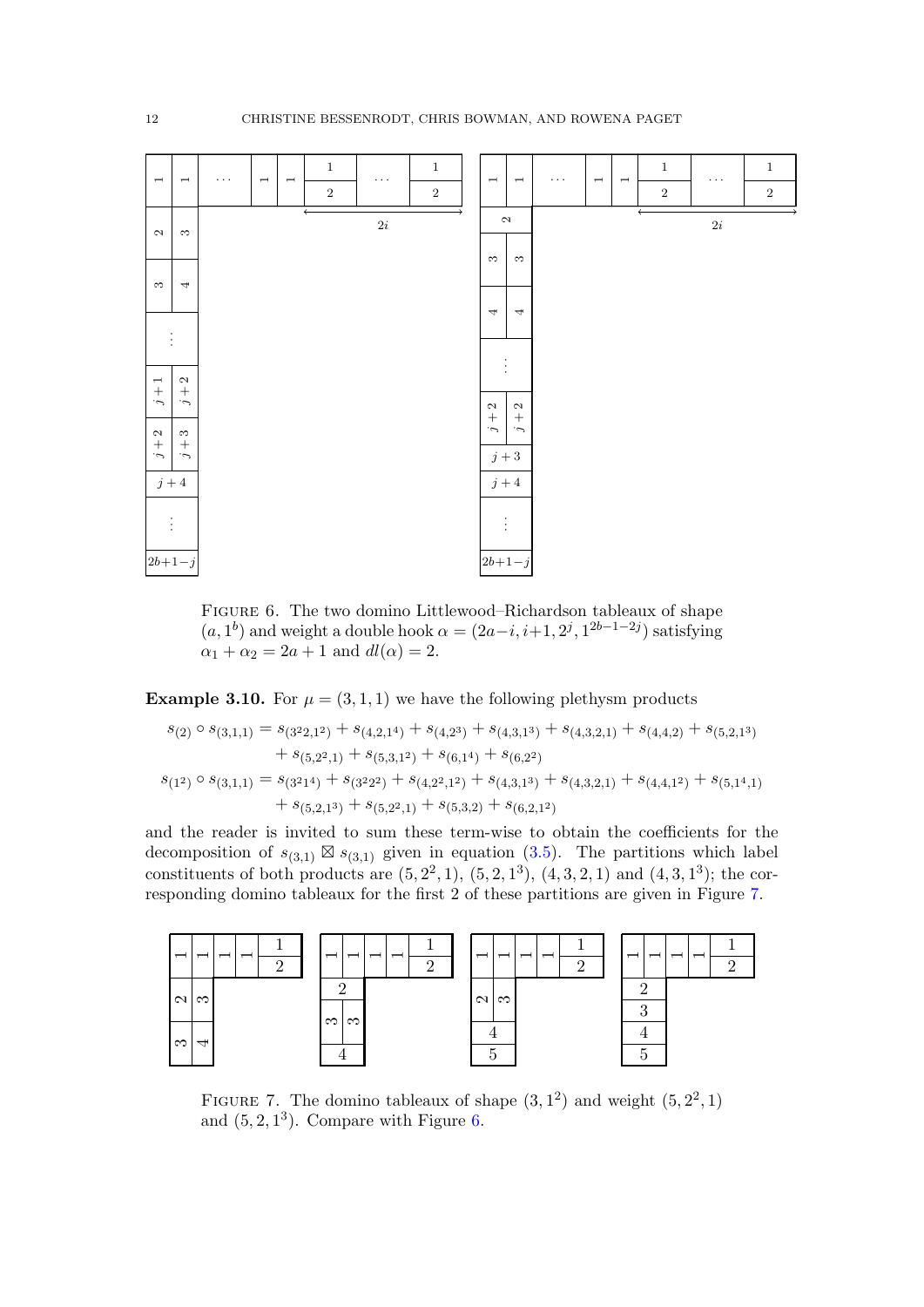FIGURE 6. The two domino Littlewood–Richardson tableaux of shape $(a, 1^b)$ and weight a double hook $\alpha = (2a-i, i+1, 2^j, 1^{2b-1-2j})$ satisfying $\alpha_1 + \alpha_2 = 2a + 1$ and $dl(\alpha) = 2$.

**Example 3.10.** For $\mu = (3, 1, 1)$ we have the following plethysm products

$$
\begin{aligned}
s_{(2)} \circ s_{(3,1,1)} &= s_{(3^2 2, 1^2)} + s_{(4,2,1^4)} + s_{(4,2^3)} + s_{(4,3,1^3)} + s_{(4,3,2,1)} + s_{(4,4,2)} + s_{(5,2,1^3)} \\
&\quad + s_{(5,2^2,1)} + s_{(5,3,1^2)} + s_{(6,1^4)} + s_{(6,2^2)} \\
s_{(1^2)} \circ s_{(3,1,1)} &= s_{(3^2 1^4)} + s_{(3^2 2^2)} + s_{(4,2^2,1^2)} + s_{(4,3,1^3)} + s_{(4,3,2,1)} + s_{(4,4,1^2)} + s_{(5,1^4,1)} \\
&\quad + s_{(5,2,1^3)} + s_{(5,2^2,1)} + s_{(5,3,2)} + s_{(6,2,1^2)}
\end{aligned}
$$

and the reader is invited to sum these term-wise to obtain the coefficients for the decomposition of $s_{(3,1)} \boxtimes s_{(3,1)}$ given in equation (3.5). The partitions which label constituents of both products are $(5, 2^2, 1)$, $(5, 2, 1^3)$, $(4, 3, 2, 1)$ and $(4, 3, 1^3)$; the corresponding domino tableaux for the first 2 of these partitions are given in Figure 7.

FIGURE 7. The domino tableaux of shape $(3, 1^2)$ and weight $(5, 2^2, 1)$ and $(5, 2, 1^3)$. Compare with Figure 6.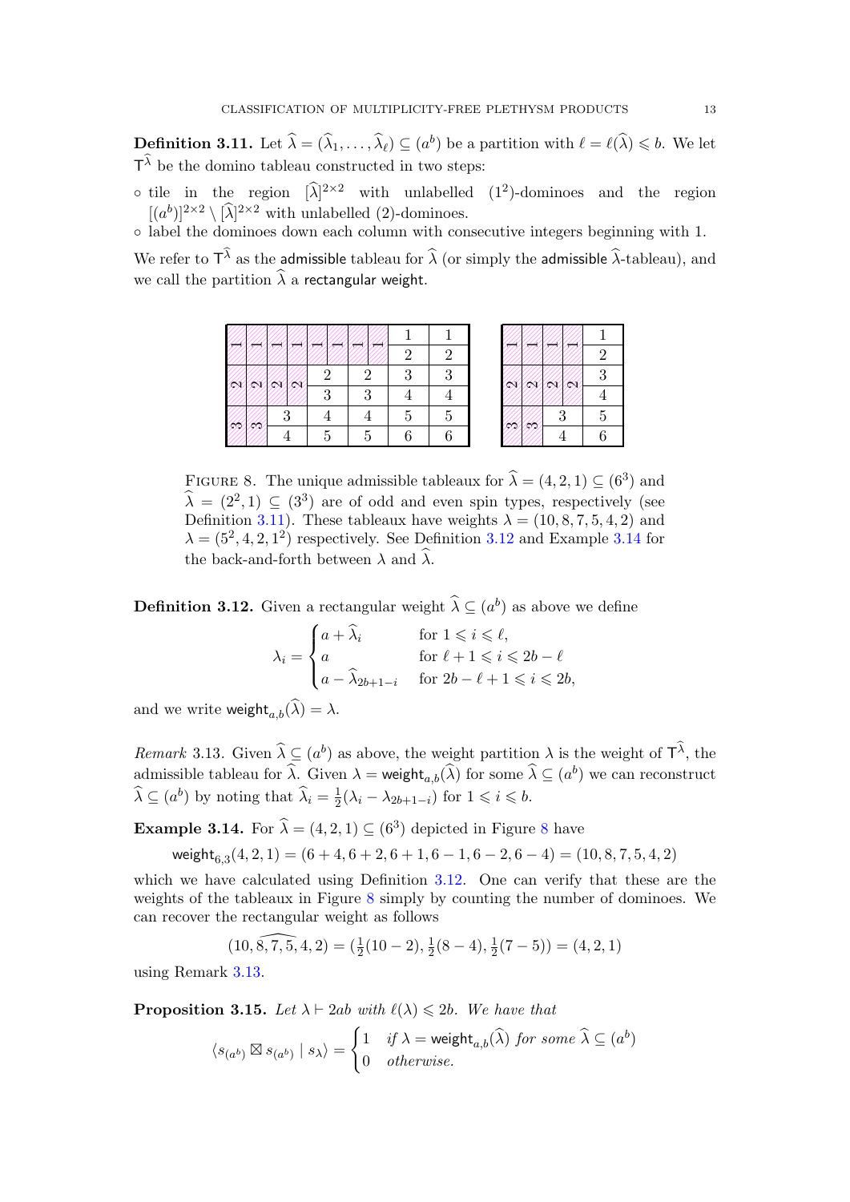**Definition 3.11.** Let $\widehat{\lambda} = (\widehat{\lambda}_1, \dots, \widehat{\lambda}_\ell) \subseteq (a^b)$ be a partition with $\ell = \ell(\widehat{\lambda}) \leqslant b$. We let $\mathsf{T}^{\widehat{\lambda}}$ be the domino tableau constructed in two steps:

- tile in the region $[\widehat{\lambda}]^{2\times 2}$ with unlabelled $(1^2)$-dominoes and the region $[(a^b)]^{2\times 2} \setminus [\widehat{\lambda}]^{2\times 2}$ with unlabelled $(2)$-dominoes.
- label the dominoes down each column with consecutive integers beginning with 1.

We refer to $\mathsf{T}^{\widehat{\lambda}}$ as the admissible tableau for $\widehat{\lambda}$ (or simply the admissible $\widehat{\lambda}$-tableau), and we call the partition $\widehat{\lambda}$ a rectangular weight.

FIGURE 8. The unique admissible tableaux for $\widehat{\lambda} = (4, 2, 1) \subseteq (6^3)$ and $\widehat{\lambda} = (2^2, 1) \subseteq (3^3)$ are of odd and even spin types, respectively (see Definition 3.11). These tableaux have weights $\lambda = (10, 8, 7, 5, 4, 2)$ and $\lambda = (5^2, 4, 2, 1^2)$ respectively. See Definition 3.12 and Example 3.14 for the back-and-forth between $\lambda$ and $\widehat{\lambda}$.

**Definition 3.12.** Given a rectangular weight $\widehat{\lambda} \subseteq (a^b)$ as above we define

$$\lambda_i = \begin{cases} a + \widehat{\lambda}_i & \text{for } 1 \leqslant i \leqslant \ell, \\ a & \text{for } \ell + 1 \leqslant i \leqslant 2b - \ell \\ a - \widehat{\lambda}_{2b+1-i} & \text{for } 2b - \ell + 1 \leqslant i \leqslant 2b, \end{cases}$$

and we write $\mathsf{weight}_{a,b}(\widehat{\lambda}) = \lambda$.

*Remark* 3.13. Given $\widehat{\lambda} \subseteq (a^b)$ as above, the weight partition $\lambda$ is the weight of $\mathsf{T}^{\widehat{\lambda}}$, the admissible tableau for $\widehat{\lambda}$. Given $\lambda = \mathsf{weight}_{a,b}(\widehat{\lambda})$ for some $\widehat{\lambda} \subseteq (a^b)$ we can reconstruct $\widehat{\lambda} \subseteq (a^b)$ by noting that $\widehat{\lambda}_i = \frac{1}{2}(\lambda_i - \lambda_{2b+1-i})$ for $1 \leqslant i \leqslant b$.

**Example 3.14.** For $\widehat{\lambda} = (4, 2, 1) \subseteq (6^3)$ depicted in Figure 8 have

$$\mathsf{weight}_{6,3}(4, 2, 1) = (6 + 4, 6 + 2, 6 + 1, 6 - 1, 6 - 2, 6 - 4) = (10, 8, 7, 5, 4, 2)$$

which we have calculated using Definition 3.12. One can verify that these are the weights of the tableaux in Figure 8 simply by counting the number of dominoes. We can recover the rectangular weight as follows

$$(10, \widehat{8, 7, 5}, 4, 2) = (\tfrac{1}{2}(10 - 2), \tfrac{1}{2}(8 - 4), \tfrac{1}{2}(7 - 5)) = (4, 2, 1)$$

using Remark 3.13.

**Proposition 3.15.** *Let $\lambda \vdash 2ab$ with $\ell(\lambda) \leqslant 2b$. We have that*

$$\langle s_{(a^b)} \boxtimes s_{(a^b)} \mid s_\lambda \rangle = \begin{cases} 1 & \text{if } \lambda = \mathsf{weight}_{a,b}(\widehat{\lambda}) \text{ for some } \widehat{\lambda} \subseteq (a^b) \\ 0 & \text{otherwise.} \end{cases}$$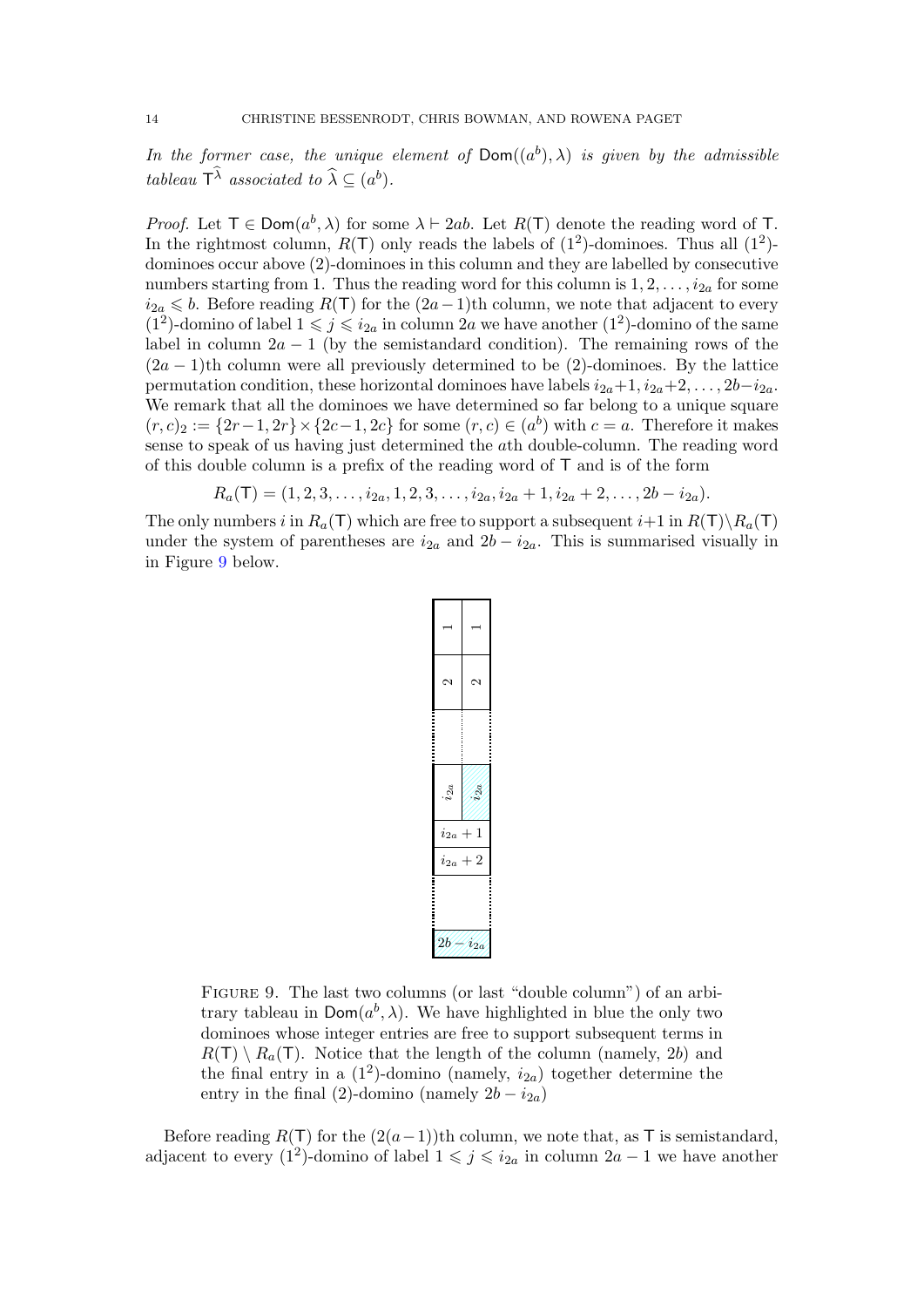*In the former case, the unique element of $\mathsf{Dom}((a^b),\lambda)$ is given by the admissible tableau $\mathsf{T}^{\widehat{\lambda}}$ associated to $\widehat{\lambda} \subseteq (a^b)$.*

*Proof.* Let $\mathsf{T} \in \mathsf{Dom}(a^b, \lambda)$ for some $\lambda \vdash 2ab$. Let $R(\mathsf{T})$ denote the reading word of $\mathsf{T}$. In the rightmost column, $R(\mathsf{T})$ only reads the labels of $(1^2)$-dominoes. Thus all $(1^2)$-dominoes occur above $(2)$-dominoes in this column and they are labelled by consecutive numbers starting from 1. Thus the reading word for this column is $1, 2, \dots, i_{2a}$ for some $i_{2a} \leqslant b$. Before reading $R(\mathsf{T})$ for the $(2a-1)$th column, we note that adjacent to every $(1^2)$-domino of label $1 \leqslant j \leqslant i_{2a}$ in column $2a$ we have another $(1^2)$-domino of the same label in column $2a-1$ (by the semistandard condition). The remaining rows of the $(2a-1)$th column were all previously determined to be $(2)$-dominoes. By the lattice permutation condition, these horizontal dominoes have labels $i_{2a}+1, i_{2a}+2, \dots, 2b-i_{2a}$. We remark that all the dominoes we have determined so far belong to a unique square $(r,c)_2 := \{2r-1, 2r\} \times \{2c-1, 2c\}$ for some $(r,c) \in (a^b)$ with $c = a$. Therefore it makes sense to speak of us having just determined the $a$th double-column. The reading word of this double column is a prefix of the reading word of $\mathsf{T}$ and is of the form

$$R_a(\mathsf{T}) = (1, 2, 3, \dots, i_{2a}, 1, 2, 3, \dots, i_{2a}, i_{2a}+1, i_{2a}+2, \dots, 2b-i_{2a}).$$

The only numbers $i$ in $R_a(\mathsf{T})$ which are free to support a subsequent $i+1$ in $R(\mathsf{T}) \backslash R_a(\mathsf{T})$ under the system of parentheses are $i_{2a}$ and $2b - i_{2a}$. This is summarised visually in Figure 9 below.

Figure 9. The last two columns (or last "double column") of an arbitrary tableau in $\mathsf{Dom}(a^b, \lambda)$. We have highlighted in blue the only two dominoes whose integer entries are free to support subsequent terms in $R(\mathsf{T}) \setminus R_a(\mathsf{T})$. Notice that the length of the column (namely, $2b$) and the final entry in a $(1^2)$-domino (namely, $i_{2a}$) together determine the entry in the final $(2)$-domino (namely $2b - i_{2a}$)

Before reading $R(\mathsf{T})$ for the $(2(a-1))$th column, we note that, as $\mathsf{T}$ is semistandard, adjacent to every $(1^2)$-domino of label $1 \leqslant j \leqslant i_{2a}$ in column $2a-1$ we have another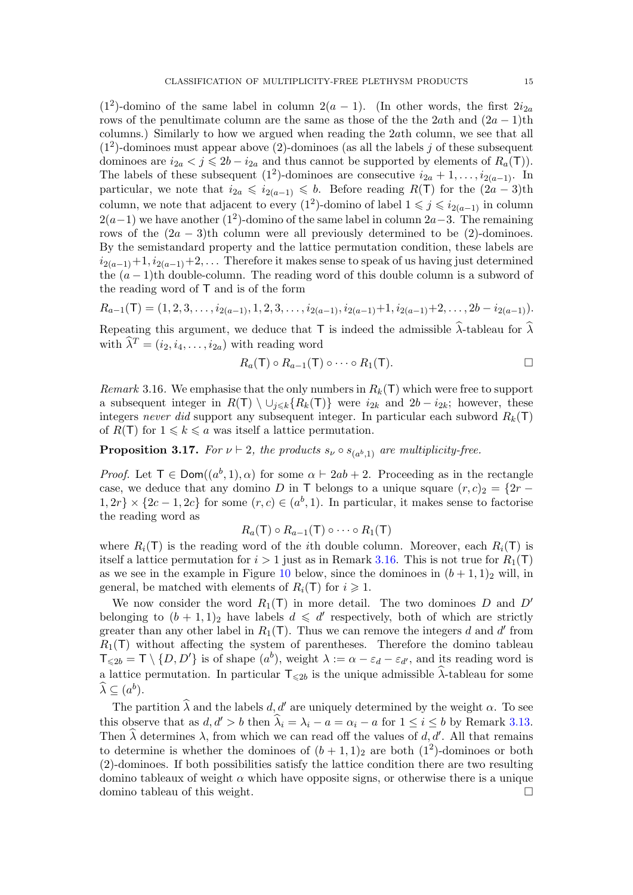$(1^2)$-domino of the same label in column $2(a-1)$. (In other words, the first $2i_{2a}$ rows of the penultimate column are the same as those of the the $2a$th and $(2a-1)$th columns.) Similarly to how we argued when reading the $2a$th column, we see that all $(1^2)$-dominoes must appear above $(2)$-dominoes (as all the labels $j$ of these subsequent dominoes are $i_{2a} < j \leqslant 2b - i_{2a}$ and thus cannot be supported by elements of $R_a(\mathsf{T})$). The labels of these subsequent $(1^2)$-dominoes are consecutive $i_{2a}+1, \ldots, i_{2(a-1)}$. In particular, we note that $i_{2a} \leqslant i_{2(a-1)} \leqslant b$. Before reading $R(\mathsf{T})$ for the $(2a-3)$th column, we note that adjacent to every $(1^2)$-domino of label $1 \leqslant j \leqslant i_{2(a-1)}$ in column $2(a-1)$ we have another $(1^2)$-domino of the same label in column $2a-3$. The remaining rows of the $(2a-3)$th column were all previously determined to be $(2)$-dominoes. By the semistandard property and the lattice permutation condition, these labels are $i_{2(a-1)}+1, i_{2(a-1)}+2, \ldots$ Therefore it makes sense to speak of us having just determined the $(a-1)$th double-column. The reading word of this double column is a subword of the reading word of $\mathsf{T}$ and is of the form

$$R_{a-1}(\mathsf{T}) = (1, 2, 3, \ldots, i_{2(a-1)}, 1, 2, 3, \ldots, i_{2(a-1)}, i_{2(a-1)}+1, i_{2(a-1)}+2, \ldots, 2b - i_{2(a-1)}).$$

Repeating this argument, we deduce that $\mathsf{T}$ is indeed the admissible $\widehat{\lambda}$-tableau for $\widehat{\lambda}$ with $\widehat{\lambda}^T = (i_2, i_4, \ldots, i_{2a})$ with reading word

$$R_a(\mathsf{T}) \circ R_{a-1}(\mathsf{T}) \circ \cdots \circ R_1(\mathsf{T}). \qquad \square$$

*Remark* 3.16. We emphasise that the only numbers in $R_k(\mathsf{T})$ which were free to support a subsequent integer in $R(\mathsf{T}) \setminus \cup_{j \leqslant k}\{R_k(\mathsf{T})\}$ were $i_{2k}$ and $2b - i_{2k}$; however, these integers *never did* support any subsequent integer. In particular each subword $R_k(\mathsf{T})$ of $R(\mathsf{T})$ for $1 \leqslant k \leqslant a$ was itself a lattice permutation.

**Proposition 3.17.** *For $\nu \vdash 2$, the products $s_\nu \circ s_{(a^b,1)}$ are multiplicity-free.*

*Proof.* Let $\mathsf{T} \in \mathsf{Dom}((a^b,1), \alpha)$ for some $\alpha \vdash 2ab+2$. Proceeding as in the rectangle case, we deduce that any domino $D$ in $\mathsf{T}$ belongs to a unique square $(r,c)_2 = \{2r-1, 2r\} \times \{2c-1, 2c\}$ for some $(r,c) \in (a^b, 1)$. In particular, it makes sense to factorise the reading word as

$$R_a(\mathsf{T}) \circ R_{a-1}(\mathsf{T}) \circ \cdots \circ R_1(\mathsf{T})$$

where $R_i(\mathsf{T})$ is the reading word of the $i$th double column. Moreover, each $R_i(\mathsf{T})$ is itself a lattice permutation for $i > 1$ just as in Remark 3.16. This is not true for $R_1(\mathsf{T})$ as we see in the example in Figure 10 below, since the dominoes in $(b+1,1)_2$ will, in general, be matched with elements of $R_i(\mathsf{T})$ for $i \geqslant 1$.

We now consider the word $R_1(\mathsf{T})$ in more detail. The two dominoes $D$ and $D'$ belonging to $(b+1,1)_2$ have labels $d \leqslant d'$ respectively, both of which are strictly greater than any other label in $R_1(\mathsf{T})$. Thus we can remove the integers $d$ and $d'$ from $R_1(\mathsf{T})$ without affecting the system of parentheses. Therefore the domino tableau $\mathsf{T}_{\leqslant 2b} = \mathsf{T} \setminus \{D, D'\}$ is of shape $(a^b)$, weight $\lambda := \alpha - \varepsilon_d - \varepsilon_{d'}$, and its reading word is a lattice permutation. In particular $\mathsf{T}_{\leqslant 2b}$ is the unique admissible $\widehat{\lambda}$-tableau for some $\widehat{\lambda} \subseteq (a^b)$.

The partition $\widehat{\lambda}$ and the labels $d, d'$ are uniquely determined by the weight $\alpha$. To see this observe that as $d, d' > b$ then $\widehat{\lambda}_i = \lambda_i - a = \alpha_i - a$ for $1 \leq i \leq b$ by Remark 3.13. Then $\widehat{\lambda}$ determines $\lambda$, from which we can read off the values of $d, d'$. All that remains to determine is whether the dominoes of $(b+1,1)_2$ are both $(1^2)$-dominoes or both $(2)$-dominoes. If both possibilities satisfy the lattice condition there are two resulting domino tableaux of weight $\alpha$ which have opposite signs, or otherwise there is a unique domino tableau of this weight. $\square$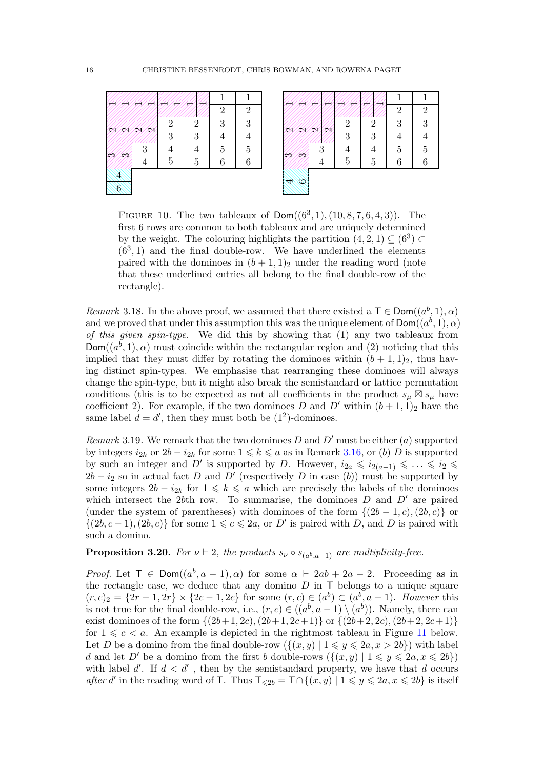FIGURE 10. The two tableaux of $\mathsf{Dom}((6^3,1),(10,8,7,6,4,3))$. The first 6 rows are common to both tableaux and are uniquely determined by the weight. The colouring highlights the partition $(4,2,1) \subseteq (6^3) \subset (6^3,1)$ and the final double-row. We have underlined the elements paired with the dominoes in $(b+1,1)_2$ under the reading word (note that these underlined entries all belong to the final double-row of the rectangle).

*Remark* 3.18. In the above proof, we assumed that there existed a $\mathsf{T} \in \mathsf{Dom}((a^b,1),\alpha)$ and we proved that under this assumption this was the unique element of $\mathsf{Dom}((a^b,1),\alpha)$ *of this given spin-type*. We did this by showing that (1) any two tableaux from $\mathsf{Dom}((a^b,1),\alpha)$ must coincide within the rectangular region and (2) noticing that this implied that they must differ by rotating the dominoes within $(b+1,1)_2$, thus having distinct spin-types. We emphasise that rearranging these dominoes will always change the spin-type, but it might also break the semistandard or lattice permutation conditions (this is to be expected as not all coefficients in the product $s_\mu \boxtimes s_\mu$ have coefficient 2). For example, if the two dominoes $D$ and $D'$ within $(b+1,1)_2$ have the same label $d = d'$, then they must both be $(1^2)$-dominoes.

*Remark* 3.19. We remark that the two dominoes $D$ and $D'$ must be either $(a)$ supported by integers $i_{2k}$ or $2b - i_{2k}$ for some $1 \leqslant k \leqslant a$ as in Remark 3.16, or $(b)$ $D$ is supported by such an integer and $D'$ is supported by $D$. However, $i_{2a} \leqslant i_{2(a-1)} \leqslant \ldots \leqslant i_2 \leqslant 2b - i_2$ so in actual fact $D$ and $D'$ (respectively $D$ in case $(b)$) must be supported by some integers $2b - i_{2k}$ for $1 \leqslant k \leqslant a$ which are precisely the labels of the dominoes which intersect the $2b$th row. To summarise, the dominoes $D$ and $D'$ are paired (under the system of parentheses) with dominoes of the form $\{(2b-1,c),(2b,c)\}$ or $\{(2b,c-1),(2b,c)\}$ for some $1 \leqslant c \leqslant 2a$, or $D'$ is paired with $D$, and $D$ is paired with such a domino.

**Proposition 3.20.** *For $\nu \vdash 2$, the products $s_\nu \circ s_{(a^b,a-1)}$ are multiplicity-free.*

*Proof.* Let $\mathsf{T} \in \mathsf{Dom}((a^b,a-1),\alpha)$ for some $\alpha \vdash 2ab+2a-2$. Proceeding as in the rectangle case, we deduce that any domino $D$ in $\mathsf{T}$ belongs to a unique square $(r,c)_2 = \{2r-1,2r\} \times \{2c-1,2c\}$ for some $(r,c) \in (a^b) \subset (a^b,a-1)$. *However* this is not true for the final double-row, i.e., $(r,c) \in ((a^b,a-1) \setminus (a^b))$. Namely, there can exist dominoes of the form $\{(2b+1,2c),(2b+1,2c+1)\}$ or $\{(2b+2,2c),(2b+2,2c+1)\}$ for $1 \leqslant c < a$. An example is depicted in the rightmost tableau in Figure 11 below. Let $D$ be a domino from the final double-row $(\{(x,y) \mid 1 \leqslant y \leqslant 2a, x > 2b\})$ with label $d$ and let $D'$ be a domino from the first $b$ double-rows $(\{(x,y) \mid 1 \leqslant y \leqslant 2a, x \leqslant 2b\})$ with label $d'$. If $d < d'$, then by the semistandard property, we have that $d$ occurs *after* $d'$ in the reading word of $\mathsf{T}$. Thus $\mathsf{T}_{\leqslant 2b} = \mathsf{T} \cap \{(x,y) \mid 1 \leqslant y \leqslant 2a, x \leqslant 2b\}$ is itself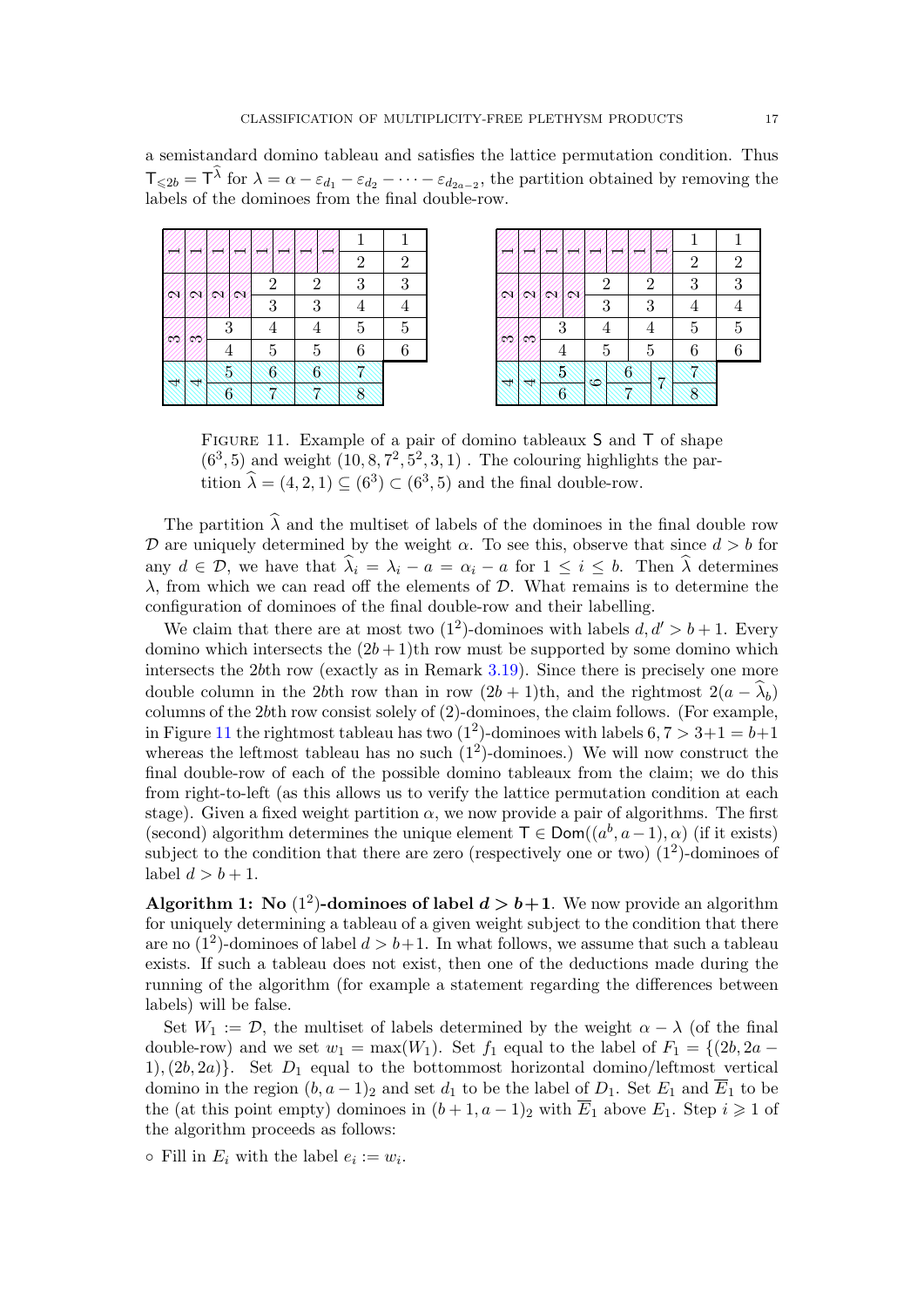a semistandard domino tableau and satisfies the lattice permutation condition. Thus $\mathsf{T}_{\leqslant 2b} = \mathsf{T}^{\widehat{\lambda}}$ for $\lambda = \alpha - \varepsilon_{d_1} - \varepsilon_{d_2} - \cdots - \varepsilon_{d_{2a-2}}$, the partition obtained by removing the labels of the dominoes from the final double-row.

FIGURE 11. Example of a pair of domino tableaux $\mathsf{S}$ and $\mathsf{T}$ of shape $(6^3, 5)$ and weight $(10, 8, 7^2, 5^2, 3, 1)$. The colouring highlights the partition $\widehat{\lambda} = (4, 2, 1) \subseteq (6^3) \subset (6^3, 5)$ and the final double-row.

The partition $\widehat{\lambda}$ and the multiset of labels of the dominoes in the final double row $\mathcal{D}$ are uniquely determined by the weight $\alpha$. To see this, observe that since $d > b$ for any $d \in \mathcal{D}$, we have that $\widehat{\lambda}_i = \lambda_i - a = \alpha_i - a$ for $1 \leq i \leq b$. Then $\widehat{\lambda}$ determines $\lambda$, from which we can read off the elements of $\mathcal{D}$. What remains is to determine the configuration of dominoes of the final double-row and their labelling.

We claim that there are at most two $(1^2)$-dominoes with labels $d, d' > b + 1$. Every domino which intersects the $(2b + 1)$th row must be supported by some domino which intersects the $2b$th row (exactly as in Remark 3.19). Since there is precisely one more double column in the $2b$th row than in row $(2b + 1)$th, and the rightmost $2(a - \widehat{\lambda}_b)$ columns of the $2b$th row consist solely of $(2)$-dominoes, the claim follows. (For example, in Figure 11 the rightmost tableau has two $(1^2)$-dominoes with labels $6, 7 > 3+1 = b+1$ whereas the leftmost tableau has no such $(1^2)$-dominoes.) We will now construct the final double-row of each of the possible domino tableaux from the claim; we do this from right-to-left (as this allows us to verify the lattice permutation condition at each stage). Given a fixed weight partition $\alpha$, we now provide a pair of algorithms. The first (second) algorithm determines the unique element $\mathsf{T} \in \mathsf{Dom}((a^b, a - 1), \alpha)$ (if it exists) subject to the condition that there are zero (respectively one or two) $(1^2)$-dominoes of label $d > b + 1$.

**Algorithm 1: No $(1^2)$-dominoes of label $d > b+1$.** We now provide an algorithm for uniquely determining a tableau of a given weight subject to the condition that there are no $(1^2)$-dominoes of label $d > b+1$. In what follows, we assume that such a tableau exists. If such a tableau does not exist, then one of the deductions made during the running of the algorithm (for example a statement regarding the differences between labels) will be false.

Set $W_1 := \mathcal{D}$, the multiset of labels determined by the weight $\alpha - \lambda$ (of the final double-row) and we set $w_1 = \max(W_1)$. Set $f_1$ equal to the label of $F_1 = \{(2b, 2a - 1), (2b, 2a)\}$. Set $D_1$ equal to the bottommost horizontal domino/leftmost vertical domino in the region $(b, a - 1)_2$ and set $d_1$ to be the label of $D_1$. Set $E_1$ and $\overline{E}_1$ to be the (at this point empty) dominoes in $(b + 1, a - 1)_2$ with $\overline{E}_1$ above $E_1$. Step $i \geqslant 1$ of the algorithm proceeds as follows:

- Fill in $E_i$ with the label $e_i := w_i$.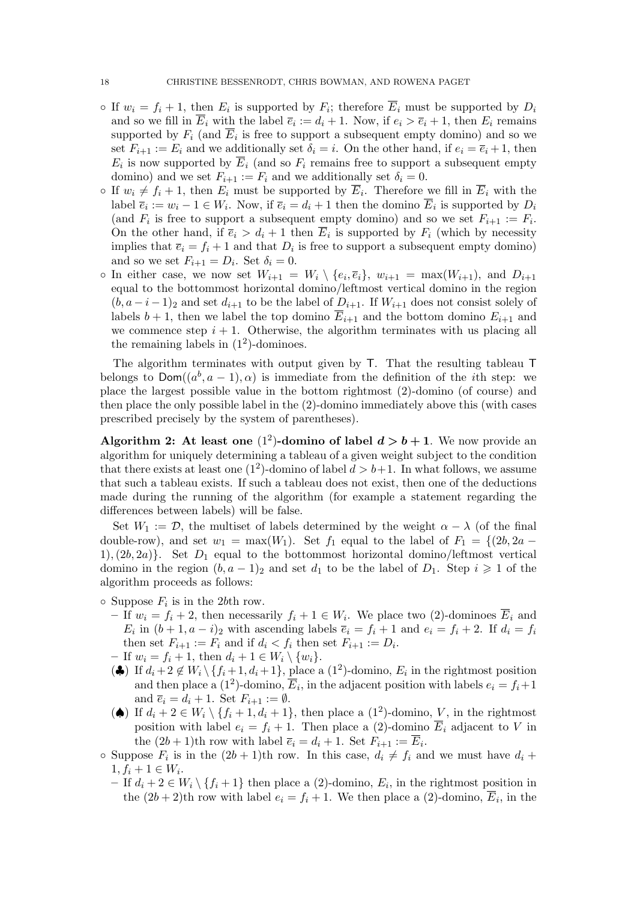- If $w_i = f_i + 1$, then $E_i$ is supported by $F_i$; therefore $\overline{E}_i$ must be supported by $D_i$ and so we fill in $\overline{E}_i$ with the label $\overline{e}_i := d_i + 1$. Now, if $e_i > \overline{e}_i + 1$, then $E_i$ remains supported by $F_i$ (and $\overline{E}_i$ is free to support a subsequent empty domino) and so we set $F_{i+1} := E_i$ and we additionally set $\delta_i = i$. On the other hand, if $e_i = \overline{e}_i + 1$, then $E_i$ is now supported by $\overline{E}_i$ (and so $F_i$ remains free to support a subsequent empty domino) and we set $F_{i+1} := F_i$ and we additionally set $\delta_i = 0$.
- If $w_i \neq f_i + 1$, then $E_i$ must be supported by $\overline{E}_i$. Therefore we fill in $\overline{E}_i$ with the label $\overline{e}_i := w_i - 1 \in W_i$. Now, if $\overline{e}_i = d_i + 1$ then the domino $\overline{E}_i$ is supported by $D_i$ (and $F_i$ is free to support a subsequent empty domino) and so we set $F_{i+1} := F_i$. On the other hand, if $\overline{e}_i > d_i + 1$ then $\overline{E}_i$ is supported by $F_i$ (which by necessity implies that $\overline{e}_i = f_i + 1$ and that $D_i$ is free to support a subsequent empty domino) and so we set $F_{i+1} = D_i$. Set $\delta_i = 0$.
- In either case, we now set $W_{i+1} = W_i \setminus \{e_i, \overline{e}_i\}$, $w_{i+1} = \max(W_{i+1})$, and $D_{i+1}$ equal to the bottommost horizontal domino/leftmost vertical domino in the region $(b, a-i-1)_2$ and set $d_{i+1}$ to be the label of $D_{i+1}$. If $W_{i+1}$ does not consist solely of labels $b+1$, then we label the top domino $\overline{E}_{i+1}$ and the bottom domino $E_{i+1}$ and we commence step $i+1$. Otherwise, the algorithm terminates with us placing all the remaining labels in $(1^2)$-dominoes.

The algorithm terminates with output given by $\mathsf{T}$. That the resulting tableau $\mathsf{T}$ belongs to $\mathsf{Dom}((a^b, a-1), \alpha)$ is immediate from the definition of the $i$th step: we place the largest possible value in the bottom rightmost $(2)$-domino (of course) and then place the only possible label in the $(2)$-domino immediately above this (with cases prescribed precisely by the system of parentheses).

**Algorithm 2: At least one $(1^2)$-domino of label $d > b+1$.** We now provide an algorithm for uniquely determining a tableau of a given weight subject to the condition that there exists at least one $(1^2)$-domino of label $d > b+1$. In what follows, we assume that such a tableau exists. If such a tableau does not exist, then one of the deductions made during the running of the algorithm (for example a statement regarding the differences between labels) will be false.

Set $W_1 := \mathcal{D}$, the multiset of labels determined by the weight $\alpha - \lambda$ (of the final double-row), and set $w_1 = \max(W_1)$. Set $f_1$ equal to the label of $F_1 = \{(2b, 2a-1), (2b, 2a)\}$. Set $D_1$ equal to the bottommost horizontal domino/leftmost vertical domino in the region $(b, a-1)_2$ and set $d_1$ to be the label of $D_1$. Step $i \geqslant 1$ of the algorithm proceeds as follows:

- Suppose $F_i$ is in the $2b$th row.
  - If $w_i = f_i + 2$, then necessarily $f_i + 1 \in W_i$. We place two $(2)$-dominoes $\overline{E}_i$ and $E_i$ in $(b+1, a-i)_2$ with ascending labels $\overline{e}_i = f_i + 1$ and $e_i = f_i + 2$. If $d_i = f_i$ then set $F_{i+1} := F_i$ and if $d_i < f_i$ then set $F_{i+1} := D_i$.
  - If $w_i = f_i + 1$, then $d_i + 1 \in W_i \setminus \{w_i\}$.
  - (♣) If $d_i + 2 \notin W_i \setminus \{f_i + 1, d_i + 1\}$, place a $(1^2)$-domino, $E_i$ in the rightmost position and then place a $(1^2)$-domino, $\overline{E}_i$, in the adjacent position with labels $e_i = f_i + 1$ and $\overline{e}_i = d_i + 1$. Set $F_{i+1} := \emptyset$.
  - (♠) If $d_i + 2 \in W_i \setminus \{f_i + 1, d_i + 1\}$, then place a $(1^2)$-domino, $V$, in the rightmost position with label $e_i = f_i + 1$. Then place a $(2)$-domino $\overline{E}_i$ adjacent to $V$ in the $(2b+1)$th row with label $\overline{e}_i = d_i + 1$. Set $F_{i+1} := \overline{E}_i$.
- Suppose $F_i$ is in the $(2b+1)$th row. In this case, $d_i \neq f_i$ and we must have $d_i + 1, f_i + 1 \in W_i$.
  - If $d_i + 2 \in W_i \setminus \{f_i + 1\}$ then place a $(2)$-domino, $E_i$, in the rightmost position in the $(2b+2)$th row with label $e_i = f_i + 1$. We then place a $(2)$-domino, $\overline{E}_i$, in the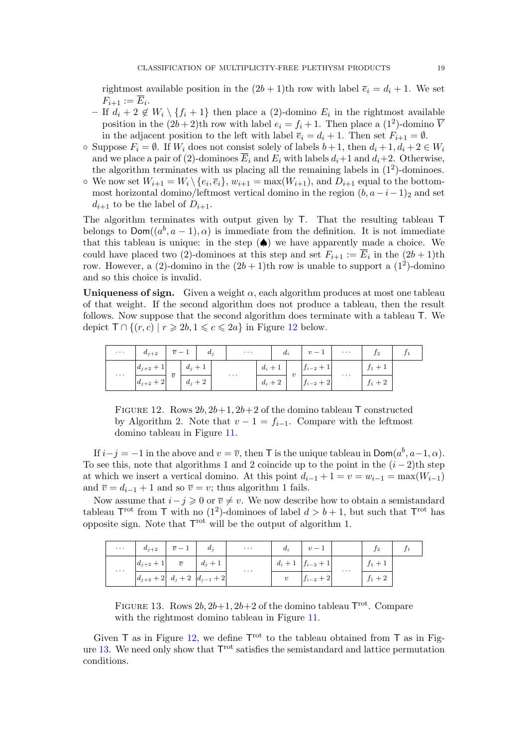rightmost available position in the $(2b+1)$th row with label $\overline{e}_i = d_i + 1$. We set $F_{i+1} := \overline{E}_i$.

  – If $d_i + 2 \notin W_i \setminus \{f_i + 1\}$ then place a $(2)$-domino $E_i$ in the rightmost available position in the $(2b+2)$th row with label $e_i = f_i + 1$. Then place a $(1^2)$-domino $\overline{V}$ in the adjacent position to the left with label $\overline{e}_i = d_i + 1$. Then set $F_{i+1} = \emptyset$.

- Suppose $F_i = \emptyset$. If $W_i$ does not consist solely of labels $b+1$, then $d_i + 1, d_i + 2 \in W_i$ and we place a pair of $(2)$-dominoes $\overline{E}_i$ and $E_i$ with labels $d_i+1$ and $d_i+2$. Otherwise, the algorithm terminates with us placing all the remaining labels in $(1^2)$-dominoes.
- We now set $W_{i+1} = W_i \setminus \{e_i, \overline{e}_i\}$, $w_{i+1} = \max(W_{i+1})$, and $D_{i+1}$ equal to the bottommost horizontal domino/leftmost vertical domino in the region $(b, a-i-1)_2$ and set $d_{i+1}$ to be the label of $D_{i+1}$.

The algorithm terminates with output given by $\mathsf{T}$. That the resulting tableau $\mathsf{T}$ belongs to $\mathsf{Dom}((a^b, a-1), \alpha)$ is immediate from the definition. It is not immediate that this tableau is unique: in the step (♠) we have apparently made a choice. We could have placed two $(2)$-dominoes at this step and set $F_{i+1} := \overline{E}_i$ in the $(2b+1)$th row. However, a $(2)$-domino in the $(2b+1)$th row is unable to support a $(1^2)$-domino and so this choice is invalid.

**Uniqueness of sign.** Given a weight $\alpha$, each algorithm produces at most one tableau of that weight. If the second algorithm does not produce a tableau, then the result follows. Now suppose that the second algorithm does terminate with a tableau $\mathsf{T}$. We depict $\mathsf{T} \cap \{(r,c) \mid r \geqslant 2b, 1 \leqslant c \leqslant 2a\}$ in Figure 12 below.

| $\cdots$ | $d_{j+2}$ | $\overline{v}-1$ | $d_j$ | $\cdots$ | $d_i$ | $v-1$ | $\cdots$ | $f_2$ | $f_1$ |
|---|---|---|---|---|---|---|---|---|---|
| $\cdots$ | $d_{j+2}+1$ | $\overline{v}$ | $d_j+1$ | $\cdots$ | $d_i+1$ | $v$ | $f_{i-2}+1$ | $\cdots$ | $f_1+1$ |
| | $d_{j+2}+2$ | | $d_j+2$ | | $d_i+2$ | | $f_{i-2}+2$ | | $f_1+2$ |

FIGURE 12. Rows $2b, 2b+1, 2b+2$ of the domino tableau $\mathsf{T}$ constructed by Algorithm 2. Note that $v - 1 = f_{i-1}$. Compare with the leftmost domino tableau in Figure 11.

If $i-j = -1$ in the above and $v = \overline{v}$, then $\mathsf{T}$ is the unique tableau in $\mathsf{Dom}(a^b, a-1, \alpha)$. To see this, note that algorithms 1 and 2 coincide up to the point in the $(i-2)$th step at which we insert a vertical domino. At this point $d_{i-1} + 1 = v = w_{i-1} = \max(W_{i-1})$ and $\overline{v} = d_{i-1} + 1$ and so $\overline{v} = v$; thus algorithm 1 fails.

Now assume that $i - j \geqslant 0$ or $\overline{v} \neq v$. We now describe how to obtain a semistandard tableau $\mathsf{T}^{\mathrm{rot}}$ from $\mathsf{T}$ with no $(1^2)$-dominoes of label $d > b+1$, but such that $\mathsf{T}^{\mathrm{rot}}$ has opposite sign. Note that $\mathsf{T}^{\mathrm{rot}}$ will be the output of algorithm 1.

| $\cdots$ | $d_{j+2}$ | $\overline{v}-1$ | $d_j$ | $\cdots$ | $d_i$ | $v-1$ | | $f_2$ | $f_1$ |
|---|---|---|---|---|---|---|---|---|---|
| $\cdots$ | $d_{j+2}+1$ | $\overline{v}$ | $d_j+1$ | $\cdots$ | $d_i+1$ | $f_{i-2}+1$ | $\cdots$ | $f_1+1$ | |
| | $d_{j+2}+2$ | $d_j+2$ | $d_{j-1}+2$ | | $v$ | $f_{i-2}+2$ | | $f_1+2$ | |

FIGURE 13. Rows $2b, 2b+1, 2b+2$ of the domino tableau $\mathsf{T}^{\mathrm{rot}}$. Compare with the rightmost domino tableau in Figure 11.

Given $\mathsf{T}$ as in Figure 12, we define $\mathsf{T}^{\mathrm{rot}}$ to the tableau obtained from $\mathsf{T}$ as in Figure 13. We need only show that $\mathsf{T}^{\mathrm{rot}}$ satisfies the semistandard and lattice permutation conditions.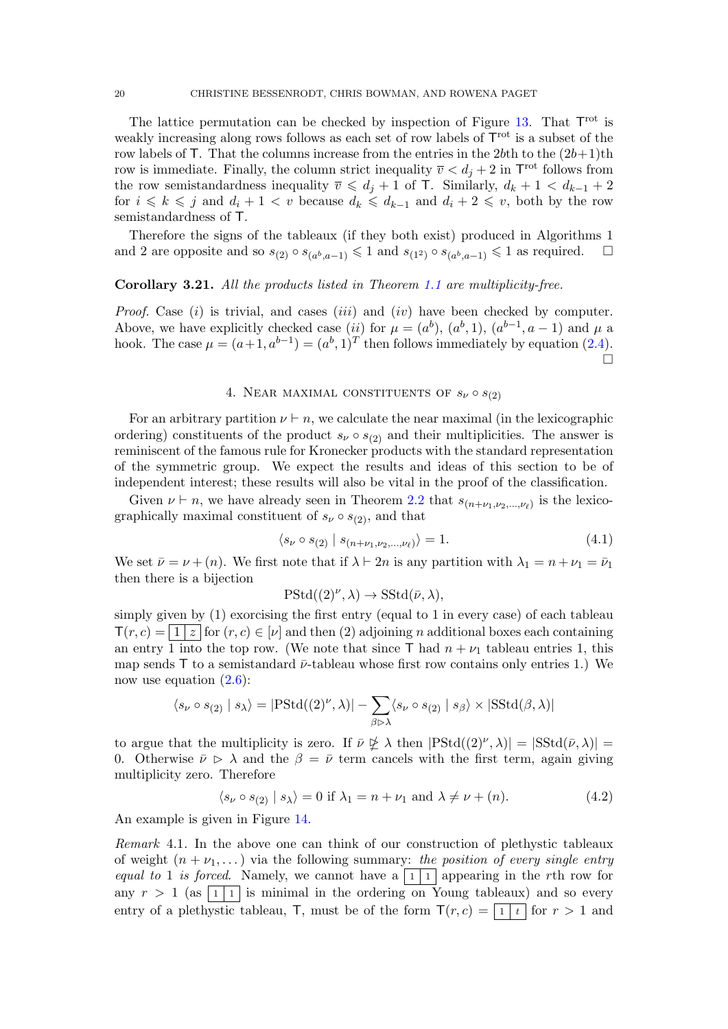The lattice permutation can be checked by inspection of Figure 13. That $\mathsf{T}^{\rm rot}$ is weakly increasing along rows follows as each set of row labels of $\mathsf{T}^{\rm rot}$ is a subset of the row labels of $\mathsf{T}$. That the columns increase from the entries in the $2b$th to the $(2b+1)$th row is immediate. Finally, the column strict inequality $\overline{v} < d_j + 2$ in $\mathsf{T}^{\rm rot}$ follows from the row semistandardness inequality $\overline{v} \leqslant d_j + 1$ of $\mathsf{T}$. Similarly, $d_k + 1 < d_{k-1} + 2$ for $i \leqslant k \leqslant j$ and $d_i + 1 < v$ because $d_k \leqslant d_{k-1}$ and $d_i + 2 \leqslant v$, both by the row semistandardness of $\mathsf{T}$.

Therefore the signs of the tableaux (if they both exist) produced in Algorithms 1 and 2 are opposite and so $s_{(2)} \circ s_{(a^b, a-1)} \leqslant 1$ and $s_{(1^2)} \circ s_{(a^b, a-1)} \leqslant 1$ as required. $\square$

**Corollary 3.21.** *All the products listed in Theorem 1.1 are multiplicity-free.*

*Proof.* Case $(i)$ is trivial, and cases $(iii)$ and $(iv)$ have been checked by computer. Above, we have explicitly checked case $(ii)$ for $\mu = (a^b)$, $(a^b, 1)$, $(a^{b-1}, a-1)$ and $\mu$ a hook. The case $\mu = (a+1, a^{b-1}) = (a^b, 1)^T$ then follows immediately by equation (2.4). $\square$

## 4. Near maximal constituents of $s_\nu \circ s_{(2)}$

For an arbitrary partition $\nu \vdash n$, we calculate the near maximal (in the lexicographic ordering) constituents of the product $s_\nu \circ s_{(2)}$ and their multiplicities. The answer is reminiscent of the famous rule for Kronecker products with the standard representation of the symmetric group. We expect the results and ideas of this section to be of independent interest; these results will also be vital in the proof of the classification.

Given $\nu \vdash n$, we have already seen in Theorem 2.2 that $s_{(n+\nu_1, \nu_2, \dots, \nu_\ell)}$ is the lexicographically maximal constituent of $s_\nu \circ s_{(2)}$, and that

$$\langle s_\nu \circ s_{(2)} \mid s_{(n+\nu_1, \nu_2, \dots, \nu_\ell)} \rangle = 1. \tag{4.1}$$

We set $\bar{\nu} = \nu + (n)$. We first note that if $\lambda \vdash 2n$ is any partition with $\lambda_1 = n + \nu_1 = \bar{\nu}_1$ then there is a bijection

$$\mathrm{PStd}((2)^\nu, \lambda) \to \mathrm{SStd}(\bar{\nu}, \lambda),$$

simply given by (1) exorcising the first entry (equal to 1 in every case) of each tableau $\mathsf{T}(r,c) = \boxed{1 \mid z}$ for $(r,c) \in [\nu]$ and then (2) adjoining $n$ additional boxes each containing an entry 1 into the top row. (We note that since $\mathsf{T}$ had $n + \nu_1$ tableau entries 1, this map sends $\mathsf{T}$ to a semistandard $\bar{\nu}$-tableau whose first row contains only entries 1.) We now use equation (2.6):

$$\langle s_\nu \circ s_{(2)} \mid s_\lambda \rangle = |\mathrm{PStd}((2)^\nu, \lambda)| - \sum_{\beta \rhd \lambda} \langle s_\nu \circ s_{(2)} \mid s_\beta \rangle \times |\mathrm{SStd}(\beta, \lambda)|$$

to argue that the multiplicity is zero. If $\bar{\nu} \ntrianglerighteq \lambda$ then $|\mathrm{PStd}((2)^\nu, \lambda)| = |\mathrm{SStd}(\bar{\nu}, \lambda)| = 0$. Otherwise $\bar{\nu} \rhd \lambda$ and the $\beta = \bar{\nu}$ term cancels with the first term, again giving multiplicity zero. Therefore

$$\langle s_\nu \circ s_{(2)} \mid s_\lambda \rangle = 0 \text{ if } \lambda_1 = n + \nu_1 \text{ and } \lambda \neq \nu + (n). \tag{4.2}$$

An example is given in Figure 14.

*Remark* 4.1. In the above one can think of our construction of plethystic tableaux of weight $(n + \nu_1, \dots)$ via the following summary: *the position of every single entry equal to 1 is forced*. Namely, we cannot have a $\boxed{1 \mid 1}$ appearing in the $r$th row for any $r > 1$ (as $\boxed{1 \mid 1}$ is minimal in the ordering on Young tableaux) and so every entry of a plethystic tableau, $\mathsf{T}$, must be of the form $\mathsf{T}(r,c) = \boxed{1 \mid t}$ for $r > 1$ and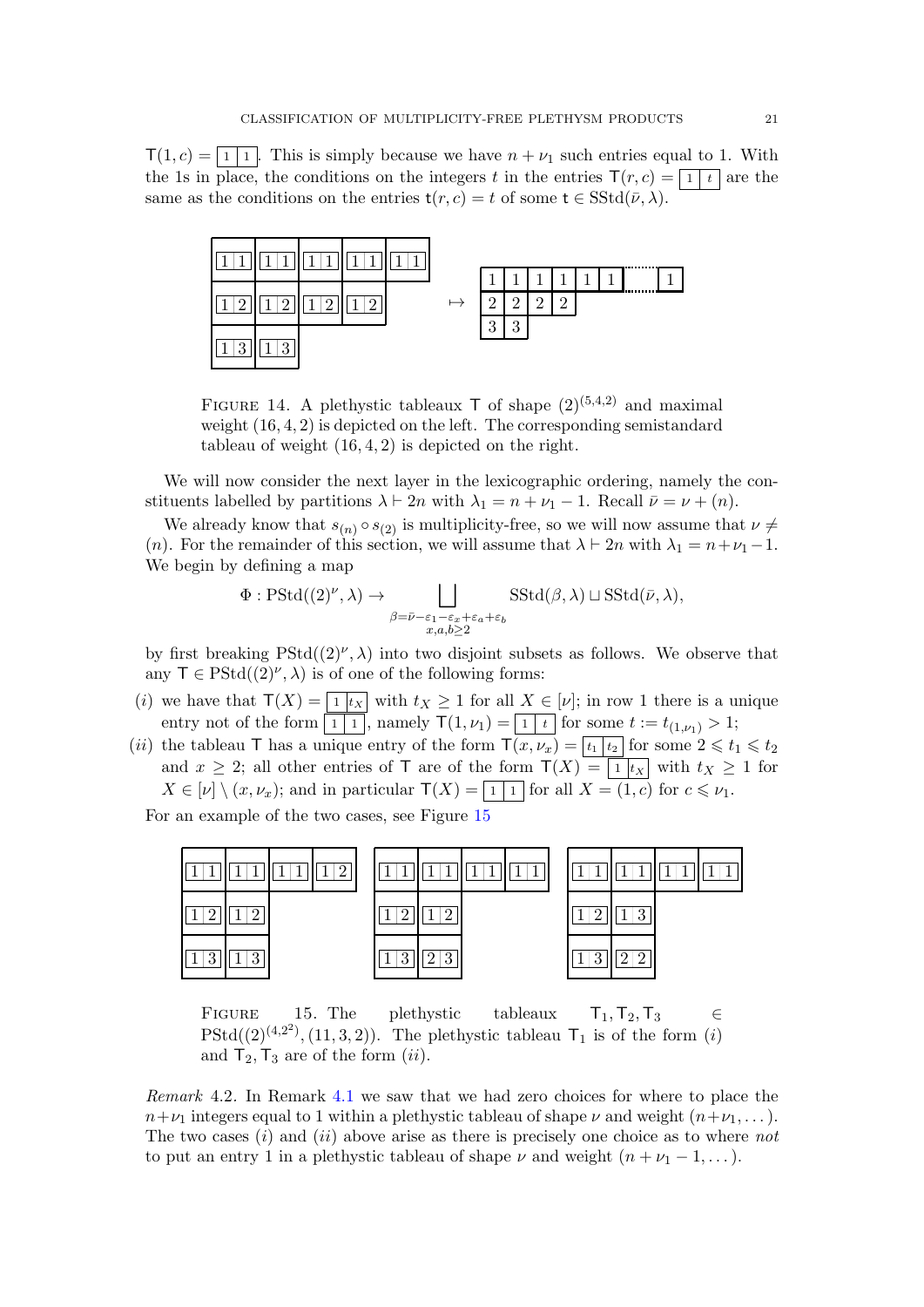$\mathsf{T}(1,c) = \boxed{1\,|\,1}$. This is simply because we have $n + \nu_1$ such entries equal to 1. With the 1s in place, the conditions on the integers $t$ in the entries $\mathsf{T}(r,c) = \boxed{1\,|\,t}$ are the same as the conditions on the entries $\mathsf{t}(r,c) = t$ of some $\mathsf{t} \in \mathrm{SStd}(\bar{\nu}, \lambda)$.

FIGURE 14. A plethystic tableaux $\mathsf{T}$ of shape $(2)^{(5,4,2)}$ and maximal weight $(16,4,2)$ is depicted on the left. The corresponding semistandard tableau of weight $(16,4,2)$ is depicted on the right.

We will now consider the next layer in the lexicographic ordering, namely the constituents labelled by partitions $\lambda \vdash 2n$ with $\lambda_1 = n + \nu_1 - 1$. Recall $\bar{\nu} = \nu + (n)$.

We already know that $s_{(n)} \circ s_{(2)}$ is multiplicity-free, so we will now assume that $\nu \neq (n)$. For the remainder of this section, we will assume that $\lambda \vdash 2n$ with $\lambda_1 = n + \nu_1 - 1$. We begin by defining a map

$$\Phi : \mathrm{PStd}((2)^\nu, \lambda) \to \bigsqcup_{\substack{\beta = \bar{\nu} - \varepsilon_1 - \varepsilon_x + \varepsilon_a + \varepsilon_b \\ x,a,b \geq 2}} \mathrm{SStd}(\beta, \lambda) \sqcup \mathrm{SStd}(\bar{\nu}, \lambda),$$

by first breaking $\mathrm{PStd}((2)^\nu, \lambda)$ into two disjoint subsets as follows. We observe that any $\mathsf{T} \in \mathrm{PStd}((2)^\nu, \lambda)$ is of one of the following forms:

(*i*) we have that $\mathsf{T}(X) = \boxed{1\,|\,t_X}$ with $t_X \geq 1$ for all $X \in [\nu]$; in row 1 there is a unique entry not of the form $\boxed{1\,|\,1}$, namely $\mathsf{T}(1, \nu_1) = \boxed{1\,|\,t}$ for some $t := t_{(1,\nu_1)} > 1$;

(*ii*) the tableau $\mathsf{T}$ has a unique entry of the form $\mathsf{T}(x, \nu_x) = \boxed{t_1\,|\,t_2}$ for some $2 \leqslant t_1 \leqslant t_2$ and $x \geq 2$; all other entries of $\mathsf{T}$ are of the form $\mathsf{T}(X) = \boxed{1\,|\,t_X}$ with $t_X \geq 1$ for $X \in [\nu] \setminus (x, \nu_x)$; and in particular $\mathsf{T}(X) = \boxed{1\,|\,1}$ for all $X = (1,c)$ for $c \leqslant \nu_1$.

For an example of the two cases, see Figure 15

FIGURE 15. The plethystic tableaux $\mathsf{T}_1, \mathsf{T}_2, \mathsf{T}_3 \in \mathrm{PStd}((2)^{(4,2^2)}, (11,3,2))$. The plethystic tableau $\mathsf{T}_1$ is of the form (*i*) and $\mathsf{T}_2, \mathsf{T}_3$ are of the form (*ii*).

*Remark* 4.2. In Remark 4.1 we saw that we had zero choices for where to place the $n + \nu_1$ integers equal to 1 within a plethystic tableau of shape $\nu$ and weight $(n + \nu_1, \dots)$. The two cases (*i*) and (*ii*) above arise as there is precisely one choice as to where *not* to put an entry 1 in a plethystic tableau of shape $\nu$ and weight $(n + \nu_1 - 1, \dots)$.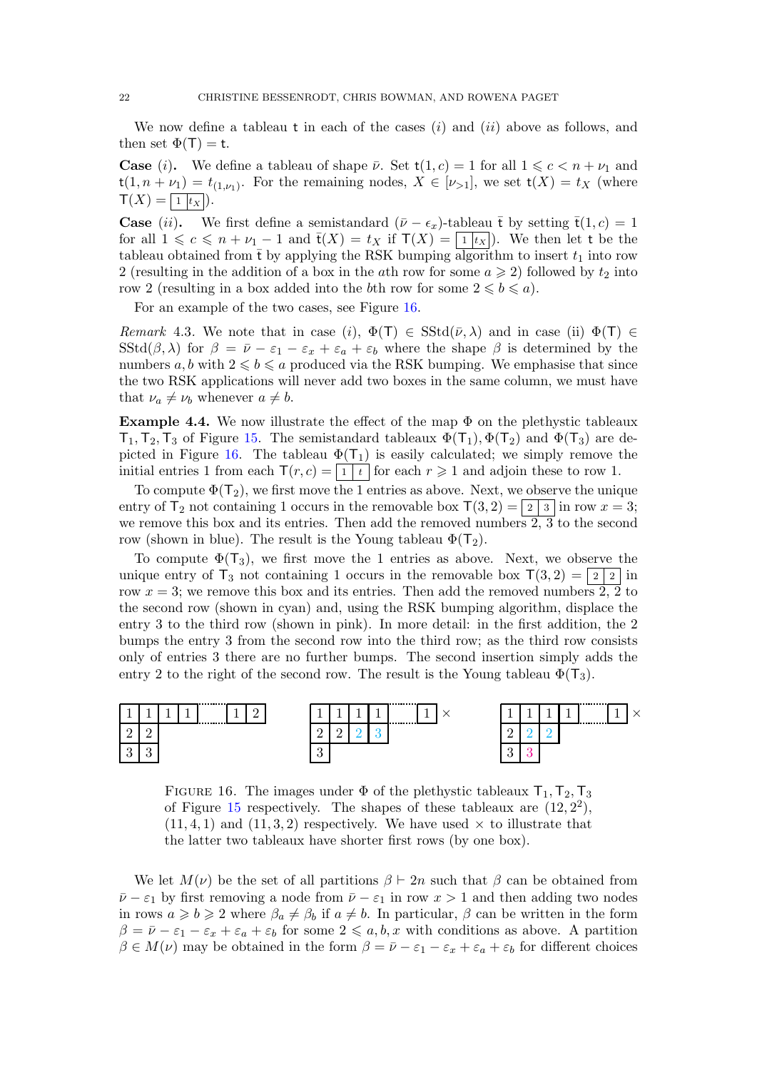We now define a tableau $\mathsf{t}$ in each of the cases $(i)$ and $(ii)$ above as follows, and then set $\Phi(\mathsf{T}) = \mathsf{t}$.

**Case** $(i)$**.** We define a tableau of shape $\bar{\nu}$. Set $\mathsf{t}(1,c) = 1$ for all $1 \leqslant c < n + \nu_1$ and $\mathsf{t}(1, n+\nu_1) = t_{(1,\nu_1)}$. For the remaining nodes, $X \in [\nu_{>1}]$, we set $\mathsf{t}(X) = t_X$ (where $\mathsf{T}(X) = \boxed{1 \mid t_X}$).

**Case** $(ii)$**.** We first define a semistandard $(\bar{\nu} - \epsilon_x)$-tableau $\bar{\mathsf{t}}$ by setting $\bar{\mathsf{t}}(1,c) = 1$ for all $1 \leqslant c \leqslant n + \nu_1 - 1$ and $\bar{\mathsf{t}}(X) = t_X$ if $\mathsf{T}(X) = \boxed{1 \mid t_X}$). We then let $\mathsf{t}$ be the tableau obtained from $\bar{\mathsf{t}}$ by applying the RSK bumping algorithm to insert $t_1$ into row 2 (resulting in the addition of a box in the $a$th row for some $a \geqslant 2$) followed by $t_2$ into row 2 (resulting in a box added into the $b$th row for some $2 \leqslant b \leqslant a$).

For an example of the two cases, see Figure 16.

*Remark* 4.3. We note that in case $(i)$, $\Phi(\mathsf{T}) \in \mathrm{SStd}(\bar{\nu}, \lambda)$ and in case (ii) $\Phi(\mathsf{T}) \in \mathrm{SStd}(\beta, \lambda)$ for $\beta = \bar{\nu} - \varepsilon_1 - \varepsilon_x + \varepsilon_a + \varepsilon_b$ where the shape $\beta$ is determined by the numbers $a, b$ with $2 \leqslant b \leqslant a$ produced via the RSK bumping. We emphasise that since the two RSK applications will never add two boxes in the same column, we must have that $\nu_a \neq \nu_b$ whenever $a \neq b$.

**Example 4.4.** We now illustrate the effect of the map $\Phi$ on the plethystic tableaux $\mathsf{T}_1, \mathsf{T}_2, \mathsf{T}_3$ of Figure 15. The semistandard tableaux $\Phi(\mathsf{T}_1), \Phi(\mathsf{T}_2)$ and $\Phi(\mathsf{T}_3)$ are depicted in Figure 16. The tableau $\Phi(\mathsf{T}_1)$ is easily calculated; we simply remove the initial entries 1 from each $\mathsf{T}(r,c) = \boxed{1 \mid t}$ for each $r \geqslant 1$ and adjoin these to row 1.

To compute $\Phi(\mathsf{T}_2)$, we first move the 1 entries as above. Next, we observe the unique entry of $\mathsf{T}_2$ not containing 1 occurs in the removable box $\mathsf{T}(3,2) = \boxed{2 \mid 3}$ in row $x = 3$; we remove this box and its entries. Then add the removed numbers 2, 3 to the second row (shown in blue). The result is the Young tableau $\Phi(\mathsf{T}_2)$.

To compute $\Phi(\mathsf{T}_3)$, we first move the 1 entries as above. Next, we observe the unique entry of $\mathsf{T}_3$ not containing 1 occurs in the removable box $\mathsf{T}(3,2) = \boxed{2 \mid 2}$ in row $x = 3$; we remove this box and its entries. Then add the removed numbers 2, 2 to the second row (shown in cyan) and, using the RSK bumping algorithm, displace the entry 3 to the third row (shown in pink). In more detail: in the first addition, the 2 bumps the entry 3 from the second row into the third row; as the third row consists only of entries 3 there are no further bumps. The second insertion simply adds the entry 2 to the right of the second row. The result is the Young tableau $\Phi(\mathsf{T}_3)$.

| 1 | 1 | 1 | 1 | ⋯ | 1 | 2 |
|---|---|---|---|---|---|---|
| 2 | 2 | | | | | |
| 3 | 3 | | | | | |

| 1 | 1 | 1 | 1 | ⋯ | 1 | × |
|---|---|---|---|---|---|---|
| 2 | 2 | 2 | 3 | | | |
| 3 | | | | | | |

| 1 | 1 | 1 | 1 | ⋯ | 1 | × |
|---|---|---|---|---|---|---|
| 2 | 2 | 2 | | | | |
| 3 | 3 | | | | | |

FIGURE 16. The images under $\Phi$ of the plethystic tableaux $\mathsf{T}_1, \mathsf{T}_2, \mathsf{T}_3$ of Figure 15 respectively. The shapes of these tableaux are $(12, 2^2)$, $(11, 4, 1)$ and $(11, 3, 2)$ respectively. We have used $\times$ to illustrate that the latter two tableaux have shorter first rows (by one box).

We let $M(\nu)$ be the set of all partitions $\beta \vdash 2n$ such that $\beta$ can be obtained from $\bar{\nu} - \varepsilon_1$ by first removing a node from $\bar{\nu} - \varepsilon_1$ in row $x > 1$ and then adding two nodes in rows $a \geqslant b \geqslant 2$ where $\beta_a \neq \beta_b$ if $a \neq b$. In particular, $\beta$ can be written in the form $\beta = \bar{\nu} - \varepsilon_1 - \varepsilon_x + \varepsilon_a + \varepsilon_b$ for some $2 \leqslant a, b, x$ with conditions as above. A partition $\beta \in M(\nu)$ may be obtained in the form $\beta = \bar{\nu} - \varepsilon_1 - \varepsilon_x + \varepsilon_a + \varepsilon_b$ for different choices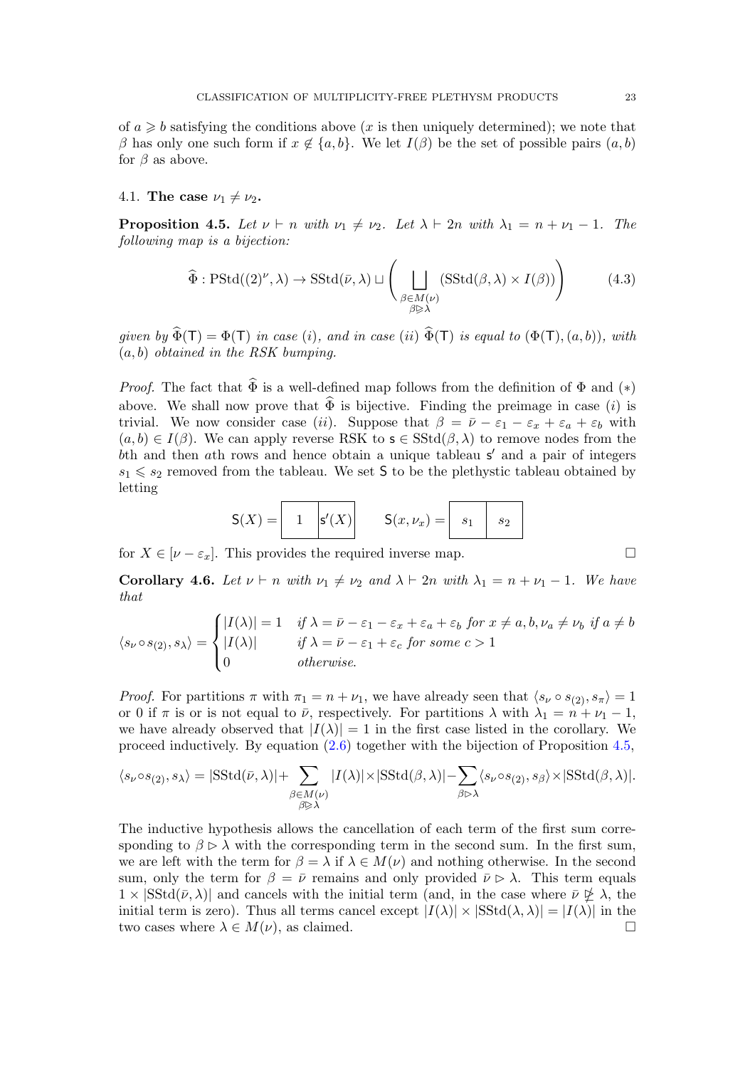of $a \geqslant b$ satisfying the conditions above ($x$ is then uniquely determined); we note that $\beta$ has only one such form if $x \notin \{a, b\}$. We let $I(\beta)$ be the set of possible pairs $(a, b)$ for $\beta$ as above.

### 4.1. The case $\nu_1 \neq \nu_2$.

**Proposition 4.5.** *Let $\nu \vdash n$ with $\nu_1 \neq \nu_2$. Let $\lambda \vdash 2n$ with $\lambda_1 = n + \nu_1 - 1$. The following map is a bijection:*

$$\widehat{\Phi} : \mathrm{PStd}((2)^\nu, \lambda) \to \mathrm{SStd}(\bar{\nu}, \lambda) \sqcup \left( \bigsqcup_{\substack{\beta \in M(\nu) \\ \beta \trianglerighteq \lambda}} (\mathrm{SStd}(\beta, \lambda) \times I(\beta)) \right) \tag{4.3}$$

*given by $\widehat{\Phi}(\mathsf{T}) = \Phi(\mathsf{T})$ in case $(i)$, and in case $(ii)$ $\widehat{\Phi}(\mathsf{T})$ is equal to $(\Phi(\mathsf{T}), (a, b))$, with $(a, b)$ obtained in the RSK bumping.*

*Proof.* The fact that $\widehat{\Phi}$ is a well-defined map follows from the definition of $\Phi$ and $(*)$ above. We shall now prove that $\widehat{\Phi}$ is bijective. Finding the preimage in case $(i)$ is trivial. We now consider case $(ii)$. Suppose that $\beta = \bar{\nu} - \varepsilon_1 - \varepsilon_x + \varepsilon_a + \varepsilon_b$ with $(a, b) \in I(\beta)$. We can apply reverse RSK to $\mathsf{s} \in \mathrm{SStd}(\beta, \lambda)$ to remove nodes from the $b$th and then $a$th rows and hence obtain a unique tableau $\mathsf{s}'$ and a pair of integers $s_1 \leqslant s_2$ removed from the tableau. We set $\mathsf{S}$ to be the plethystic tableau obtained by letting

$$\mathsf{S}(X) = \boxed{\;1\;}\boxed{\mathsf{s}'(X)} \qquad \mathsf{S}(x, \nu_x) = \boxed{\;s_1\;}\boxed{\;s_2\;}$$

for $X \in [\nu - \varepsilon_x]$. This provides the required inverse map. $\square$

**Corollary 4.6.** *Let $\nu \vdash n$ with $\nu_1 \neq \nu_2$ and $\lambda \vdash 2n$ with $\lambda_1 = n + \nu_1 - 1$. We have that*

$$\langle s_\nu \circ s_{(2)}, s_\lambda \rangle = \begin{cases} |I(\lambda)| = 1 & \text{if } \lambda = \bar{\nu} - \varepsilon_1 - \varepsilon_x + \varepsilon_a + \varepsilon_b \text{ for } x \neq a, b, \nu_a \neq \nu_b \text{ if } a \neq b \\ |I(\lambda)| & \text{if } \lambda = \bar{\nu} - \varepsilon_1 + \varepsilon_c \text{ for some } c > 1 \\ 0 & \text{otherwise.} \end{cases}$$

*Proof.* For partitions $\pi$ with $\pi_1 = n + \nu_1$, we have already seen that $\langle s_\nu \circ s_{(2)}, s_\pi \rangle = 1$ or 0 if $\pi$ is or is not equal to $\bar{\nu}$, respectively. For partitions $\lambda$ with $\lambda_1 = n + \nu_1 - 1$, we have already observed that $|I(\lambda)| = 1$ in the first case listed in the corollary. We proceed inductively. By equation (2.6) together with the bijection of Proposition 4.5,

$$\langle s_\nu \circ s_{(2)}, s_\lambda \rangle = |\mathrm{SStd}(\bar{\nu}, \lambda)| + \sum_{\substack{\beta \in M(\nu) \\ \beta \trianglerighteq \lambda}} |I(\lambda)| \times |\mathrm{SStd}(\beta, \lambda)| - \sum_{\beta \triangleright \lambda} \langle s_\nu \circ s_{(2)}, s_\beta \rangle \times |\mathrm{SStd}(\beta, \lambda)|.$$

The inductive hypothesis allows the cancellation of each term of the first sum corresponding to $\beta \triangleright \lambda$ with the corresponding term in the second sum. In the first sum, we are left with the term for $\beta = \lambda$ if $\lambda \in M(\nu)$ and nothing otherwise. In the second sum, only the term for $\beta = \bar{\nu}$ remains and only provided $\bar{\nu} \triangleright \lambda$. This term equals $1 \times |\mathrm{SStd}(\bar{\nu}, \lambda)|$ and cancels with the initial term (and, in the case where $\bar{\nu} \not\trianglerighteq \lambda$, the initial term is zero). Thus all terms cancel except $|I(\lambda)| \times |\mathrm{SStd}(\lambda, \lambda)| = |I(\lambda)|$ in the two cases where $\lambda \in M(\nu)$, as claimed. $\square$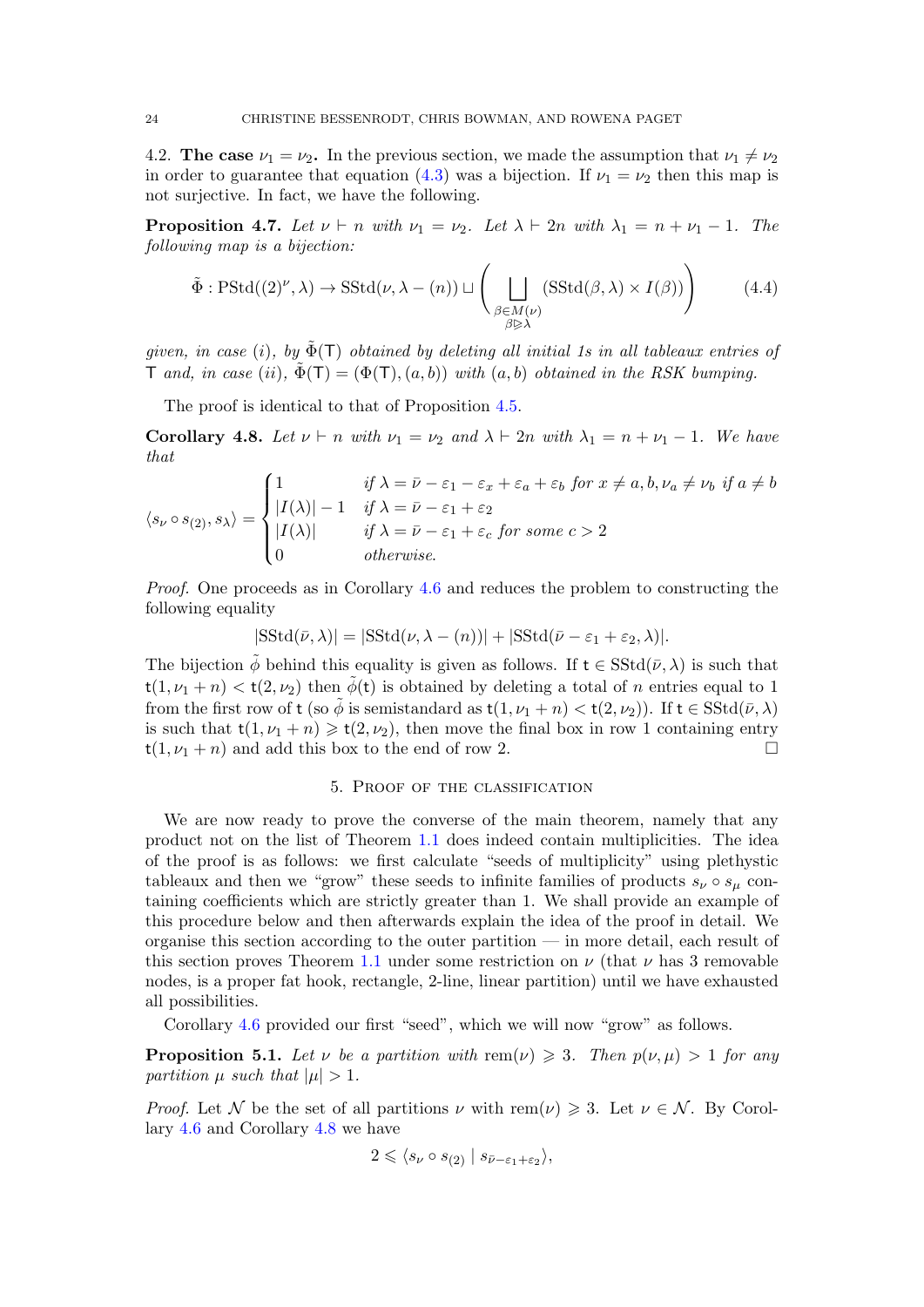4.2. **The case $\nu_1 = \nu_2$.** In the previous section, we made the assumption that $\nu_1 \neq \nu_2$ in order to guarantee that equation (4.3) was a bijection. If $\nu_1 = \nu_2$ then this map is not surjective. In fact, we have the following.

**Proposition 4.7.** *Let $\nu \vdash n$ with $\nu_1 = \nu_2$. Let $\lambda \vdash 2n$ with $\lambda_1 = n + \nu_1 - 1$. The following map is a bijection:*

$$\tilde{\Phi} : \mathrm{PStd}((2)^\nu, \lambda) \to \mathrm{SStd}(\nu, \lambda - (n)) \sqcup \left( \bigsqcup_{\substack{\beta \in M(\nu) \\ \beta \trianglerighteq \lambda}} (\mathrm{SStd}(\beta, \lambda) \times I(\beta)) \right) \tag{4.4}$$

*given, in case (i), by $\tilde{\Phi}(\mathsf{T})$ obtained by deleting all initial 1s in all tableaux entries of $\mathsf{T}$ and, in case (ii), $\tilde{\Phi}(\mathsf{T}) = (\Phi(\mathsf{T}), (a, b))$ with $(a, b)$ obtained in the RSK bumping.*

The proof is identical to that of Proposition 4.5.

**Corollary 4.8.** *Let $\nu \vdash n$ with $\nu_1 = \nu_2$ and $\lambda \vdash 2n$ with $\lambda_1 = n + \nu_1 - 1$. We have that*

$$\langle s_\nu \circ s_{(2)}, s_\lambda \rangle = \begin{cases} 1 & \text{if } \lambda = \bar{\nu} - \varepsilon_1 - \varepsilon_x + \varepsilon_a + \varepsilon_b \text{ for } x \neq a, b, \nu_a \neq \nu_b \text{ if } a \neq b \\ |I(\lambda)| - 1 & \text{if } \lambda = \bar{\nu} - \varepsilon_1 + \varepsilon_2 \\ |I(\lambda)| & \text{if } \lambda = \bar{\nu} - \varepsilon_1 + \varepsilon_c \text{ for some } c > 2 \\ 0 & \text{otherwise.} \end{cases}$$

*Proof.* One proceeds as in Corollary 4.6 and reduces the problem to constructing the following equality

$$|\mathrm{SStd}(\bar{\nu}, \lambda)| = |\mathrm{SStd}(\nu, \lambda - (n))| + |\mathrm{SStd}(\bar{\nu} - \varepsilon_1 + \varepsilon_2, \lambda)|.$$

The bijection $\tilde{\phi}$ behind this equality is given as follows. If $\mathsf{t} \in \mathrm{SStd}(\bar{\nu}, \lambda)$ is such that $\mathsf{t}(1, \nu_1 + n) < \mathsf{t}(2, \nu_2)$ then $\tilde{\phi}(\mathsf{t})$ is obtained by deleting a total of $n$ entries equal to 1 from the first row of $\mathsf{t}$ (so $\tilde{\phi}$ is semistandard as $\mathsf{t}(1, \nu_1 + n) < \mathsf{t}(2, \nu_2)$). If $\mathsf{t} \in \mathrm{SStd}(\bar{\nu}, \lambda)$ is such that $\mathsf{t}(1, \nu_1 + n) \geqslant \mathsf{t}(2, \nu_2)$, then move the final box in row 1 containing entry $\mathsf{t}(1, \nu_1 + n)$ and add this box to the end of row 2. $\square$

## 5. Proof of the classification

We are now ready to prove the converse of the main theorem, namely that any product not on the list of Theorem 1.1 does indeed contain multiplicities. The idea of the proof is as follows: we first calculate "seeds of multiplicity" using plethystic tableaux and then we "grow" these seeds to infinite families of products $s_\nu \circ s_\mu$ containing coefficients which are strictly greater than 1. We shall provide an example of this procedure below and then afterwards explain the idea of the proof in detail. We organise this section according to the outer partition — in more detail, each result of this section proves Theorem 1.1 under some restriction on $\nu$ (that $\nu$ has 3 removable nodes, is a proper fat hook, rectangle, 2-line, linear partition) until we have exhausted all possibilities.

Corollary 4.6 provided our first "seed", which we will now "grow" as follows.

**Proposition 5.1.** *Let $\nu$ be a partition with $\mathrm{rem}(\nu) \geqslant 3$. Then $p(\nu, \mu) > 1$ for any partition $\mu$ such that $|\mu| > 1$.*

*Proof.* Let $\mathcal{N}$ be the set of all partitions $\nu$ with $\mathrm{rem}(\nu) \geqslant 3$. Let $\nu \in \mathcal{N}$. By Corollary 4.6 and Corollary 4.8 we have

$$2 \leqslant \langle s_\nu \circ s_{(2)} \mid s_{\bar{\nu} - \varepsilon_1 + \varepsilon_2} \rangle,$$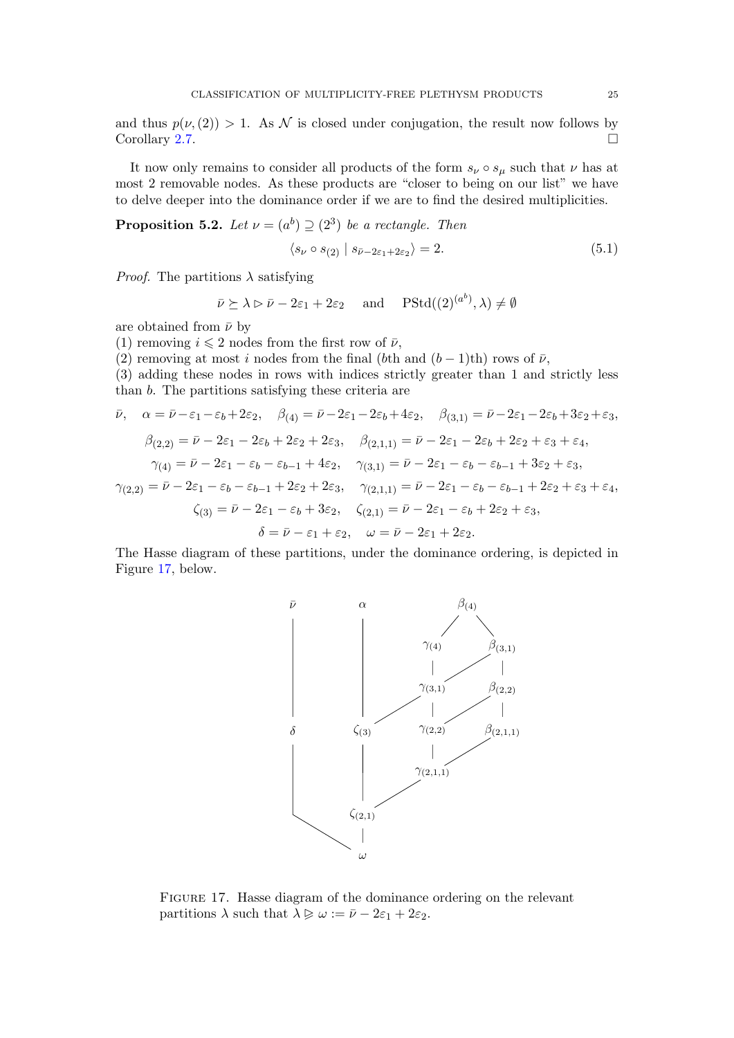and thus $p(\nu, (2)) > 1$. As $\mathcal{N}$ is closed under conjugation, the result now follows by Corollary 2.7. $\square$

It now only remains to consider all products of the form $s_\nu \circ s_\mu$ such that $\nu$ has at most 2 removable nodes. As these products are "closer to being on our list" we have to delve deeper into the dominance order if we are to find the desired multiplicities.

**Proposition 5.2.** *Let $\nu = (a^b) \supseteq (2^3)$ be a rectangle. Then*

$$\langle s_\nu \circ s_{(2)} \mid s_{\bar{\nu}-2\varepsilon_1+2\varepsilon_2} \rangle = 2. \tag{5.1}$$

*Proof.* The partitions $\lambda$ satisfying

$$\bar{\nu} \succeq \lambda \rhd \bar{\nu} - 2\varepsilon_1 + 2\varepsilon_2 \quad \text{and} \quad \mathrm{PStd}((2)^{(a^b)}, \lambda) \neq \emptyset$$

are obtained from $\bar{\nu}$ by
(1) removing $i \leqslant 2$ nodes from the first row of $\bar{\nu}$,
(2) removing at most $i$ nodes from the final ($b$th and $(b-1)$th) rows of $\bar{\nu}$,
(3) adding these nodes in rows with indices strictly greater than 1 and strictly less than $b$. The partitions satisfying these criteria are

$$\bar{\nu}, \quad \alpha = \bar{\nu} - \varepsilon_1 - \varepsilon_b + 2\varepsilon_2, \quad \beta_{(4)} = \bar{\nu} - 2\varepsilon_1 - 2\varepsilon_b + 4\varepsilon_2, \quad \beta_{(3,1)} = \bar{\nu} - 2\varepsilon_1 - 2\varepsilon_b + 3\varepsilon_2 + \varepsilon_3,$$

$$\beta_{(2,2)} = \bar{\nu} - 2\varepsilon_1 - 2\varepsilon_b + 2\varepsilon_2 + 2\varepsilon_3, \quad \beta_{(2,1,1)} = \bar{\nu} - 2\varepsilon_1 - 2\varepsilon_b + 2\varepsilon_2 + \varepsilon_3 + \varepsilon_4,$$

$$\gamma_{(4)} = \bar{\nu} - 2\varepsilon_1 - \varepsilon_b - \varepsilon_{b-1} + 4\varepsilon_2, \quad \gamma_{(3,1)} = \bar{\nu} - 2\varepsilon_1 - \varepsilon_b - \varepsilon_{b-1} + 3\varepsilon_2 + \varepsilon_3,$$

$$\gamma_{(2,2)} = \bar{\nu} - 2\varepsilon_1 - \varepsilon_b - \varepsilon_{b-1} + 2\varepsilon_2 + 2\varepsilon_3, \quad \gamma_{(2,1,1)} = \bar{\nu} - 2\varepsilon_1 - \varepsilon_b - \varepsilon_{b-1} + 2\varepsilon_2 + \varepsilon_3 + \varepsilon_4,$$

$$\zeta_{(3)} = \bar{\nu} - 2\varepsilon_1 - \varepsilon_b + 3\varepsilon_2, \quad \zeta_{(2,1)} = \bar{\nu} - 2\varepsilon_1 - \varepsilon_b + 2\varepsilon_2 + \varepsilon_3,$$

$$\delta = \bar{\nu} - \varepsilon_1 + \varepsilon_2, \quad \omega = \bar{\nu} - 2\varepsilon_1 + 2\varepsilon_2.$$

The Hasse diagram of these partitions, under the dominance ordering, is depicted in Figure 17, below.

Figure 17. Hasse diagram of the dominance ordering on the relevant partitions $\lambda$ such that $\lambda \trianglerighteq \omega := \bar{\nu} - 2\varepsilon_1 + 2\varepsilon_2$.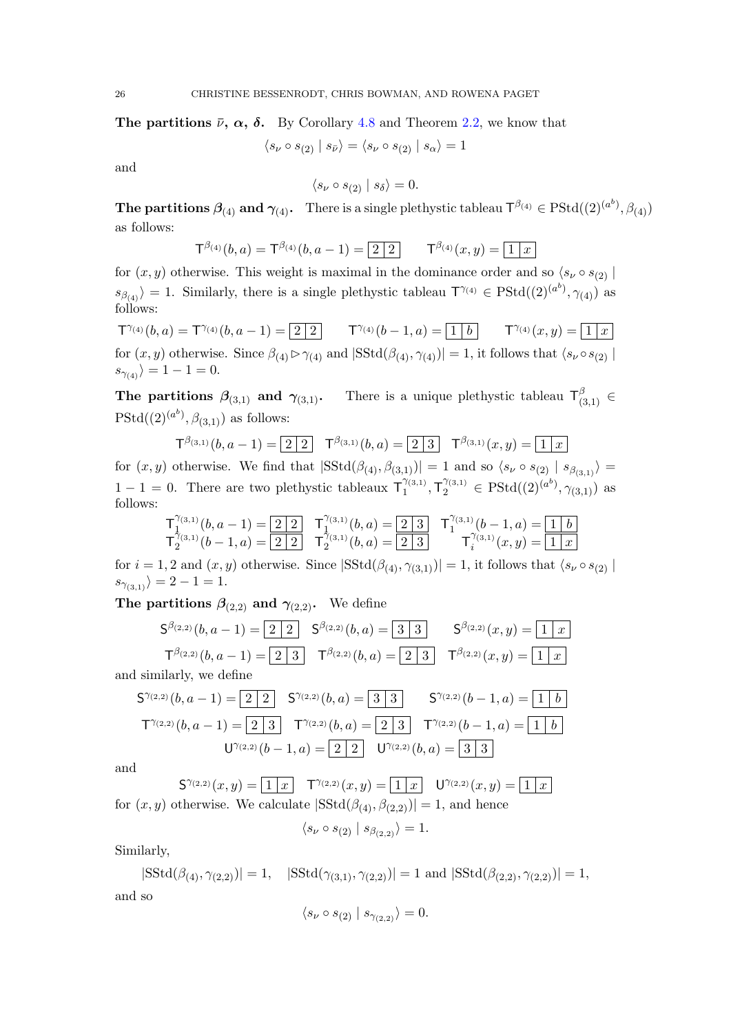**The partitions $\bar{\nu}$, $\alpha$, $\delta$.** By Corollary 4.8 and Theorem 2.2, we know that

$$\langle s_\nu \circ s_{(2)} \mid s_{\bar{\nu}} \rangle = \langle s_\nu \circ s_{(2)} \mid s_\alpha \rangle = 1$$

and

$$\langle s_\nu \circ s_{(2)} \mid s_\delta \rangle = 0.$$

**The partitions $\beta_{(4)}$ and $\gamma_{(4)}$.** There is a single plethystic tableau $\mathsf{T}^{\beta_{(4)}} \in \mathrm{PStd}((2)^{(a^b)}, \beta_{(4)})$ as follows:

$$\mathsf{T}^{\beta_{(4)}}(b,a) = \mathsf{T}^{\beta_{(4)}}(b,a-1) = \boxed{2}\boxed{2} \qquad \mathsf{T}^{\beta_{(4)}}(x,y) = \boxed{1}\boxed{x}$$

for $(x,y)$ otherwise. This weight is maximal in the dominance order and so $\langle s_\nu \circ s_{(2)} \mid s_{\beta_{(4)}} \rangle = 1$. Similarly, there is a single plethystic tableau $\mathsf{T}^{\gamma_{(4)}} \in \mathrm{PStd}((2)^{(a^b)}, \gamma_{(4)})$ as follows:

$$\mathsf{T}^{\gamma_{(4)}}(b,a) = \mathsf{T}^{\gamma_{(4)}}(b,a-1) = \boxed{2}\boxed{2} \qquad \mathsf{T}^{\gamma_{(4)}}(b-1,a) = \boxed{1}\boxed{b} \qquad \mathsf{T}^{\gamma_{(4)}}(x,y) = \boxed{1}\boxed{x}$$

for $(x,y)$ otherwise. Since $\beta_{(4)} \rhd \gamma_{(4)}$ and $|\mathrm{SStd}(\beta_{(4)}, \gamma_{(4)})| = 1$, it follows that $\langle s_\nu \circ s_{(2)} \mid s_{\gamma_{(4)}} \rangle = 1 - 1 = 0$.

**The partitions $\beta_{(3,1)}$ and $\gamma_{(3,1)}$.** There is a unique plethystic tableau $\mathsf{T}^{\beta}_{(3,1)} \in \mathrm{PStd}((2)^{(a^b)}, \beta_{(3,1)})$ as follows:

$$\mathsf{T}^{\beta_{(3,1)}}(b,a-1) = \boxed{2}\boxed{2} \quad \mathsf{T}^{\beta_{(3,1)}}(b,a) = \boxed{2}\boxed{3} \quad \mathsf{T}^{\beta_{(3,1)}}(x,y) = \boxed{1}\boxed{x}$$

for $(x,y)$ otherwise. We find that $|\mathrm{SStd}(\beta_{(4)}, \beta_{(3,1)})| = 1$ and so $\langle s_\nu \circ s_{(2)} \mid s_{\beta_{(3,1)}} \rangle = 1 - 1 = 0$. There are two plethystic tableaux $\mathsf{T}_1^{\gamma_{(3,1)}}, \mathsf{T}_2^{\gamma_{(3,1)}} \in \mathrm{PStd}((2)^{(a^b)}, \gamma_{(3,1)})$ as follows:

$$\begin{array}{lll} \mathsf{T}_1^{\gamma_{(3,1)}}(b,a-1) = \boxed{2}\boxed{2} & \mathsf{T}_1^{\gamma_{(3,1)}}(b,a) = \boxed{2}\boxed{3} & \mathsf{T}_1^{\gamma_{(3,1)}}(b-1,a) = \boxed{1}\boxed{b} \\ \mathsf{T}_2^{\gamma_{(3,1)}}(b-1,a) = \boxed{2}\boxed{2} & \mathsf{T}_2^{\gamma_{(3,1)}}(b,a) = \boxed{2}\boxed{3} & \mathsf{T}_i^{\gamma_{(3,1)}}(x,y) = \boxed{1}\boxed{x} \end{array}$$

for $i = 1, 2$ and $(x,y)$ otherwise. Since $|\mathrm{SStd}(\beta_{(4)}, \gamma_{(3,1)})| = 1$, it follows that $\langle s_\nu \circ s_{(2)} \mid s_{\gamma_{(3,1)}} \rangle = 2 - 1 = 1$.

**The partitions $\beta_{(2,2)}$ and $\gamma_{(2,2)}$.** We define

$$\mathsf{S}^{\beta_{(2,2)}}(b,a-1) = \boxed{2}\boxed{2} \quad \mathsf{S}^{\beta_{(2,2)}}(b,a) = \boxed{3}\boxed{3} \qquad \mathsf{S}^{\beta_{(2,2)}}(x,y) = \boxed{1}\boxed{x}$$

$$\mathsf{T}^{\beta_{(2,2)}}(b,a-1) = \boxed{2}\boxed{3} \quad \mathsf{T}^{\beta_{(2,2)}}(b,a) = \boxed{2}\boxed{3} \quad \mathsf{T}^{\beta_{(2,2)}}(x,y) = \boxed{1}\boxed{x}$$

and similarly, we define

$$\mathsf{S}^{\gamma_{(2,2)}}(b,a-1) = \boxed{2}\boxed{2} \quad \mathsf{S}^{\gamma_{(2,2)}}(b,a) = \boxed{3}\boxed{3} \qquad \mathsf{S}^{\gamma_{(2,2)}}(b-1,a) = \boxed{1}\boxed{b}$$

$$\mathsf{T}^{\gamma_{(2,2)}}(b,a-1) = \boxed{2}\boxed{3} \quad \mathsf{T}^{\gamma_{(2,2)}}(b,a) = \boxed{2}\boxed{3} \quad \mathsf{T}^{\gamma_{(2,2)}}(b-1,a) = \boxed{1}\boxed{b}$$

$$\mathsf{U}^{\gamma_{(2,2)}}(b-1,a) = \boxed{2}\boxed{2} \quad \mathsf{U}^{\gamma_{(2,2)}}(b,a) = \boxed{3}\boxed{3}$$

and

$$\mathsf{S}^{\gamma_{(2,2)}}(x,y) = \boxed{1}\boxed{x} \quad \mathsf{T}^{\gamma_{(2,2)}}(x,y) = \boxed{1}\boxed{x} \quad \mathsf{U}^{\gamma_{(2,2)}}(x,y) = \boxed{1}\boxed{x}$$

for $(x,y)$ otherwise. We calculate $|\mathrm{SStd}(\beta_{(4)}, \beta_{(2,2)})| = 1$, and hence

$$\langle s_\nu \circ s_{(2)} \mid s_{\beta_{(2,2)}} \rangle = 1.$$

Similarly,

$$|\mathrm{SStd}(\beta_{(4)}, \gamma_{(2,2)})| = 1, \quad |\mathrm{SStd}(\gamma_{(3,1)}, \gamma_{(2,2)})| = 1 \text{ and } |\mathrm{SStd}(\beta_{(2,2)}, \gamma_{(2,2)})| = 1,$$

and so

$$\langle s_\nu \circ s_{(2)} \mid s_{\gamma_{(2,2)}} \rangle = 0.$$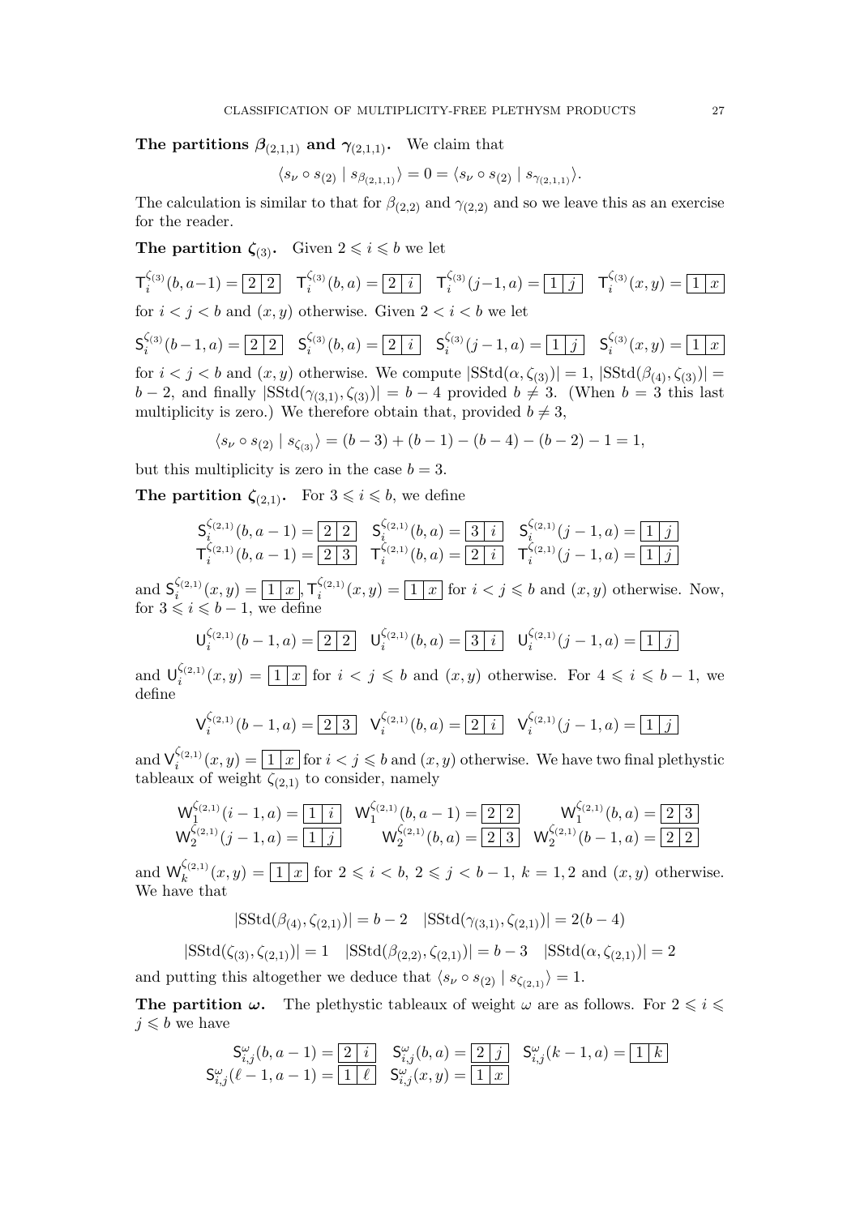**The partitions $\boldsymbol{\beta}_{(2,1,1)}$ and $\boldsymbol{\gamma}_{(2,1,1)}$.** We claim that

$$\langle s_\nu \circ s_{(2)} \mid s_{\beta_{(2,1,1)}} \rangle = 0 = \langle s_\nu \circ s_{(2)} \mid s_{\gamma_{(2,1,1)}} \rangle.$$

The calculation is similar to that for $\beta_{(2,2)}$ and $\gamma_{(2,2)}$ and so we leave this as an exercise for the reader.

**The partition $\boldsymbol{\zeta}_{(3)}$.** Given $2 \leqslant i \leqslant b$ we let

$$\mathsf{T}_i^{\zeta_{(3)}}(b, a-1) = \boxed{2\,|\,2} \quad \mathsf{T}_i^{\zeta_{(3)}}(b, a) = \boxed{2\,|\,i} \quad \mathsf{T}_i^{\zeta_{(3)}}(j-1, a) = \boxed{1\,|\,j} \quad \mathsf{T}_i^{\zeta_{(3)}}(x, y) = \boxed{1\,|\,x}$$

for $i < j < b$ and $(x, y)$ otherwise. Given $2 < i < b$ we let

$$\mathsf{S}_i^{\zeta_{(3)}}(b-1, a) = \boxed{2\,|\,2} \quad \mathsf{S}_i^{\zeta_{(3)}}(b, a) = \boxed{2\,|\,i} \quad \mathsf{S}_i^{\zeta_{(3)}}(j-1, a) = \boxed{1\,|\,j} \quad \mathsf{S}_i^{\zeta_{(3)}}(x, y) = \boxed{1\,|\,x}$$

for $i < j < b$ and $(x, y)$ otherwise. We compute $|\mathrm{SStd}(\alpha, \zeta_{(3)})| = 1$, $|\mathrm{SStd}(\beta_{(4)}, \zeta_{(3)})| = b - 2$, and finally $|\mathrm{SStd}(\gamma_{(3,1)}, \zeta_{(3)})| = b - 4$ provided $b \neq 3$. (When $b = 3$ this last multiplicity is zero.) We therefore obtain that, provided $b \neq 3$,

$$\langle s_\nu \circ s_{(2)} \mid s_{\zeta_{(3)}} \rangle = (b-3) + (b-1) - (b-4) - (b-2) - 1 = 1,$$

but this multiplicity is zero in the case $b = 3$.

**The partition $\boldsymbol{\zeta}_{(2,1)}$.** For $3 \leqslant i \leqslant b$, we define

$$\begin{array}{lll} \mathsf{S}_i^{\zeta_{(2,1)}}(b, a-1) = \boxed{2\,|\,2} & \mathsf{S}_i^{\zeta_{(2,1)}}(b, a) = \boxed{3\,|\,i} & \mathsf{S}_i^{\zeta_{(2,1)}}(j-1, a) = \boxed{1\,|\,j} \\ \mathsf{T}_i^{\zeta_{(2,1)}}(b, a-1) = \boxed{2\,|\,3} & \mathsf{T}_i^{\zeta_{(2,1)}}(b, a) = \boxed{2\,|\,i} & \mathsf{T}_i^{\zeta_{(2,1)}}(j-1, a) = \boxed{1\,|\,j} \end{array}$$

and $\mathsf{S}_i^{\zeta_{(2,1)}}(x, y) = \boxed{1\,|\,x}$, $\mathsf{T}_i^{\zeta_{(2,1)}}(x, y) = \boxed{1\,|\,x}$ for $i < j \leqslant b$ and $(x, y)$ otherwise. Now, for $3 \leqslant i \leqslant b-1$, we define

$$\mathsf{U}_i^{\zeta_{(2,1)}}(b-1, a) = \boxed{2\,|\,2} \quad \mathsf{U}_i^{\zeta_{(2,1)}}(b, a) = \boxed{3\,|\,i} \quad \mathsf{U}_i^{\zeta_{(2,1)}}(j-1, a) = \boxed{1\,|\,j}$$

and $\mathsf{U}_i^{\zeta_{(2,1)}}(x, y) = \boxed{1\,|\,x}$ for $i < j \leqslant b$ and $(x, y)$ otherwise. For $4 \leqslant i \leqslant b-1$, we define

$$\mathsf{V}_i^{\zeta_{(2,1)}}(b-1, a) = \boxed{2\,|\,3} \quad \mathsf{V}_i^{\zeta_{(2,1)}}(b, a) = \boxed{2\,|\,i} \quad \mathsf{V}_i^{\zeta_{(2,1)}}(j-1, a) = \boxed{1\,|\,j}$$

and $\mathsf{V}_i^{\zeta_{(2,1)}}(x, y) = \boxed{1\,|\,x}$ for $i < j \leqslant b$ and $(x, y)$ otherwise. We have two final plethystic tableaux of weight $\zeta_{(2,1)}$ to consider, namely

$$\begin{array}{lll} \mathsf{W}_1^{\zeta_{(2,1)}}(i-1, a) = \boxed{1\,|\,i} & \mathsf{W}_1^{\zeta_{(2,1)}}(b, a-1) = \boxed{2\,|\,2} & \mathsf{W}_1^{\zeta_{(2,1)}}(b, a) = \boxed{2\,|\,3} \\ \mathsf{W}_2^{\zeta_{(2,1)}}(j-1, a) = \boxed{1\,|\,j} & \mathsf{W}_2^{\zeta_{(2,1)}}(b, a) = \boxed{2\,|\,3} & \mathsf{W}_2^{\zeta_{(2,1)}}(b-1, a) = \boxed{2\,|\,2} \end{array}$$

and $\mathsf{W}_k^{\zeta_{(2,1)}}(x, y) = \boxed{1\,|\,x}$ for $2 \leqslant i < b$, $2 \leqslant j < b-1$, $k = 1, 2$ and $(x, y)$ otherwise. We have that

$$|\mathrm{SStd}(\beta_{(4)}, \zeta_{(2,1)})| = b - 2 \quad |\mathrm{SStd}(\gamma_{(3,1)}, \zeta_{(2,1)})| = 2(b-4)$$

$$|\mathrm{SStd}(\zeta_{(3)}, \zeta_{(2,1)})| = 1 \quad |\mathrm{SStd}(\beta_{(2,2)}, \zeta_{(2,1)})| = b - 3 \quad |\mathrm{SStd}(\alpha, \zeta_{(2,1)})| = 2$$

and putting this altogether we deduce that $\langle s_\nu \circ s_{(2)} \mid s_{\zeta_{(2,1)}} \rangle = 1$.

**The partition $\boldsymbol{\omega}$.** The plethystic tableaux of weight $\omega$ are as follows. For $2 \leqslant i \leqslant j \leqslant b$ we have

$$\begin{array}{lll} \mathsf{S}_{i,j}^{\omega}(b, a-1) = \boxed{2\,|\,i} & \mathsf{S}_{i,j}^{\omega}(b, a) = \boxed{2\,|\,j} & \mathsf{S}_{i,j}^{\omega}(k-1, a) = \boxed{1\,|\,k} \\ \mathsf{S}_{i,j}^{\omega}(\ell-1, a-1) = \boxed{1\,|\,\ell} & \mathsf{S}_{i,j}^{\omega}(x, y) = \boxed{1\,|\,x} & \end{array}$$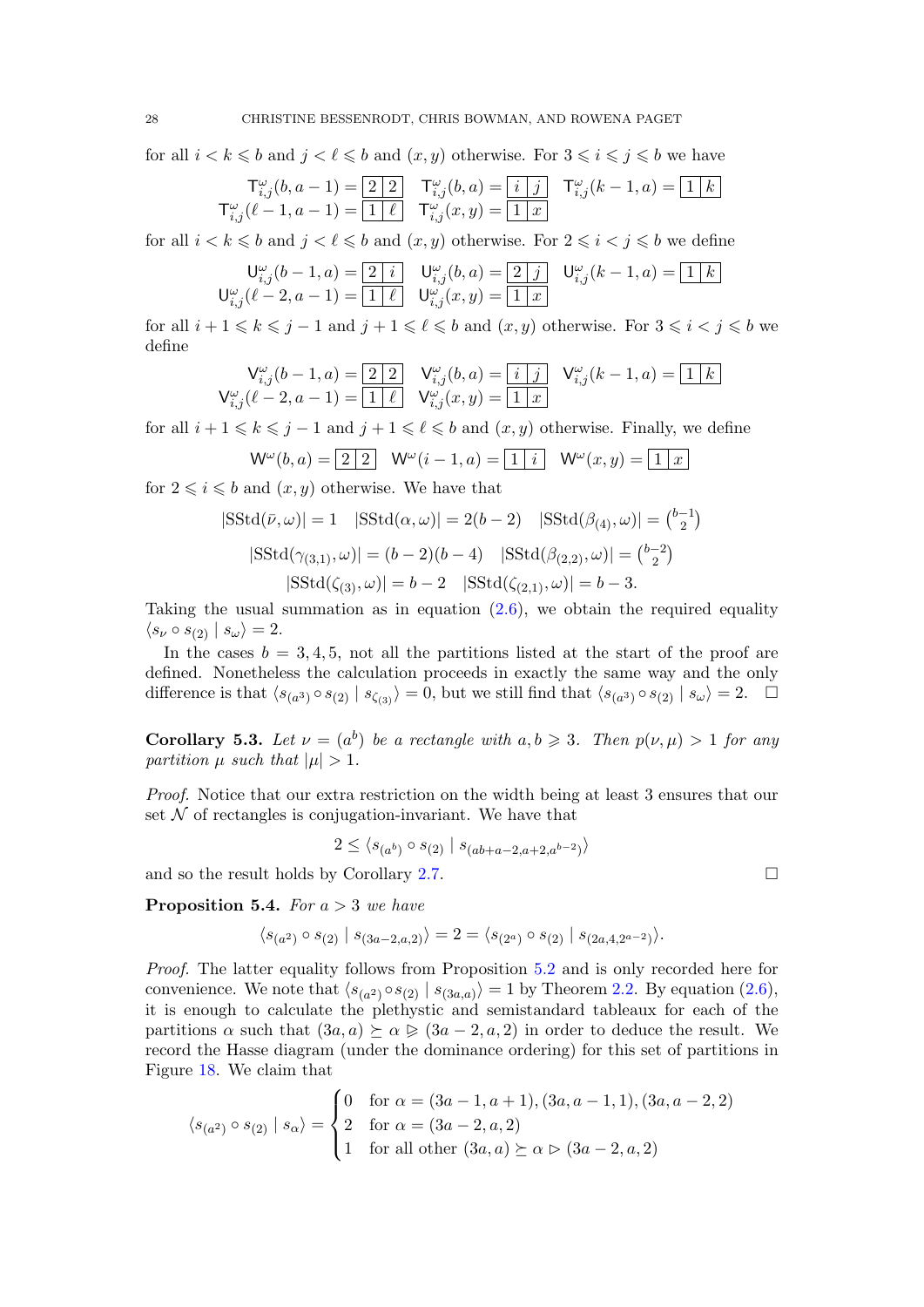for all $i < k \leqslant b$ and $j < \ell \leqslant b$ and $(x, y)$ otherwise. For $3 \leqslant i \leqslant j \leqslant b$ we have

$$\mathsf{T}^{\omega}_{i,j}(b, a-1) = \boxed{2\,|\,2} \quad \mathsf{T}^{\omega}_{i,j}(b, a) = \boxed{i\,|\,j} \quad \mathsf{T}^{\omega}_{i,j}(k-1, a) = \boxed{1\,|\,k}$$
$$\mathsf{T}^{\omega}_{i,j}(\ell-1, a-1) = \boxed{1\,|\,\ell} \quad \mathsf{T}^{\omega}_{i,j}(x, y) = \boxed{1\,|\,x}$$

for all $i < k \leqslant b$ and $j < \ell \leqslant b$ and $(x, y)$ otherwise. For $2 \leqslant i < j \leqslant b$ we define

$$\mathsf{U}^{\omega}_{i,j}(b-1, a) = \boxed{2\,|\,i} \quad \mathsf{U}^{\omega}_{i,j}(b, a) = \boxed{2\,|\,j} \quad \mathsf{U}^{\omega}_{i,j}(k-1, a) = \boxed{1\,|\,k}$$
$$\mathsf{U}^{\omega}_{i,j}(\ell-2, a-1) = \boxed{1\,|\,\ell} \quad \mathsf{U}^{\omega}_{i,j}(x, y) = \boxed{1\,|\,x}$$

for all $i+1 \leqslant k \leqslant j-1$ and $j+1 \leqslant \ell \leqslant b$ and $(x, y)$ otherwise. For $3 \leqslant i < j \leqslant b$ we define

$$\mathsf{V}^{\omega}_{i,j}(b-1, a) = \boxed{2\,|\,2} \quad \mathsf{V}^{\omega}_{i,j}(b, a) = \boxed{i\,|\,j} \quad \mathsf{V}^{\omega}_{i,j}(k-1, a) = \boxed{1\,|\,k}$$
$$\mathsf{V}^{\omega}_{i,j}(\ell-2, a-1) = \boxed{1\,|\,\ell} \quad \mathsf{V}^{\omega}_{i,j}(x, y) = \boxed{1\,|\,x}$$

for all $i+1 \leqslant k \leqslant j-1$ and $j+1 \leqslant \ell \leqslant b$ and $(x, y)$ otherwise. Finally, we define

$$\mathsf{W}^{\omega}(b, a) = \boxed{2\,|\,2} \quad \mathsf{W}^{\omega}(i-1, a) = \boxed{1\,|\,i} \quad \mathsf{W}^{\omega}(x, y) = \boxed{1\,|\,x}$$

for $2 \leqslant i \leqslant b$ and $(x, y)$ otherwise. We have that

$$|\mathrm{SStd}(\bar{\nu}, \omega)| = 1 \quad |\mathrm{SStd}(\alpha, \omega)| = 2(b-2) \quad |\mathrm{SStd}(\beta_{(4)}, \omega)| = \binom{b-1}{2}$$
$$|\mathrm{SStd}(\gamma_{(3,1)}, \omega)| = (b-2)(b-4) \quad |\mathrm{SStd}(\beta_{(2,2)}, \omega)| = \binom{b-2}{2}$$
$$|\mathrm{SStd}(\zeta_{(3)}, \omega)| = b-2 \quad |\mathrm{SStd}(\zeta_{(2,1)}, \omega)| = b-3.$$

Taking the usual summation as in equation (2.6), we obtain the required equality $\langle s_\nu \circ s_{(2)} \mid s_\omega \rangle = 2$.

In the cases $b = 3, 4, 5$, not all the partitions listed at the start of the proof are defined. Nonetheless the calculation proceeds in exactly the same way and the only difference is that $\langle s_{(a^3)} \circ s_{(2)} \mid s_{\zeta_{(3)}} \rangle = 0$, but we still find that $\langle s_{(a^3)} \circ s_{(2)} \mid s_\omega \rangle = 2$. $\square$

**Corollary 5.3.** *Let $\nu = (a^b)$ be a rectangle with $a, b \geqslant 3$. Then $p(\nu, \mu) > 1$ for any partition $\mu$ such that $|\mu| > 1$.*

*Proof.* Notice that our extra restriction on the width being at least 3 ensures that our set $\mathcal{N}$ of rectangles is conjugation-invariant. We have that

$$2 \leq \langle s_{(a^b)} \circ s_{(2)} \mid s_{(ab+a-2,a+2,a^{b-2})} \rangle$$

and so the result holds by Corollary 2.7. $\square$

**Proposition 5.4.** *For $a > 3$ we have*

$$\langle s_{(a^2)} \circ s_{(2)} \mid s_{(3a-2,a,2)} \rangle = 2 = \langle s_{(2^a)} \circ s_{(2)} \mid s_{(2a,4,2^{a-2})} \rangle.$$

*Proof.* The latter equality follows from Proposition 5.2 and is only recorded here for convenience. We note that $\langle s_{(a^2)} \circ s_{(2)} \mid s_{(3a,a)} \rangle = 1$ by Theorem 2.2. By equation (2.6), it is enough to calculate the plethystic and semistandard tableaux for each of the partitions $\alpha$ such that $(3a, a) \succeq \alpha \trianglerighteq (3a-2, a, 2)$ in order to deduce the result. We record the Hasse diagram (under the dominance ordering) for this set of partitions in Figure 18. We claim that

$$\langle s_{(a^2)} \circ s_{(2)} \mid s_\alpha \rangle = \begin{cases} 0 & \text{for } \alpha = (3a-1, a+1), (3a, a-1, 1), (3a, a-2, 2) \\ 2 & \text{for } \alpha = (3a-2, a, 2) \\ 1 & \text{for all other } (3a, a) \succeq \alpha \triangleright (3a-2, a, 2) \end{cases}$$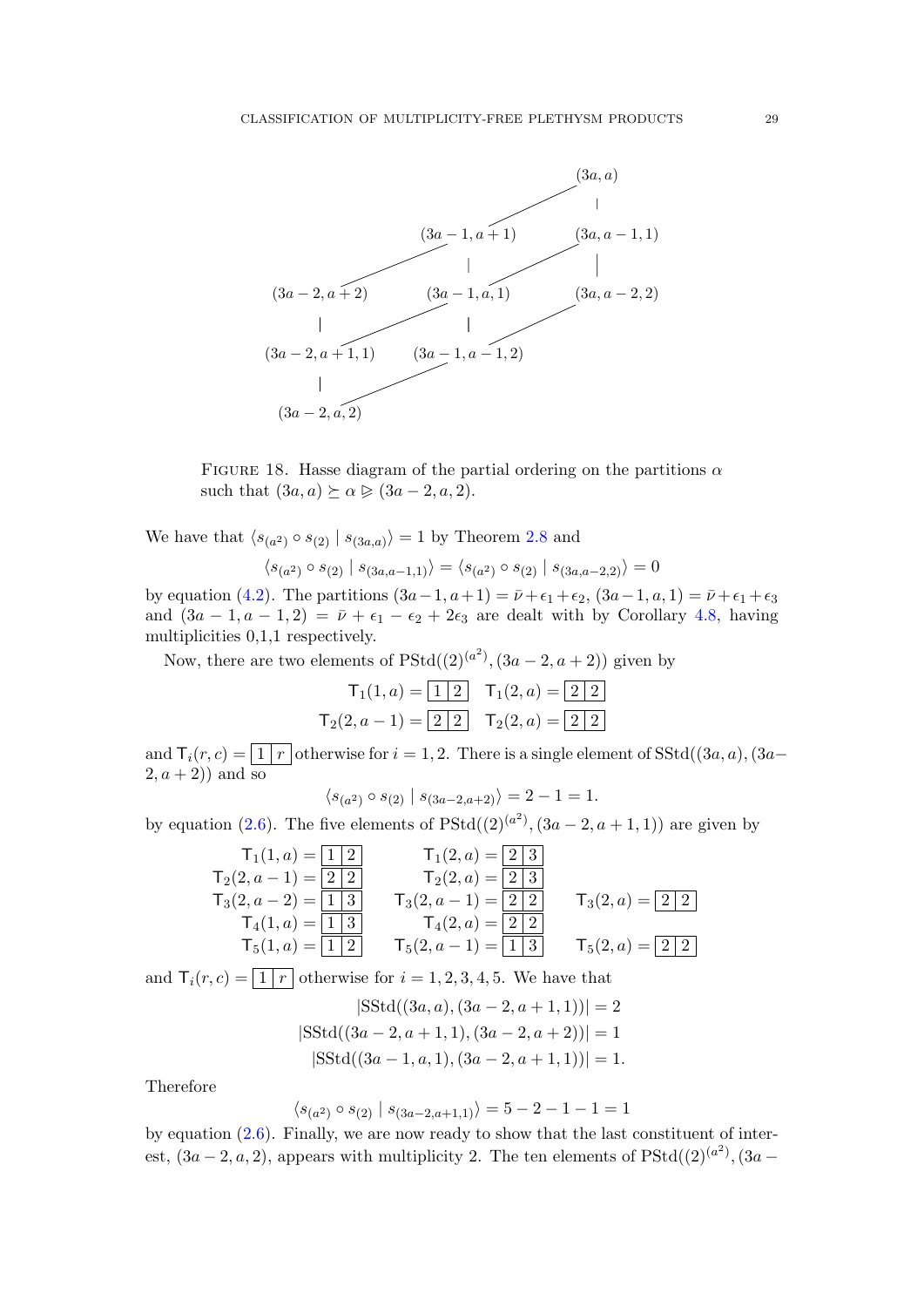Figure 18. Hasse diagram of the partial ordering on the partitions $\alpha$ such that $(3a, a) \succeq \alpha \trianglerighteq (3a-2, a, 2)$.

We have that $\langle s_{(a^2)} \circ s_{(2)} \mid s_{(3a,a)} \rangle = 1$ by Theorem 2.8 and

$$\langle s_{(a^2)} \circ s_{(2)} \mid s_{(3a,a-1,1)} \rangle = \langle s_{(a^2)} \circ s_{(2)} \mid s_{(3a,a-2,2)} \rangle = 0$$

by equation (4.2). The partitions $(3a-1, a+1) = \bar{\nu} + \epsilon_1 + \epsilon_2$, $(3a-1, a, 1) = \bar{\nu} + \epsilon_1 + \epsilon_3$ and $(3a-1, a-1, 2) = \bar{\nu} + \epsilon_1 - \epsilon_2 + 2\epsilon_3$ are dealt with by Corollary 4.8, having multiplicities 0,1,1 respectively.

Now, there are two elements of $\mathrm{PStd}((2)^{(a^2)}, (3a-2, a+2))$ given by

$$\mathsf{T}_1(1,a) = \begin{array}{|c|c|}\hline 1 & 2 \\ \hline\end{array} \quad \mathsf{T}_1(2,a) = \begin{array}{|c|c|}\hline 2 & 2 \\ \hline\end{array}$$
$$\mathsf{T}_2(2,a-1) = \begin{array}{|c|c|}\hline 2 & 2 \\ \hline\end{array} \quad \mathsf{T}_2(2,a) = \begin{array}{|c|c|}\hline 2 & 2 \\ \hline\end{array}$$

and $\mathsf{T}_i(r,c) = \begin{array}{|c|c|}\hline 1 & r \\ \hline\end{array}$ otherwise for $i = 1, 2$. There is a single element of $\mathrm{SStd}((3a, a), (3a-2, a+2))$ and so

$$\langle s_{(a^2)} \circ s_{(2)} \mid s_{(3a-2,a+2)} \rangle = 2 - 1 = 1.$$

by equation (2.6). The five elements of $\mathrm{PStd}((2)^{(a^2)}, (3a-2, a+1, 1))$ are given by

$$\begin{array}{lll}
\mathsf{T}_1(1,a) = \begin{array}{|c|c|}\hline 1 & 2 \\ \hline\end{array} & \mathsf{T}_1(2,a) = \begin{array}{|c|c|}\hline 2 & 3 \\ \hline\end{array} & \\
\mathsf{T}_2(2,a-1) = \begin{array}{|c|c|}\hline 2 & 2 \\ \hline\end{array} & \mathsf{T}_2(2,a) = \begin{array}{|c|c|}\hline 2 & 3 \\ \hline\end{array} & \\
\mathsf{T}_3(2,a-2) = \begin{array}{|c|c|}\hline 1 & 3 \\ \hline\end{array} & \mathsf{T}_3(2,a-1) = \begin{array}{|c|c|}\hline 2 & 2 \\ \hline\end{array} & \mathsf{T}_3(2,a) = \begin{array}{|c|c|}\hline 2 & 2 \\ \hline\end{array} \\
\mathsf{T}_4(1,a) = \begin{array}{|c|c|}\hline 1 & 3 \\ \hline\end{array} & \mathsf{T}_4(2,a) = \begin{array}{|c|c|}\hline 2 & 2 \\ \hline\end{array} & \\
\mathsf{T}_5(1,a) = \begin{array}{|c|c|}\hline 1 & 2 \\ \hline\end{array} & \mathsf{T}_5(2,a-1) = \begin{array}{|c|c|}\hline 1 & 3 \\ \hline\end{array} & \mathsf{T}_5(2,a) = \begin{array}{|c|c|}\hline 2 & 2 \\ \hline\end{array}
\end{array}$$

and $\mathsf{T}_i(r,c) = \begin{array}{|c|c|}\hline 1 & r \\ \hline\end{array}$ otherwise for $i = 1, 2, 3, 4, 5$. We have that

$$|\mathrm{SStd}((3a, a), (3a-2, a+1, 1))| = 2$$
$$|\mathrm{SStd}((3a-2, a+1, 1), (3a-2, a+2))| = 1$$
$$|\mathrm{SStd}((3a-1, a, 1), (3a-2, a+1, 1))| = 1.$$

Therefore

$$\langle s_{(a^2)} \circ s_{(2)} \mid s_{(3a-2,a+1,1)} \rangle = 5 - 2 - 1 - 1 = 1$$

by equation (2.6). Finally, we are now ready to show that the last constituent of interest, $(3a-2, a, 2)$, appears with multiplicity 2. The ten elements of $\mathrm{PStd}((2)^{(a^2)}, (3a-$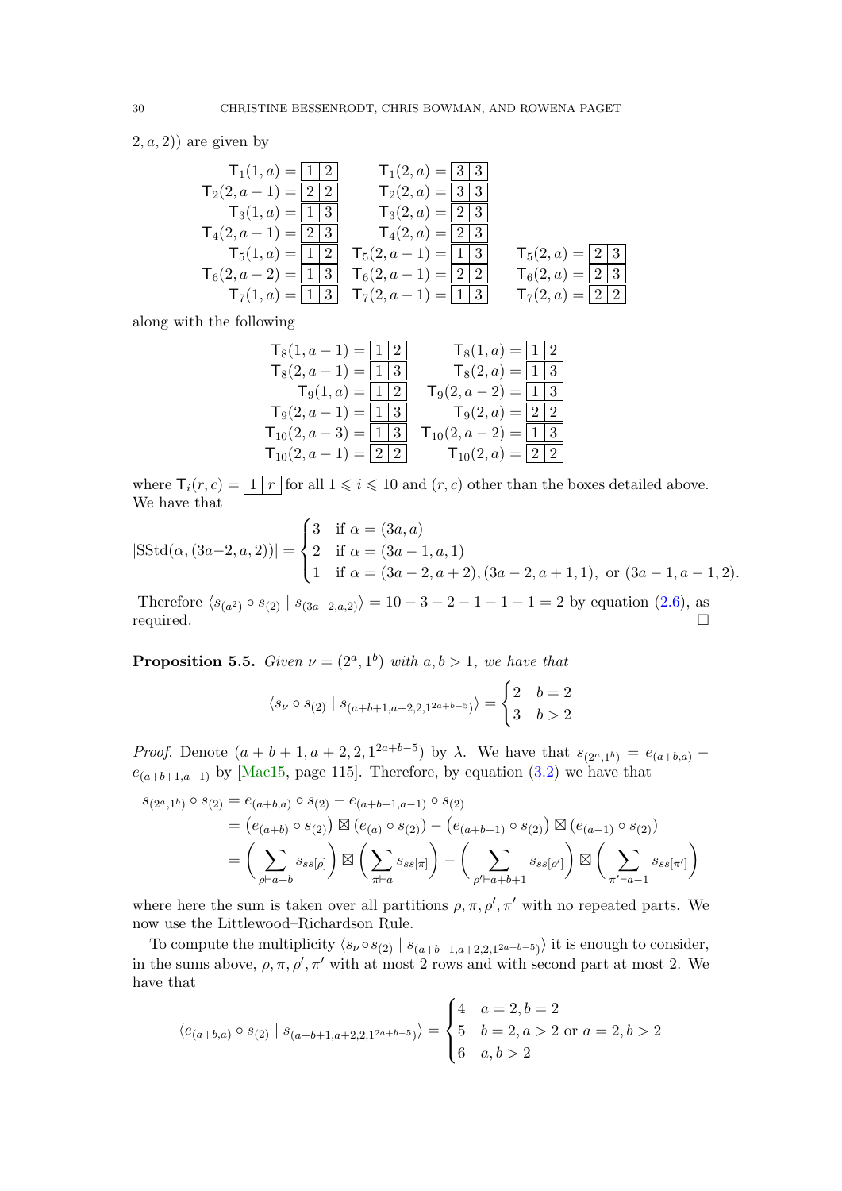$2, a, 2)$) are given by

$$
\begin{array}{lll}
\mathsf{T}_1(1,a) = \boxed{1}\boxed{2} & \mathsf{T}_1(2,a) = \boxed{3}\boxed{3} & \\
\mathsf{T}_2(2,a-1) = \boxed{2}\boxed{2} & \mathsf{T}_2(2,a) = \boxed{3}\boxed{3} & \\
\mathsf{T}_3(1,a) = \boxed{1}\boxed{3} & \mathsf{T}_3(2,a) = \boxed{2}\boxed{3} & \\
\mathsf{T}_4(2,a-1) = \boxed{2}\boxed{3} & \mathsf{T}_4(2,a) = \boxed{2}\boxed{3} & \\
\mathsf{T}_5(1,a) = \boxed{1}\boxed{2} & \mathsf{T}_5(2,a-1) = \boxed{1}\boxed{3} & \mathsf{T}_5(2,a) = \boxed{2}\boxed{3} \\
\mathsf{T}_6(2,a-2) = \boxed{1}\boxed{3} & \mathsf{T}_6(2,a-1) = \boxed{2}\boxed{2} & \mathsf{T}_6(2,a) = \boxed{2}\boxed{3} \\
\mathsf{T}_7(1,a) = \boxed{1}\boxed{3} & \mathsf{T}_7(2,a-1) = \boxed{1}\boxed{3} & \mathsf{T}_7(2,a) = \boxed{2}\boxed{2}
\end{array}
$$

along with the following

$$
\begin{array}{ll}
\mathsf{T}_8(1,a-1) = \boxed{1}\boxed{2} & \mathsf{T}_8(1,a) = \boxed{1}\boxed{2} \\
\mathsf{T}_8(2,a-1) = \boxed{1}\boxed{3} & \mathsf{T}_8(2,a) = \boxed{1}\boxed{3} \\
\mathsf{T}_9(1,a) = \boxed{1}\boxed{2} & \mathsf{T}_9(2,a-2) = \boxed{1}\boxed{3} \\
\mathsf{T}_9(2,a-1) = \boxed{1}\boxed{3} & \mathsf{T}_9(2,a) = \boxed{2}\boxed{2} \\
\mathsf{T}_{10}(2,a-3) = \boxed{1}\boxed{3} & \mathsf{T}_{10}(2,a-2) = \boxed{1}\boxed{3} \\
\mathsf{T}_{10}(2,a-1) = \boxed{2}\boxed{2} & \mathsf{T}_{10}(2,a) = \boxed{2}\boxed{2}
\end{array}
$$

where $\mathsf{T}_i(r,c) = \boxed{1}\boxed{r}$ for all $1 \leqslant i \leqslant 10$ and $(r,c)$ other than the boxes detailed above. We have that

$$
|\mathrm{SStd}(\alpha,(3a-2,a,2))| = \begin{cases} 3 & \text{if } \alpha = (3a,a) \\ 2 & \text{if } \alpha = (3a-1,a,1) \\ 1 & \text{if } \alpha = (3a-2,a+2), (3a-2,a+1,1), \text{ or } (3a-1,a-1,2). \end{cases}
$$

Therefore $\langle s_{(a^2)} \circ s_{(2)} \mid s_{(3a-2,a,2)} \rangle = 10 - 3 - 2 - 1 - 1 - 1 = 2$ by equation (2.6), as required. $\square$

**Proposition 5.5.** *Given $\nu = (2^a, 1^b)$ with $a, b > 1$, we have that*

$$
\langle s_\nu \circ s_{(2)} \mid s_{(a+b+1,a+2,2,1^{2a+b-5})} \rangle = \begin{cases} 2 & b = 2 \\ 3 & b > 2 \end{cases}
$$

*Proof.* Denote $(a+b+1, a+2, 2, 1^{2a+b-5})$ by $\lambda$. We have that $s_{(2^a,1^b)} = e_{(a+b,a)} - e_{(a+b+1,a-1)}$ by [Mac15, page 115]. Therefore, by equation (3.2) we have that

$$
\begin{aligned}
s_{(2^a,1^b)} \circ s_{(2)} &= e_{(a+b,a)} \circ s_{(2)} - e_{(a+b+1,a-1)} \circ s_{(2)} \\
&= \left(e_{(a+b)} \circ s_{(2)}\right) \boxtimes \left(e_{(a)} \circ s_{(2)}\right) - \left(e_{(a+b+1)} \circ s_{(2)}\right) \boxtimes \left(e_{(a-1)} \circ s_{(2)}\right) \\
&= \left(\sum_{\rho \vdash a+b} s_{ss[\rho]}\right) \boxtimes \left(\sum_{\pi \vdash a} s_{ss[\pi]}\right) - \left(\sum_{\rho' \vdash a+b+1} s_{ss[\rho']}\right) \boxtimes \left(\sum_{\pi' \vdash a-1} s_{ss[\pi']}\right)
\end{aligned}
$$

where here the sum is taken over all partitions $\rho, \pi, \rho', \pi'$ with no repeated parts. We now use the Littlewood–Richardson Rule.

To compute the multiplicity $\langle s_\nu \circ s_{(2)} \mid s_{(a+b+1,a+2,2,1^{2a+b-5})} \rangle$ it is enough to consider, in the sums above, $\rho, \pi, \rho', \pi'$ with at most 2 rows and with second part at most 2. We have that

$$
\langle e_{(a+b,a)} \circ s_{(2)} \mid s_{(a+b+1,a+2,2,1^{2a+b-5})} \rangle = \begin{cases} 4 & a = 2, b = 2 \\ 5 & b = 2, a > 2 \text{ or } a = 2, b > 2 \\ 6 & a, b > 2 \end{cases}
$$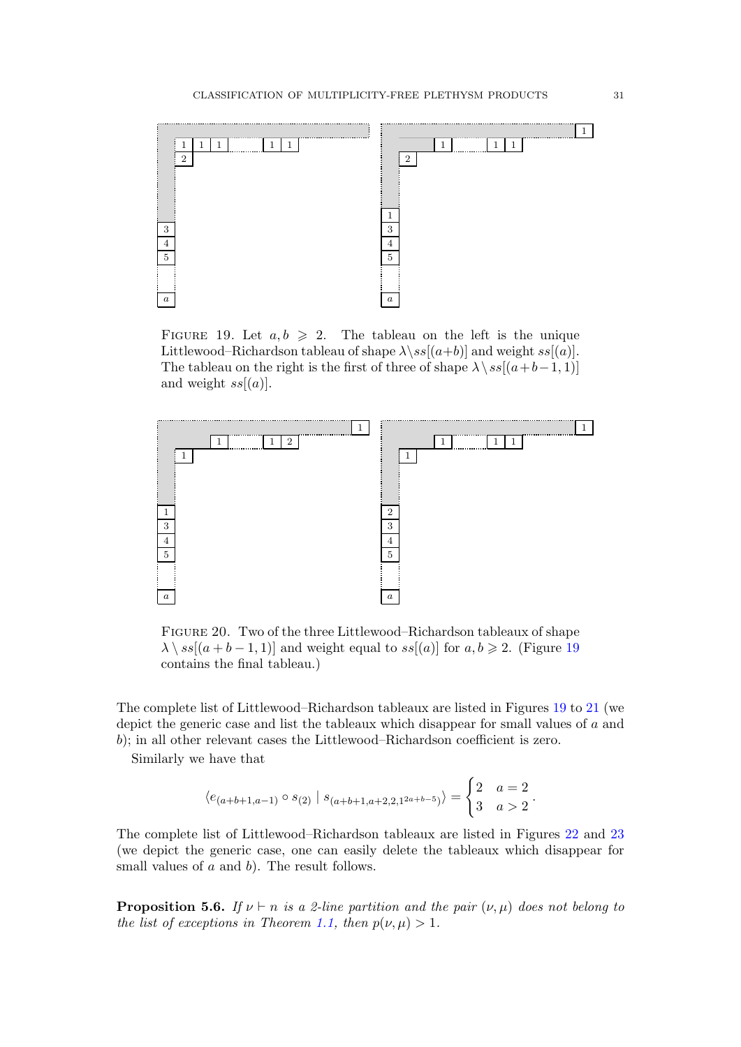FIGURE 19. Let $a, b \geqslant 2$. The tableau on the left is the unique Littlewood–Richardson tableau of shape $\lambda \backslash ss[(a+b)]$ and weight $ss[(a)]$. The tableau on the right is the first of three of shape $\lambda \setminus ss[(a+b-1,1)]$ and weight $ss[(a)]$.

FIGURE 20. Two of the three Littlewood–Richardson tableaux of shape $\lambda \setminus ss[(a+b-1,1)]$ and weight equal to $ss[(a)]$ for $a, b \geqslant 2$. (Figure 19 contains the final tableau.)

The complete list of Littlewood–Richardson tableaux are listed in Figures 19 to 21 (we depict the generic case and list the tableaux which disappear for small values of $a$ and $b$); in all other relevant cases the Littlewood–Richardson coefficient is zero.

Similarly we have that

$$\langle e_{(a+b+1,a-1)} \circ s_{(2)} \mid s_{(a+b+1,a+2,2,1^{2a+b-5})} \rangle = \begin{cases} 2 & a = 2 \\ 3 & a > 2 \end{cases}.$$

The complete list of Littlewood–Richardson tableaux are listed in Figures 22 and 23 (we depict the generic case, one can easily delete the tableaux which disappear for small values of $a$ and $b$). The result follows.

**Proposition 5.6.** *If $\nu \vdash n$ is a 2-line partition and the pair $(\nu, \mu)$ does not belong to the list of exceptions in Theorem 1.1, then $p(\nu, \mu) > 1$.*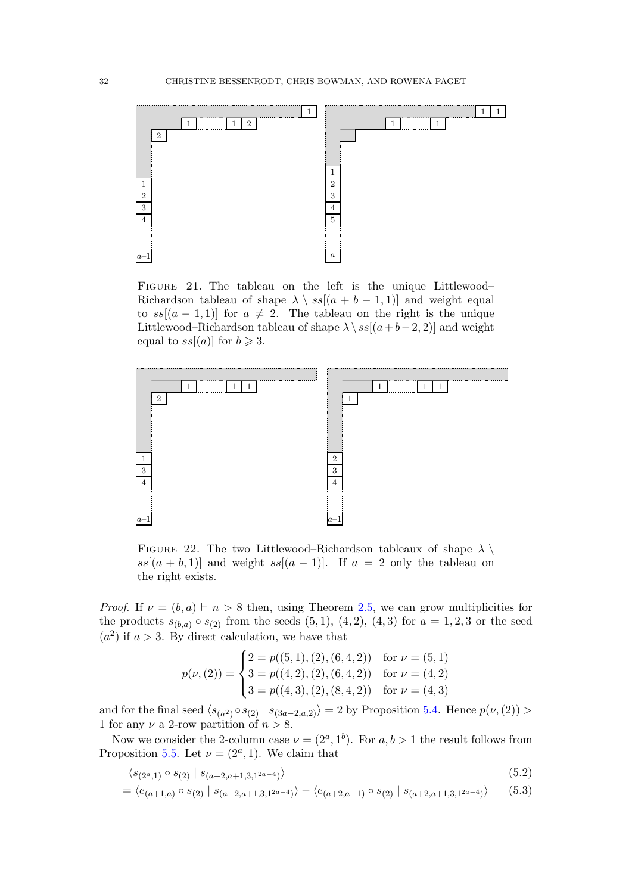FIGURE 21. The tableau on the left is the unique Littlewood–Richardson tableau of shape $\lambda \setminus ss[(a+b-1,1)]$ and weight equal to $ss[(a-1,1)]$ for $a \neq 2$. The tableau on the right is the unique Littlewood–Richardson tableau of shape $\lambda \setminus ss[(a+b-2,2)]$ and weight equal to $ss[(a)]$ for $b \geqslant 3$.

FIGURE 22. The two Littlewood–Richardson tableaux of shape $\lambda \setminus ss[(a+b,1)]$ and weight $ss[(a-1)]$. If $a = 2$ only the tableau on the right exists.

*Proof.* If $\nu = (b,a) \vdash n > 8$ then, using Theorem 2.5, we can grow multiplicities for the products $s_{(b,a)} \circ s_{(2)}$ from the seeds $(5,1)$, $(4,2)$, $(4,3)$ for $a = 1,2,3$ or the seed $(a^2)$ if $a > 3$. By direct calculation, we have that

$$p(\nu,(2)) = \begin{cases} 2 = p((5,1),(2),(6,4,2)) & \text{for } \nu = (5,1) \\ 3 = p((4,2),(2),(6,4,2)) & \text{for } \nu = (4,2) \\ 3 = p((4,3),(2),(8,4,2)) & \text{for } \nu = (4,3) \end{cases}$$

and for the final seed $\langle s_{(a^2)} \circ s_{(2)} \mid s_{(3a-2,a,2)} \rangle = 2$ by Proposition 5.4. Hence $p(\nu,(2)) > 1$ for any $\nu$ a 2-row partition of $n > 8$.

Now we consider the 2-column case $\nu = (2^a, 1^b)$. For $a, b > 1$ the result follows from Proposition 5.5. Let $\nu = (2^a, 1)$. We claim that

$$\langle s_{(2^a,1)} \circ s_{(2)} \mid s_{(a+2,a+1,3,1^{2a-4})} \rangle \tag{5.2}$$

$$= \langle e_{(a+1,a)} \circ s_{(2)} \mid s_{(a+2,a+1,3,1^{2a-4})} \rangle - \langle e_{(a+2,a-1)} \circ s_{(2)} \mid s_{(a+2,a+1,3,1^{2a-4})} \rangle \tag{5.3}$$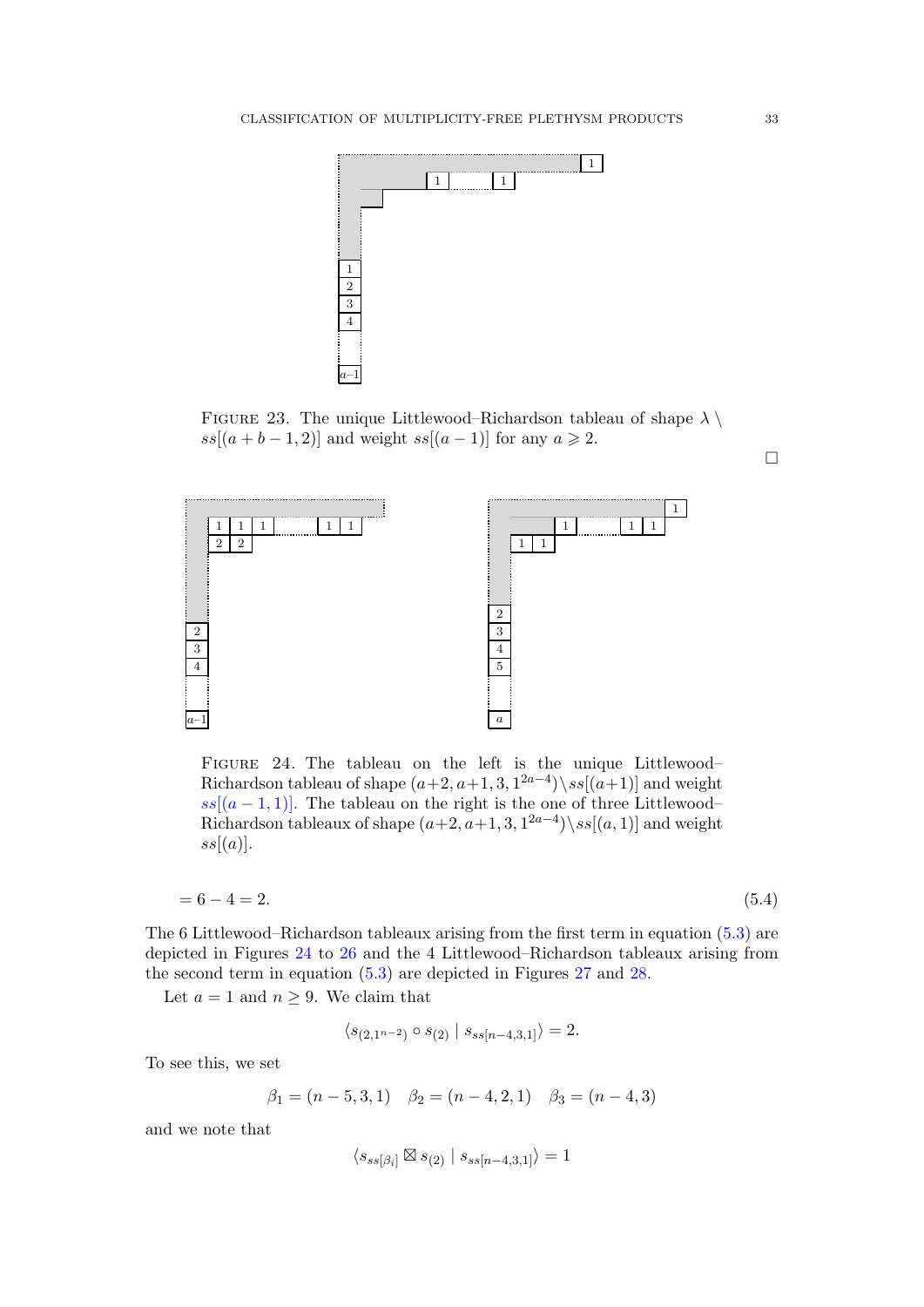FIGURE 23. The unique Littlewood–Richardson tableau of shape $\lambda \setminus ss[(a+b-1,2)]$ and weight $ss[(a-1)]$ for any $a \geqslant 2$.

$\square$

FIGURE 24. The tableau on the left is the unique Littlewood–Richardson tableau of shape $(a+2,a+1,3,1^{2a-4})\setminus ss[(a+1)]$ and weight $ss[(a-1,1)]$. The tableau on the right is the one of three Littlewood–Richardson tableaux of shape $(a+2,a+1,3,1^{2a-4})\setminus ss[(a,1)]$ and weight $ss[(a)]$.

$$= 6 - 4 = 2. \tag{5.4}$$

The 6 Littlewood–Richardson tableaux arising from the first term in equation (5.3) are depicted in Figures 24 to 26 and the 4 Littlewood–Richardson tableaux arising from the second term in equation (5.3) are depicted in Figures 27 and 28.

Let $a = 1$ and $n \geq 9$. We claim that

$$\langle s_{(2,1^{n-2})} \circ s_{(2)} \mid s_{ss[n-4,3,1]} \rangle = 2.$$

To see this, we set

$$\beta_1 = (n-5,3,1) \quad \beta_2 = (n-4,2,1) \quad \beta_3 = (n-4,3)$$

and we note that

$$\langle s_{ss[\beta_i]} \boxtimes s_{(2)} \mid s_{ss[n-4,3,1]} \rangle = 1$$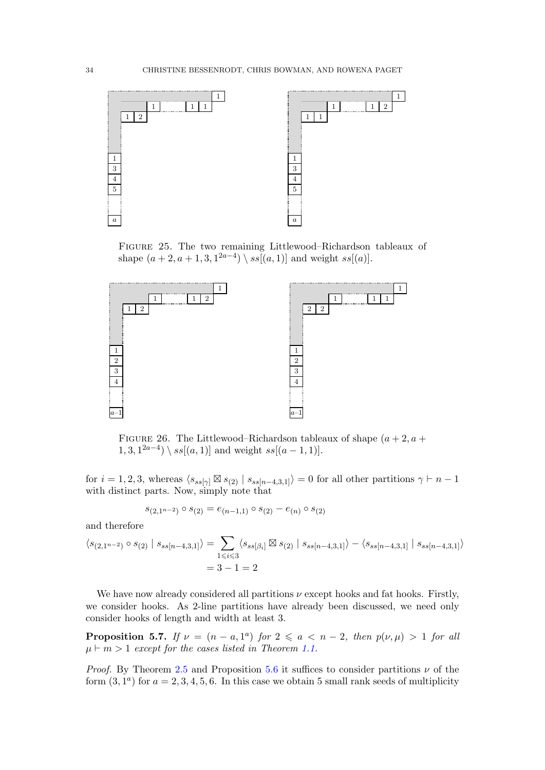FIGURE 25. The two remaining Littlewood–Richardson tableaux of shape $(a+2, a+1, 3, 1^{2a-4}) \setminus ss[(a,1)]$ and weight $ss[(a)]$.

FIGURE 26. The Littlewood–Richardson tableaux of shape $(a+2, a+1, 3, 1^{2a-4}) \setminus ss[(a,1)]$ and weight $ss[(a-1,1)]$.

for $i = 1, 2, 3$, whereas $\langle s_{ss[\gamma]} \boxtimes s_{(2)} \mid s_{ss[n-4,3,1]} \rangle = 0$ for all other partitions $\gamma \vdash n-1$ with distinct parts. Now, simply note that

$$s_{(2,1^{n-2})} \circ s_{(2)} = e_{(n-1,1)} \circ s_{(2)} - e_{(n)} \circ s_{(2)}$$

and therefore

$$\begin{aligned}
\langle s_{(2,1^{n-2})} \circ s_{(2)} \mid s_{ss[n-4,3,1]} \rangle &= \sum_{1 \leqslant i \leqslant 3} \langle s_{ss[\beta_i]} \boxtimes s_{(2)} \mid s_{ss[n-4,3,1]} \rangle - \langle s_{ss[n-4,3,1]} \mid s_{ss[n-4,3,1]} \rangle \\
&= 3 - 1 = 2
\end{aligned}$$

We have now already considered all partitions $\nu$ except hooks and fat hooks. Firstly, we consider hooks. As 2-line partitions have already been discussed, we need only consider hooks of length and width at least 3.

**Proposition 5.7.** *If $\nu = (n-a, 1^a)$ for $2 \leqslant a < n-2$, then $p(\nu, \mu) > 1$ for all $\mu \vdash m > 1$ except for the cases listed in Theorem 1.1.*

*Proof.* By Theorem 2.5 and Proposition 5.6 it suffices to consider partitions $\nu$ of the form $(3, 1^a)$ for $a = 2, 3, 4, 5, 6$. In this case we obtain 5 small rank seeds of multiplicity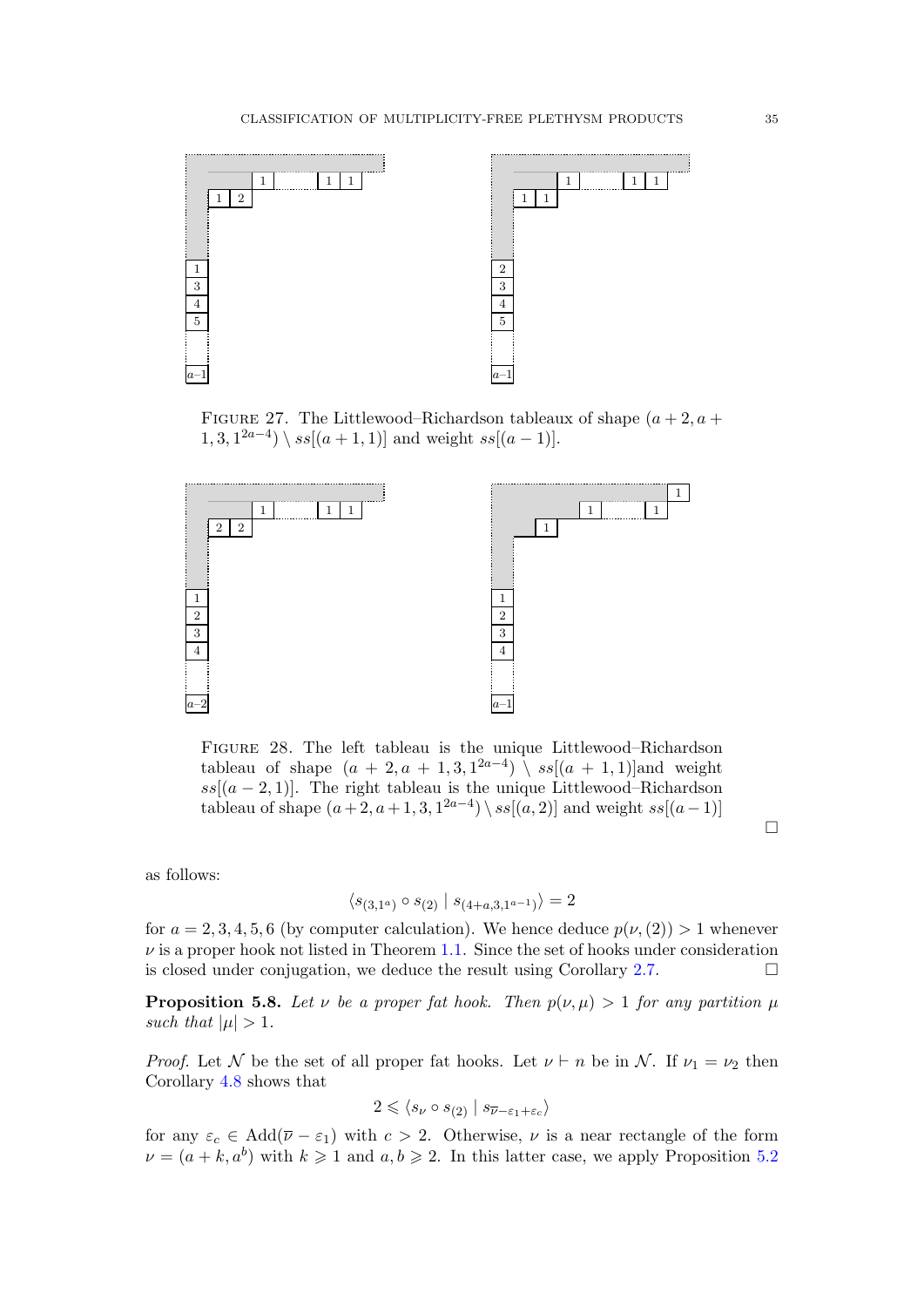Figure 27. The Littlewood–Richardson tableaux of shape $(a+2, a+1, 3, 1^{2a-4}) \setminus ss[(a+1,1)]$ and weight $ss[(a-1)]$.

Figure 28. The left tableau is the unique Littlewood–Richardson tableau of shape $(a+2, a+1, 3, 1^{2a-4}) \setminus ss[(a+1,1)]$and weight $ss[(a-2,1)]$. The right tableau is the unique Littlewood–Richardson tableau of shape $(a+2, a+1, 3, 1^{2a-4}) \setminus ss[(a,2)]$ and weight $ss[(a-1)]$

□

as follows:

$$\langle s_{(3,1^a)} \circ s_{(2)} \mid s_{(4+a,3,1^{a-1})} \rangle = 2$$

for $a = 2, 3, 4, 5, 6$ (by computer calculation). We hence deduce $p(\nu, (2)) > 1$ whenever $\nu$ is a proper hook not listed in Theorem 1.1. Since the set of hooks under consideration is closed under conjugation, we deduce the result using Corollary 2.7. □

**Proposition 5.8.** *Let $\nu$ be a proper fat hook. Then $p(\nu, \mu) > 1$ for any partition $\mu$ such that $|\mu| > 1$.*

*Proof.* Let $\mathcal{N}$ be the set of all proper fat hooks. Let $\nu \vdash n$ be in $\mathcal{N}$. If $\nu_1 = \nu_2$ then Corollary 4.8 shows that

$$2 \leqslant \langle s_\nu \circ s_{(2)} \mid s_{\overline{\nu} - \varepsilon_1 + \varepsilon_c} \rangle$$

for any $\varepsilon_c \in \text{Add}(\overline{\nu} - \varepsilon_1)$ with $c > 2$. Otherwise, $\nu$ is a near rectangle of the form $\nu = (a + k, a^b)$ with $k \geqslant 1$ and $a, b \geqslant 2$. In this latter case, we apply Proposition 5.2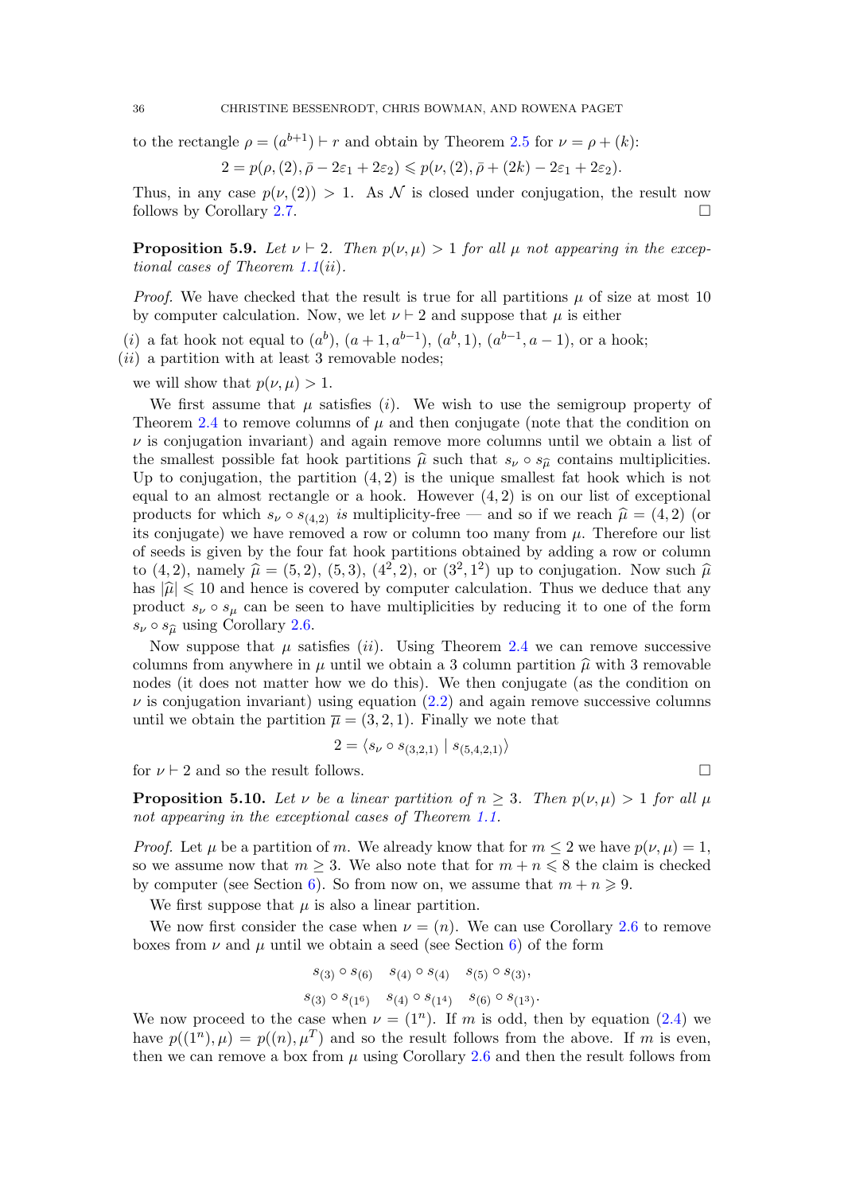to the rectangle $\rho = (a^{b+1}) \vdash r$ and obtain by Theorem 2.5 for $\nu = \rho + (k)$:

$$2 = p(\rho, (2), \bar{\rho} - 2\varepsilon_1 + 2\varepsilon_2) \leqslant p(\nu, (2), \bar{\rho} + (2k) - 2\varepsilon_1 + 2\varepsilon_2).$$

Thus, in any case $p(\nu, (2)) > 1$. As $\mathcal{N}$ is closed under conjugation, the result now follows by Corollary 2.7. □

**Proposition 5.9.** *Let $\nu \vdash 2$. Then $p(\nu, \mu) > 1$ for all $\mu$ not appearing in the exceptional cases of Theorem 1.1(ii).*

*Proof.* We have checked that the result is true for all partitions $\mu$ of size at most 10 by computer calculation. Now, we let $\nu \vdash 2$ and suppose that $\mu$ is either

(*i*) a fat hook not equal to $(a^b)$, $(a+1, a^{b-1})$, $(a^b, 1)$, $(a^{b-1}, a-1)$, or a hook;
(*ii*) a partition with at least 3 removable nodes;

we will show that $p(\nu, \mu) > 1$.

We first assume that $\mu$ satisfies (*i*). We wish to use the semigroup property of Theorem 2.4 to remove columns of $\mu$ and then conjugate (note that the condition on $\nu$ is conjugation invariant) and again remove more columns until we obtain a list of the smallest possible fat hook partitions $\widehat{\mu}$ such that $s_\nu \circ s_{\widehat{\mu}}$ contains multiplicities. Up to conjugation, the partition $(4, 2)$ is the unique smallest fat hook which is not equal to an almost rectangle or a hook. However $(4, 2)$ is on our list of exceptional products for which $s_\nu \circ s_{(4,2)}$ *is* multiplicity-free — and so if we reach $\widehat{\mu} = (4, 2)$ (or its conjugate) we have removed a row or column too many from $\mu$. Therefore our list of seeds is given by the four fat hook partitions obtained by adding a row or column to $(4, 2)$, namely $\widehat{\mu} = (5, 2)$, $(5, 3)$, $(4^2, 2)$, or $(3^2, 1^2)$ up to conjugation. Now such $\widehat{\mu}$ has $|\widehat{\mu}| \leqslant 10$ and hence is covered by computer calculation. Thus we deduce that any product $s_\nu \circ s_\mu$ can be seen to have multiplicities by reducing it to one of the form $s_\nu \circ s_{\widehat{\mu}}$ using Corollary 2.6.

Now suppose that $\mu$ satisfies (*ii*). Using Theorem 2.4 we can remove successive columns from anywhere in $\mu$ until we obtain a 3 column partition $\widehat{\mu}$ with 3 removable nodes (it does not matter how we do this). We then conjugate (as the condition on $\nu$ is conjugation invariant) using equation (2.2) and again remove successive columns until we obtain the partition $\overline{\mu} = (3, 2, 1)$. Finally we note that

$$2 = \langle s_\nu \circ s_{(3,2,1)} \mid s_{(5,4,2,1)} \rangle$$

for $\nu \vdash 2$ and so the result follows. □

**Proposition 5.10.** *Let $\nu$ be a linear partition of $n \geq 3$. Then $p(\nu, \mu) > 1$ for all $\mu$ not appearing in the exceptional cases of Theorem 1.1.*

*Proof.* Let $\mu$ be a partition of $m$. We already know that for $m \leq 2$ we have $p(\nu, \mu) = 1$, so we assume now that $m \geq 3$. We also note that for $m + n \leqslant 8$ the claim is checked by computer (see Section 6). So from now on, we assume that $m + n \geqslant 9$.

We first suppose that $\mu$ is also a linear partition.

We now first consider the case when $\nu = (n)$. We can use Corollary 2.6 to remove boxes from $\nu$ and $\mu$ until we obtain a seed (see Section 6) of the form

$$s_{(3)} \circ s_{(6)} \quad s_{(4)} \circ s_{(4)} \quad s_{(5)} \circ s_{(3)},$$
$$s_{(3)} \circ s_{(1^6)} \quad s_{(4)} \circ s_{(1^4)} \quad s_{(6)} \circ s_{(1^3)}.$$

We now proceed to the case when $\nu = (1^n)$. If $m$ is odd, then by equation (2.4) we have $p((1^n), \mu) = p((n), \mu^T)$ and so the result follows from the above. If $m$ is even, then we can remove a box from $\mu$ using Corollary 2.6 and then the result follows from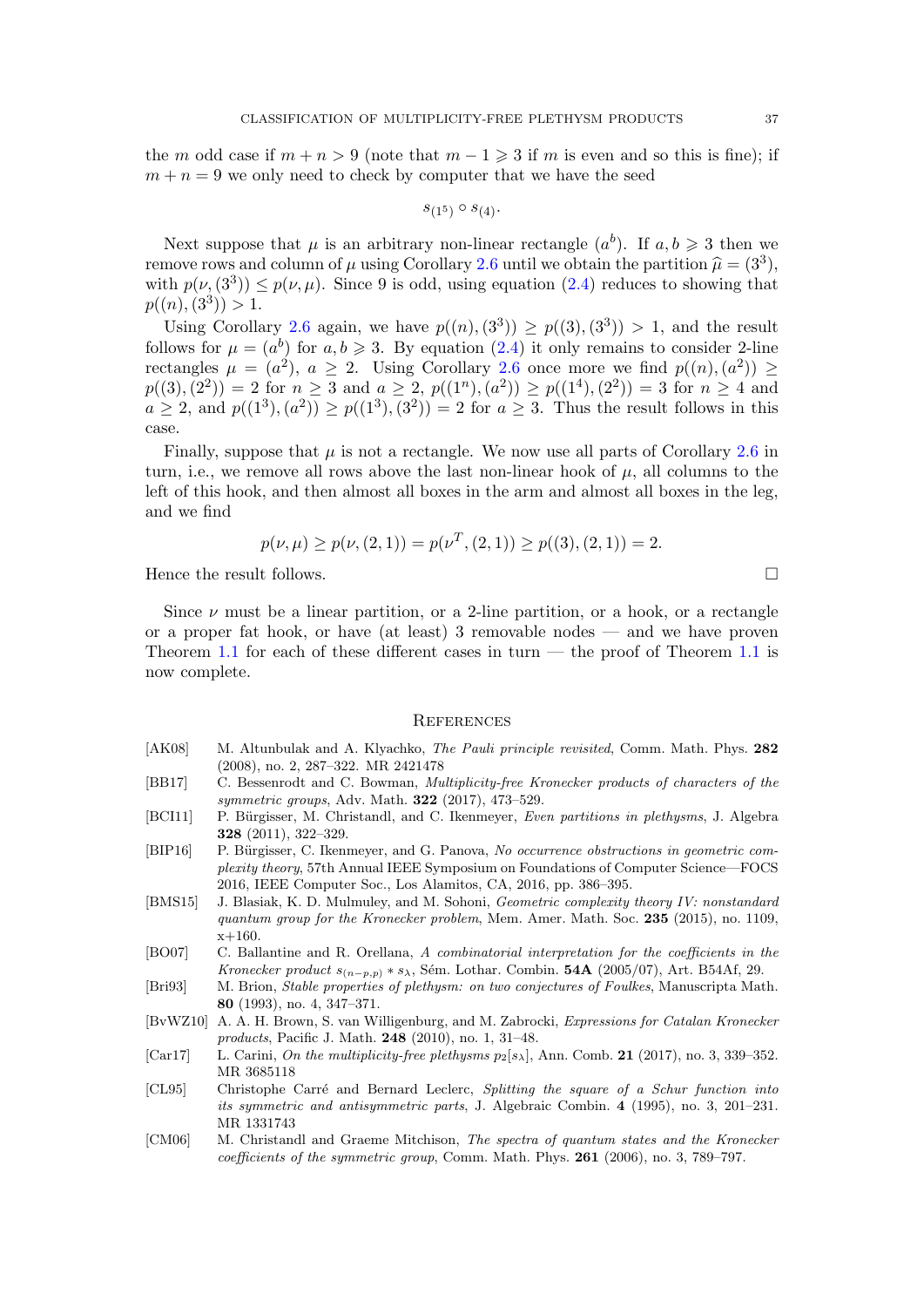the $m$ odd case if $m + n > 9$ (note that $m - 1 \geqslant 3$ if $m$ is even and so this is fine); if $m + n = 9$ we only need to check by computer that we have the seed

$$s_{(1^5)} \circ s_{(4)}.$$

Next suppose that $\mu$ is an arbitrary non-linear rectangle $(a^b)$. If $a, b \geqslant 3$ then we remove rows and column of $\mu$ using Corollary 2.6 until we obtain the partition $\widehat{\mu} = (3^3)$, with $p(\nu, (3^3)) \leq p(\nu, \mu)$. Since 9 is odd, using equation (2.4) reduces to showing that $p((n), (3^3)) > 1$.

Using Corollary 2.6 again, we have $p((n), (3^3)) \geq p((3), (3^3)) > 1$, and the result follows for $\mu = (a^b)$ for $a, b \geqslant 3$. By equation (2.4) it only remains to consider 2-line rectangles $\mu = (a^2)$, $a \geq 2$. Using Corollary 2.6 once more we find $p((n), (a^2)) \geq p((3), (2^2)) = 2$ for $n \geq 3$ and $a \geq 2$, $p((1^n), (a^2)) \geq p((1^4), (2^2)) = 3$ for $n \geq 4$ and $a \geq 2$, and $p((1^3), (a^2)) \geq p((1^3), (3^2)) = 2$ for $a \geq 3$. Thus the result follows in this case.

Finally, suppose that $\mu$ is not a rectangle. We now use all parts of Corollary 2.6 in turn, i.e., we remove all rows above the last non-linear hook of $\mu$, all columns to the left of this hook, and then almost all boxes in the arm and almost all boxes in the leg, and we find

$$p(\nu, \mu) \geq p(\nu, (2, 1)) = p(\nu^T, (2, 1)) \geq p((3), (2, 1)) = 2.$$

Hence the result follows. $\square$

Since $\nu$ must be a linear partition, or a 2-line partition, or a hook, or a rectangle or a proper fat hook, or have (at least) 3 removable nodes — and we have proven Theorem 1.1 for each of these different cases in turn — the proof of Theorem 1.1 is now complete.

## References

- [AK08] M. Altunbulak and A. Klyachko, *The Pauli principle revisited*, Comm. Math. Phys. **282** (2008), no. 2, 287–322. MR 2421478
- [BB17] C. Bessenrodt and C. Bowman, *Multiplicity-free Kronecker products of characters of the symmetric groups*, Adv. Math. **322** (2017), 473–529.
- [BCI11] P. Bürgisser, M. Christandl, and C. Ikenmeyer, *Even partitions in plethysms*, J. Algebra **328** (2011), 322–329.
- [BIP16] P. Bürgisser, C. Ikenmeyer, and G. Panova, *No occurrence obstructions in geometric complexity theory*, 57th Annual IEEE Symposium on Foundations of Computer Science—FOCS 2016, IEEE Computer Soc., Los Alamitos, CA, 2016, pp. 386–395.
- [BMS15] J. Blasiak, K. D. Mulmuley, and M. Sohoni, *Geometric complexity theory IV: nonstandard quantum group for the Kronecker problem*, Mem. Amer. Math. Soc. **235** (2015), no. 1109, x+160.
- [BO07] C. Ballantine and R. Orellana, *A combinatorial interpretation for the coefficients in the Kronecker product $s_{(n-p,p)} * s_\lambda$*, Sém. Lothar. Combin. **54A** (2005/07), Art. B54Af, 29.
- [Bri93] M. Brion, *Stable properties of plethysm: on two conjectures of Foulkes*, Manuscripta Math. **80** (1993), no. 4, 347–371.
- [BvWZ10] A. A. H. Brown, S. van Willigenburg, and M. Zabrocki, *Expressions for Catalan Kronecker products*, Pacific J. Math. **248** (2010), no. 1, 31–48.
- [Car17] L. Carini, *On the multiplicity-free plethysms $p_2[s_\lambda]$*, Ann. Comb. **21** (2017), no. 3, 339–352. MR 3685118
- [CL95] Christophe Carré and Bernard Leclerc, *Splitting the square of a Schur function into its symmetric and antisymmetric parts*, J. Algebraic Combin. **4** (1995), no. 3, 201–231. MR 1331743
- [CM06] M. Christandl and Graeme Mitchison, *The spectra of quantum states and the Kronecker coefficients of the symmetric group*, Comm. Math. Phys. **261** (2006), no. 3, 789–797.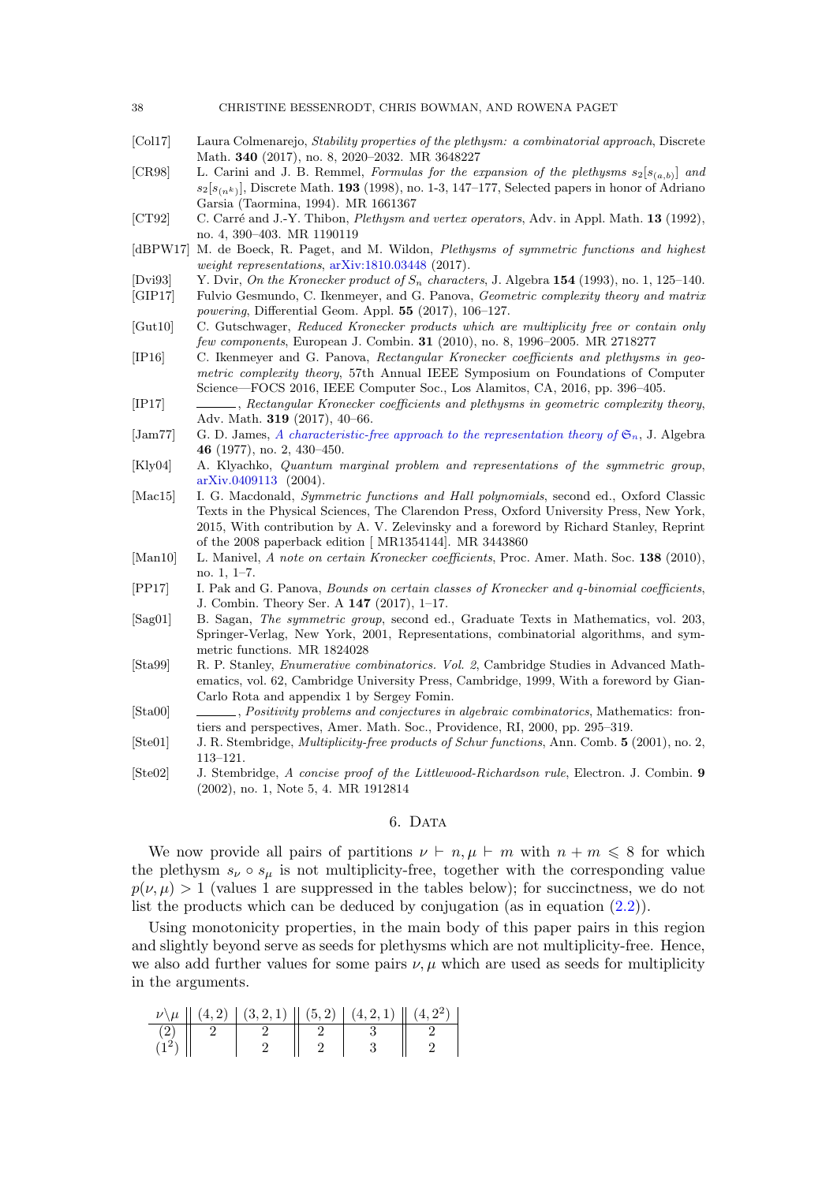[Col17] Laura Colmenarejo, *Stability properties of the plethysm: a combinatorial approach*, Discrete Math. **340** (2017), no. 8, 2020–2032. MR 3648227

[CR98] L. Carini and J. B. Remmel, *Formulas for the expansion of the plethysms $s_2[s_{(a,b)}]$ and $s_2[s_{(n^k)}]$*, Discrete Math. **193** (1998), no. 1-3, 147–177, Selected papers in honor of Adriano Garsia (Taormina, 1994). MR 1661367

[CT92] C. Carré and J.-Y. Thibon, *Plethysm and vertex operators*, Adv. in Appl. Math. **13** (1992), no. 4, 390–403. MR 1190119

[dBPW17] M. de Boeck, R. Paget, and M. Wildon, *Plethysms of symmetric functions and highest weight representations*, arXiv:1810.03448 (2017).

[Dvi93] Y. Dvir, *On the Kronecker product of $S_n$ characters*, J. Algebra **154** (1993), no. 1, 125–140.

[GIP17] Fulvio Gesmundo, C. Ikenmeyer, and G. Panova, *Geometric complexity theory and matrix powering*, Differential Geom. Appl. **55** (2017), 106–127.

[Gut10] C. Gutschwager, *Reduced Kronecker products which are multiplicity free or contain only few components*, European J. Combin. **31** (2010), no. 8, 1996–2005. MR 2718277

[IP16] C. Ikenmeyer and G. Panova, *Rectangular Kronecker coefficients and plethysms in geometric complexity theory*, 57th Annual IEEE Symposium on Foundations of Computer Science—FOCS 2016, IEEE Computer Soc., Los Alamitos, CA, 2016, pp. 396–405.

[IP17] ______, *Rectangular Kronecker coefficients and plethysms in geometric complexity theory*, Adv. Math. **319** (2017), 40–66.

[Jam77] G. D. James, *A characteristic-free approach to the representation theory of $\mathfrak{S}_n$*, J. Algebra **46** (1977), no. 2, 430–450.

[Kly04] A. Klyachko, *Quantum marginal problem and representations of the symmetric group*, arXiv.0409113 (2004).

[Mac15] I. G. Macdonald, *Symmetric functions and Hall polynomials*, second ed., Oxford Classic Texts in the Physical Sciences, The Clarendon Press, Oxford University Press, New York, 2015, With contribution by A. V. Zelevinsky and a foreword by Richard Stanley, Reprint of the 2008 paperback edition [ MR1354144]. MR 3443860

[Man10] L. Manivel, *A note on certain Kronecker coefficients*, Proc. Amer. Math. Soc. **138** (2010), no. 1, 1–7.

[PP17] I. Pak and G. Panova, *Bounds on certain classes of Kronecker and q-binomial coefficients*, J. Combin. Theory Ser. A **147** (2017), 1–17.

[Sag01] B. Sagan, *The symmetric group*, second ed., Graduate Texts in Mathematics, vol. 203, Springer-Verlag, New York, 2001, Representations, combinatorial algorithms, and symmetric functions. MR 1824028

[Sta99] R. P. Stanley, *Enumerative combinatorics. Vol. 2*, Cambridge Studies in Advanced Mathematics, vol. 62, Cambridge University Press, Cambridge, 1999, With a foreword by Gian-Carlo Rota and appendix 1 by Sergey Fomin.

[Sta00] ______, *Positivity problems and conjectures in algebraic combinatorics*, Mathematics: frontiers and perspectives, Amer. Math. Soc., Providence, RI, 2000, pp. 295–319.

[Ste01] J. R. Stembridge, *Multiplicity-free products of Schur functions*, Ann. Comb. **5** (2001), no. 2, 113–121.

[Ste02] J. Stembridge, *A concise proof of the Littlewood-Richardson rule*, Electron. J. Combin. **9** (2002), no. 1, Note 5, 4. MR 1912814

## 6. Data

We now provide all pairs of partitions $\nu \vdash n, \mu \vdash m$ with $n + m \leqslant 8$ for which the plethysm $s_\nu \circ s_\mu$ is not multiplicity-free, together with the corresponding value $p(\nu, \mu) > 1$ (values 1 are suppressed in the tables below); for succinctness, we do not list the products which can be deduced by conjugation (as in equation (2.2)).

Using monotonicity properties, in the main body of this paper pairs in this region and slightly beyond serve as seeds for plethysms which are not multiplicity-free. Hence, we also add further values for some pairs $\nu, \mu$ which are used as seeds for multiplicity in the arguments.

| $\nu \backslash \mu$ | $(4,2)$ | $(3,2,1)$ | $(5,2)$ | $(4,2,1)$ | $(4,2^2)$ |
|---|---|---|---|---|---|
| $(2)$ | 2 | 2 | 2 | 3 | 2 |
| $(1^2)$ | | 2 | 2 | 3 | 2 |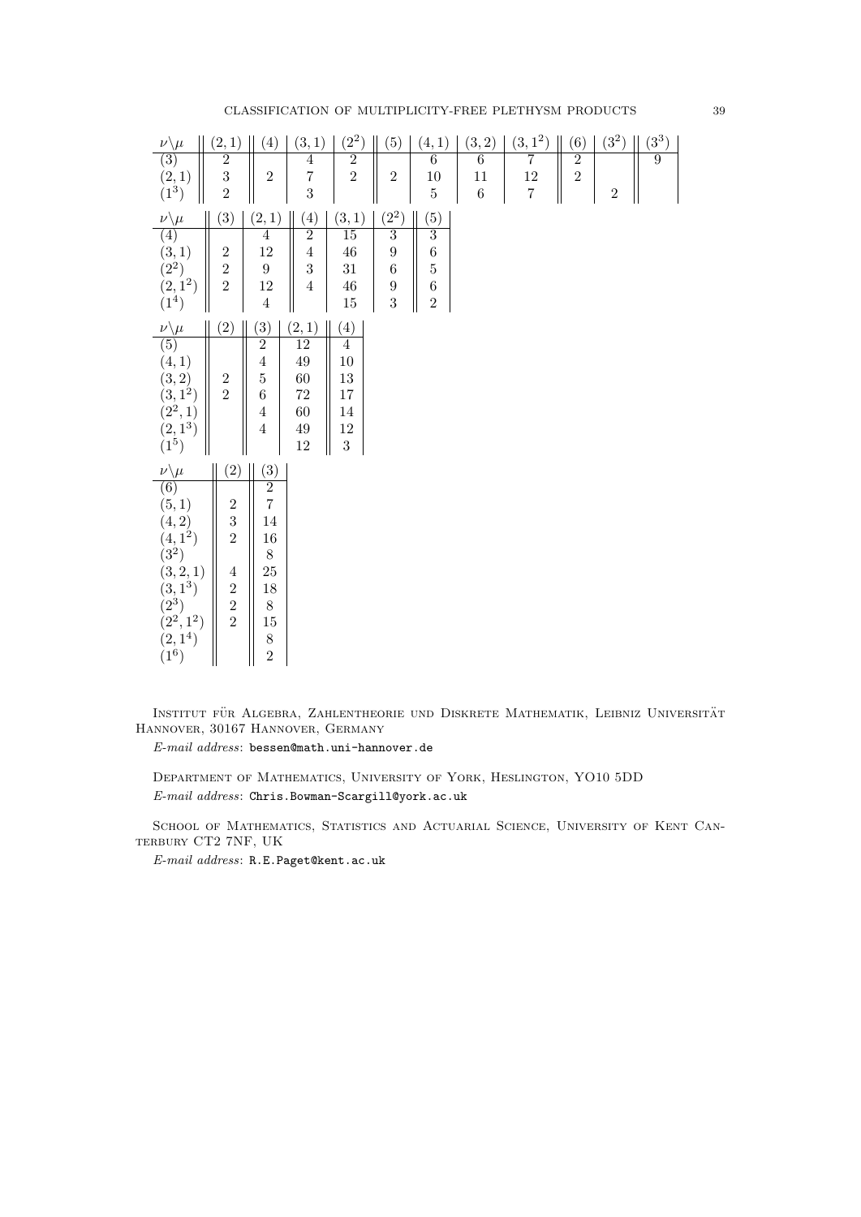| $\nu\backslash\mu$ | $(2,1)$ | $(4)$ | $(3,1)$ | $(2^2)$ | $(5)$ | $(4,1)$ | $(3,2)$ | $(3,1^2)$ | $(6)$ | $(3^2)$ | $(3^3)$ |
|---|---|---|---|---|---|---|---|---|---|---|---|
| $(3)$ | 2 | | 4 | 2 | | 6 | 6 | 7 | 2 | | 9 |
| $(2,1)$ | 3 | 2 | 7 | 2 | 2 | 10 | 11 | 12 | 2 | | |
| $(1^3)$ | 2 | | 3 | | | 5 | 6 | 7 | | 2 | |

| $\nu\backslash\mu$ | $(3)$ | $(2,1)$ | $(4)$ | $(3,1)$ | $(2^2)$ | $(5)$ |
|---|---|---|---|---|---|---|
| $(4)$ | | 4 | 2 | 15 | 3 | 3 |
| $(3,1)$ | 2 | 12 | 4 | 46 | 9 | 6 |
| $(2^2)$ | 2 | 9 | 3 | 31 | 6 | 5 |
| $(2,1^2)$ | 2 | 12 | 4 | 46 | 9 | 6 |
| $(1^4)$ | | 4 | | 15 | 3 | 2 |

| $\nu\backslash\mu$ | $(2)$ | $(3)$ | $(2,1)$ | $(4)$ |
|---|---|---|---|---|
| $(5)$ | | 2 | 12 | 4 |
| $(4,1)$ | | 4 | 49 | 10 |
| $(3,2)$ | 2 | 5 | 60 | 13 |
| $(3,1^2)$ | 2 | 6 | 72 | 17 |
| $(2^2,1)$ | | 4 | 60 | 14 |
| $(2,1^3)$ | | 4 | 49 | 12 |
| $(1^5)$ | | | 12 | 3 |

| $\nu\backslash\mu$ | $(2)$ | $(3)$ |
|---|---|---|
| $(6)$ | | 2 |
| $(5,1)$ | 2 | 7 |
| $(4,2)$ | 3 | 14 |
| $(4,1^2)$ | 2 | 16 |
| $(3^2)$ | | 8 |
| $(3,2,1)$ | 4 | 25 |
| $(3,1^3)$ | 2 | 18 |
| $(2^3)$ | 2 | 8 |
| $(2^2,1^2)$ | 2 | 15 |
| $(2,1^4)$ | | 8 |
| $(1^6)$ | | 2 |

Institut für Algebra, Zahlentheorie und Diskrete Mathematik, Leibniz Universität Hannover, 30167 Hannover, Germany

*E-mail address*: bessen@math.uni-hannover.de

Department of Mathematics, University of York, Heslington, YO10 5DD

*E-mail address*: Chris.Bowman-Scargill@york.ac.uk

School of Mathematics, Statistics and Actuarial Science, University of Kent Canterbury CT2 7NF, UK

*E-mail address*: R.E.Paget@kent.ac.uk